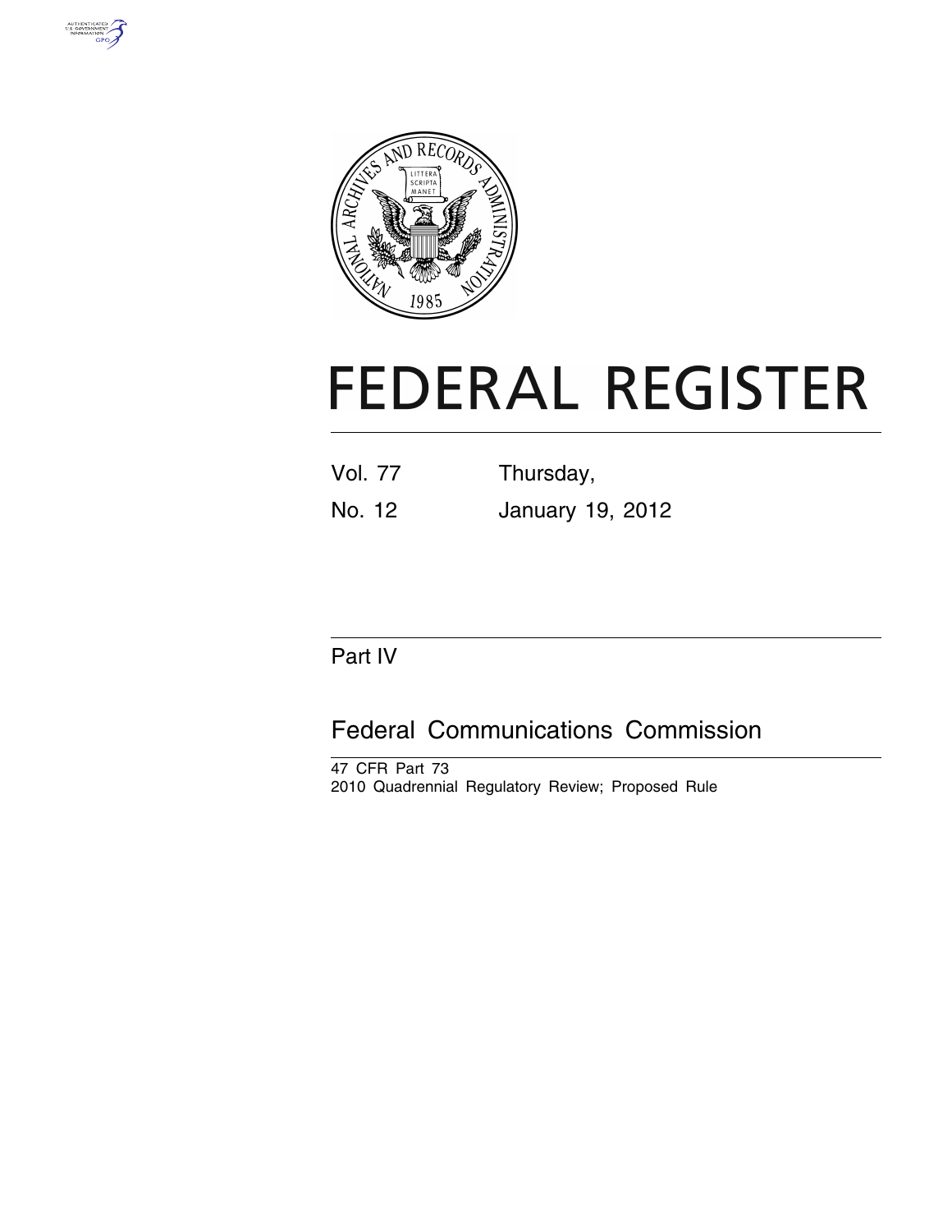# FEDERAL REGISTER

| Vol. 77 | Thursday, |
|---|---|
| No. 12 | January 19, 2012 |

## Part IV

## Federal Communications Commission

47 CFR Part 73

2010 Quadrennial Regulatory Review; Proposed Rule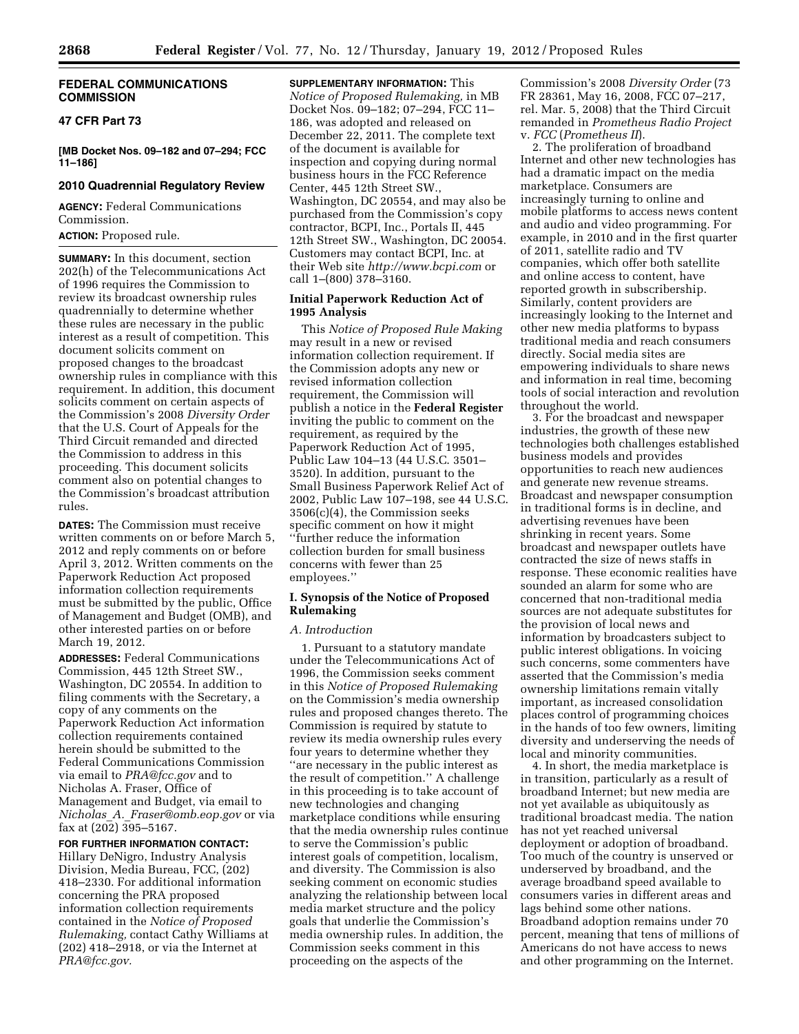## FEDERAL COMMUNICATIONS COMMISSION

## 47 CFR Part 73

**[MB Docket Nos. 09–182 and 07–294; FCC 11–186]**

### 2010 Quadrennial Regulatory Review

**AGENCY:** Federal Communications Commission.

**ACTION:** Proposed rule.

**SUMMARY:** In this document, section 202(h) of the Telecommunications Act of 1996 requires the Commission to review its broadcast ownership rules quadrennially to determine whether these rules are necessary in the public interest as a result of competition. This document solicits comment on proposed changes to the broadcast ownership rules in compliance with this requirement. In addition, this document solicits comment on certain aspects of the Commission's 2008 *Diversity Order* that the U.S. Court of Appeals for the Third Circuit remanded and directed the Commission to address in this proceeding. This document solicits comment also on potential changes to the Commission's broadcast attribution rules.

**DATES:** The Commission must receive written comments on or before March 5, 2012 and reply comments on or before April 3, 2012. Written comments on the Paperwork Reduction Act proposed information collection requirements must be submitted by the public, Office of Management and Budget (OMB), and other interested parties on or before March 19, 2012.

**ADDRESSES:** Federal Communications Commission, 445 12th Street SW., Washington, DC 20554. In addition to filing comments with the Secretary, a copy of any comments on the Paperwork Reduction Act information collection requirements contained herein should be submitted to the Federal Communications Commission via email to *PRA@fcc.gov* and to Nicholas A. Fraser, Office of Management and Budget, via email to *Nicholas_A._Fraser@omb.eop.gov* or via fax at (202) 395–5167.

**FOR FURTHER INFORMATION CONTACT:** Hillary DeNigro, Industry Analysis Division, Media Bureau, FCC, (202) 418–2330. For additional information concerning the PRA proposed information collection requirements contained in the *Notice of Proposed Rulemaking,* contact Cathy Williams at (202) 418–2918, or via the Internet at *PRA@fcc.gov.*

**SUPPLEMENTARY INFORMATION:** This *Notice of Proposed Rulemaking,* in MB Docket Nos. 09–182; 07–294, FCC 11–186, was adopted and released on December 22, 2011. The complete text of the document is available for inspection and copying during normal business hours in the FCC Reference Center, 445 12th Street SW., Washington, DC 20554, and may also be purchased from the Commission's copy contractor, BCPI, Inc., Portals II, 445 12th Street SW., Washington, DC 20054. Customers may contact BCPI, Inc. at their Web site *http://www.bcpi.com* or call 1–(800) 378–3160.

### Initial Paperwork Reduction Act of 1995 Analysis

This *Notice of Proposed Rule Making* may result in a new or revised information collection requirement. If the Commission adopts any new or revised information collection requirement, the Commission will publish a notice in the **Federal Register** inviting the public to comment on the requirement, as required by the Paperwork Reduction Act of 1995, Public Law 104–13 (44 U.S.C. 3501–3520). In addition, pursuant to the Small Business Paperwork Relief Act of 2002, Public Law 107–198, see 44 U.S.C. 3506(c)(4), the Commission seeks specific comment on how it might "further reduce the information collection burden for small business concerns with fewer than 25 employees."

### I. Synopsis of the Notice of Proposed Rulemaking

#### *A. Introduction*

1. Pursuant to a statutory mandate under the Telecommunications Act of 1996, the Commission seeks comment in this *Notice of Proposed Rulemaking* on the Commission's media ownership rules and proposed changes thereto. The Commission is required by statute to review its media ownership rules every four years to determine whether they "are necessary in the public interest as the result of competition." A challenge in this proceeding is to take account of new technologies and changing marketplace conditions while ensuring that the media ownership rules continue to serve the Commission's public interest goals of competition, localism, and diversity. The Commission is also seeking comment on economic studies analyzing the relationship between local media market structure and the policy goals that underlie the Commission's media ownership rules. In addition, the Commission seeks comment in this proceeding on the aspects of the Commission's 2008 *Diversity Order* (73 FR 28361, May 16, 2008, FCC 07–217, rel. Mar. 5, 2008) that the Third Circuit remanded in *Prometheus Radio Project* v. *FCC* (*Prometheus II*).

2. The proliferation of broadband Internet and other new technologies has had a dramatic impact on the media marketplace. Consumers are increasingly turning to online and mobile platforms to access news content and audio and video programming. For example, in 2010 and in the first quarter of 2011, satellite radio and TV companies, which offer both satellite and online access to content, have reported growth in subscribership. Similarly, content providers are increasingly looking to the Internet and other new media platforms to bypass traditional media and reach consumers directly. Social media sites are empowering individuals to share news and information in real time, becoming tools of social interaction and revolution throughout the world.

3. For the broadcast and newspaper industries, the growth of these new technologies both challenges established business models and provides opportunities to reach new audiences and generate new revenue streams. Broadcast and newspaper consumption in traditional forms is in decline, and advertising revenues have been shrinking in recent years. Some broadcast and newspaper outlets have contracted the size of news staffs in response. These economic realities have sounded an alarm for some who are concerned that non-traditional media sources are not adequate substitutes for the provision of local news and information by broadcasters subject to public interest obligations. In voicing such concerns, some commenters have asserted that the Commission's media ownership limitations remain vitally important, as increased consolidation places control of programming choices in the hands of too few owners, limiting diversity and underserving the needs of local and minority communities.

4. In short, the media marketplace is in transition, particularly as a result of broadband Internet; but new media are not yet available as ubiquitously as traditional broadcast media. The nation has not yet reached universal deployment or adoption of broadband. Too much of the country is unserved or underserved by broadband, and the average broadband speed available to consumers varies in different areas and lags behind some other nations. Broadband adoption remains under 70 percent, meaning that tens of millions of Americans do not have access to news and other programming on the Internet.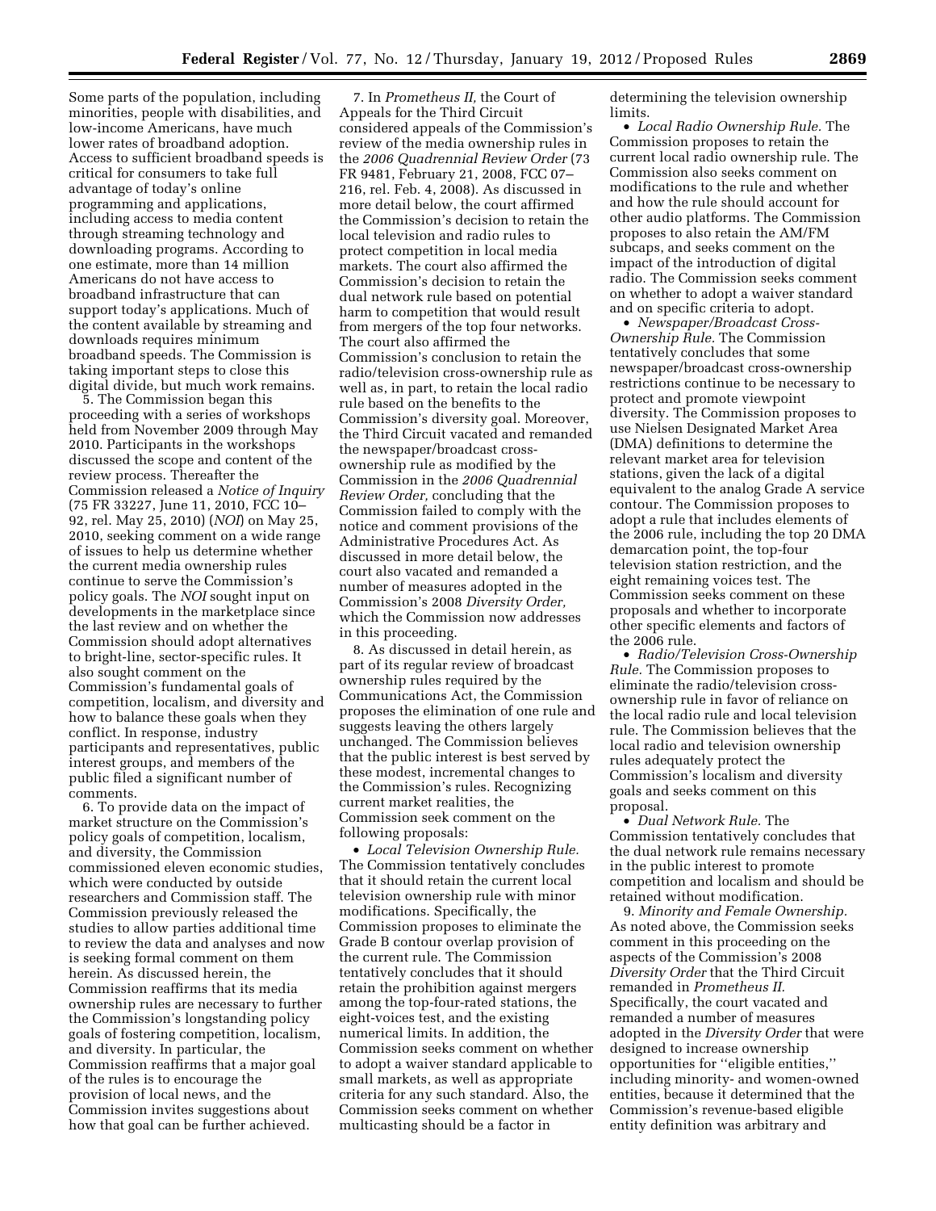Some parts of the population, including minorities, people with disabilities, and low-income Americans, have much lower rates of broadband adoption. Access to sufficient broadband speeds is critical for consumers to take full advantage of today's online programming and applications, including access to media content through streaming technology and downloading programs. According to one estimate, more than 14 million Americans do not have access to broadband infrastructure that can support today's applications. Much of the content available by streaming and downloads requires minimum broadband speeds. The Commission is taking important steps to close this digital divide, but much work remains.

5. The Commission began this proceeding with a series of workshops held from November 2009 through May 2010. Participants in the workshops discussed the scope and content of the review process. Thereafter the Commission released a *Notice of Inquiry* (75 FR 33227, June 11, 2010, FCC 10–92, rel. May 25, 2010) (*NOI*) on May 25, 2010, seeking comment on a wide range of issues to help us determine whether the current media ownership rules continue to serve the Commission's policy goals. The *NOI* sought input on developments in the marketplace since the last review and on whether the Commission should adopt alternatives to bright-line, sector-specific rules. It also sought comment on the Commission's fundamental goals of competition, localism, and diversity and how to balance these goals when they conflict. In response, industry participants and representatives, public interest groups, and members of the public filed a significant number of comments.

6. To provide data on the impact of market structure on the Commission's policy goals of competition, localism, and diversity, the Commission commissioned eleven economic studies, which were conducted by outside researchers and Commission staff. The Commission previously released the studies to allow parties additional time to review the data and analyses and now is seeking formal comment on them herein. As discussed herein, the Commission reaffirms that its media ownership rules are necessary to further the Commission's longstanding policy goals of fostering competition, localism, and diversity. In particular, the Commission reaffirms that a major goal of the rules is to encourage the provision of local news, and the Commission invites suggestions about how that goal can be further achieved.

7. In *Prometheus II,* the Court of Appeals for the Third Circuit considered appeals of the Commission's review of the media ownership rules in the *2006 Quadrennial Review Order* (73 FR 9481, February 21, 2008, FCC 07–216, rel. Feb. 4, 2008). As discussed in more detail below, the court affirmed the Commission's decision to retain the local television and radio rules to protect competition in local media markets. The court also affirmed the Commission's decision to retain the dual network rule based on potential harm to competition that would result from mergers of the top four networks. The court also affirmed the Commission's conclusion to retain the radio/television cross-ownership rule as well as, in part, to retain the local radio rule based on the benefits to the Commission's diversity goal. Moreover, the Third Circuit vacated and remanded the newspaper/broadcast cross-ownership rule as modified by the Commission in the *2006 Quadrennial Review Order,* concluding that the Commission failed to comply with the notice and comment provisions of the Administrative Procedures Act. As discussed in more detail below, the court also vacated and remanded a number of measures adopted in the Commission's 2008 *Diversity Order,* which the Commission now addresses in this proceeding.

8. As discussed in detail herein, as part of its regular review of broadcast ownership rules required by the Communications Act, the Commission proposes the elimination of one rule and suggests leaving the others largely unchanged. The Commission believes that the public interest is best served by these modest, incremental changes to the Commission's rules. Recognizing current market realities, the Commission seek comment on the following proposals:

- *Local Television Ownership Rule.* The Commission tentatively concludes that it should retain the current local television ownership rule with minor modifications. Specifically, the Commission proposes to eliminate the Grade B contour overlap provision of the current rule. The Commission tentatively concludes that it should retain the prohibition against mergers among the top-four-rated stations, the eight-voices test, and the existing numerical limits. In addition, the Commission seeks comment on whether to adopt a waiver standard applicable to small markets, as well as appropriate criteria for any such standard. Also, the Commission seeks comment on whether multicasting should be a factor in determining the television ownership limits.
- *Local Radio Ownership Rule.* The Commission proposes to retain the current local radio ownership rule. The Commission also seeks comment on modifications to the rule and whether and how the rule should account for other audio platforms. The Commission proposes to also retain the AM/FM subcaps, and seeks comment on the impact of the introduction of digital radio. The Commission seeks comment on whether to adopt a waiver standard and on specific criteria to adopt.
- *Newspaper/Broadcast Cross-Ownership Rule.* The Commission tentatively concludes that some newspaper/broadcast cross-ownership restrictions continue to be necessary to protect and promote viewpoint diversity. The Commission proposes to use Nielsen Designated Market Area (DMA) definitions to determine the relevant market area for television stations, given the lack of a digital equivalent to the analog Grade A service contour. The Commission proposes to adopt a rule that includes elements of the 2006 rule, including the top 20 DMA demarcation point, the top-four television station restriction, and the eight remaining voices test. The Commission seeks comment on these proposals and whether to incorporate other specific elements and factors of the 2006 rule.
- *Radio/Television Cross-Ownership Rule.* The Commission proposes to eliminate the radio/television cross-ownership rule in favor of reliance on the local radio rule and local television rule. The Commission believes that the local radio and television ownership rules adequately protect the Commission's localism and diversity goals and seeks comment on this proposal.
- *Dual Network Rule.* The Commission tentatively concludes that the dual network rule remains necessary in the public interest to promote competition and localism and should be retained without modification.

9. *Minority and Female Ownership.* As noted above, the Commission seeks comment in this proceeding on the aspects of the Commission's 2008 *Diversity Order* that the Third Circuit remanded in *Prometheus II.* Specifically, the court vacated and remanded a number of measures adopted in the *Diversity Order* that were designed to increase ownership opportunities for "eligible entities," including minority- and women-owned entities, because it determined that the Commission's revenue-based eligible entity definition was arbitrary and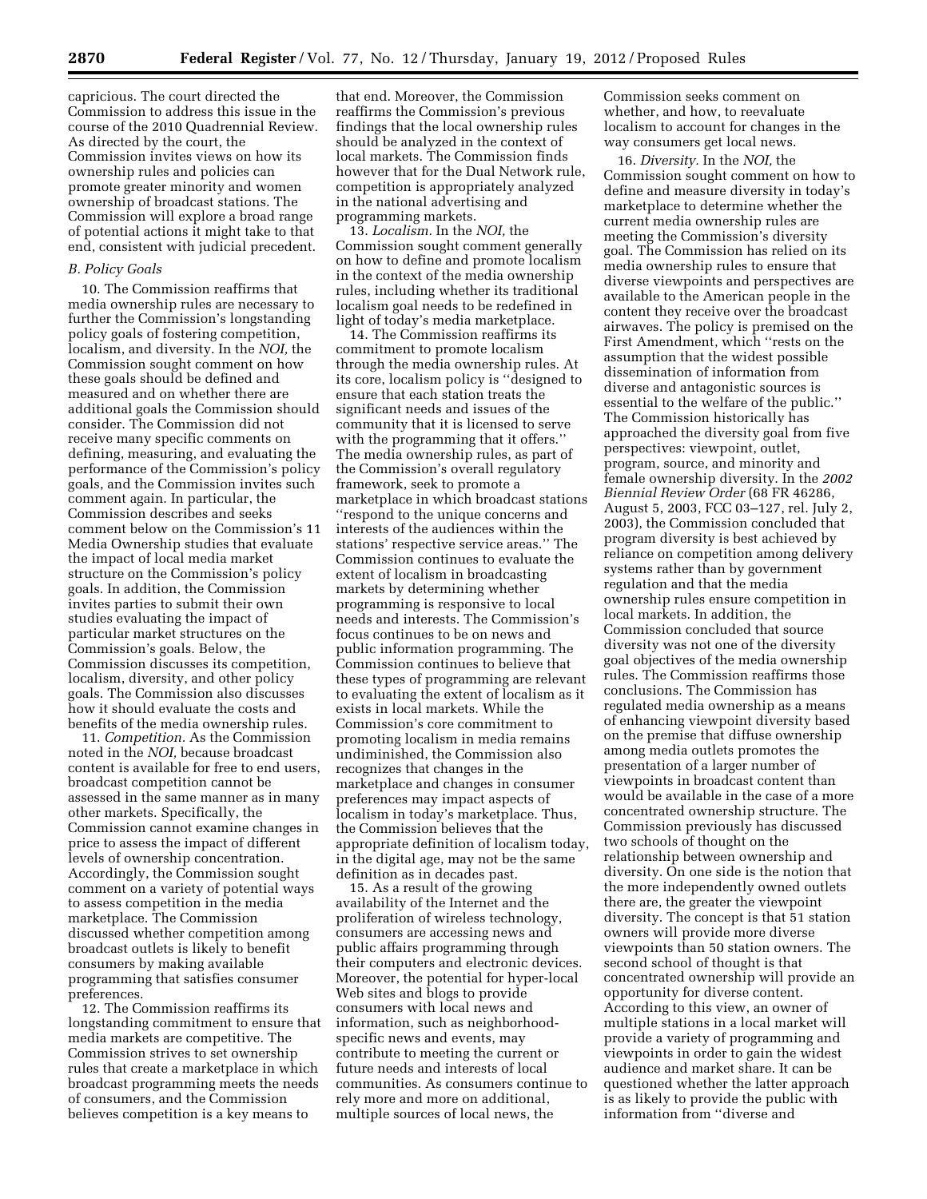capricious. The court directed the Commission to address this issue in the course of the 2010 Quadrennial Review. As directed by the court, the Commission invites views on how its ownership rules and policies can promote greater minority and women ownership of broadcast stations. The Commission will explore a broad range of potential actions it might take to that end, consistent with judicial precedent.

### *B. Policy Goals*

10. The Commission reaffirms that media ownership rules are necessary to further the Commission's longstanding policy goals of fostering competition, localism, and diversity. In the *NOI,* the Commission sought comment on how these goals should be defined and measured and on whether there are additional goals the Commission should consider. The Commission did not receive many specific comments on defining, measuring, and evaluating the performance of the Commission's policy goals, and the Commission invites such comment again. In particular, the Commission describes and seeks comment below on the Commission's 11 Media Ownership studies that evaluate the impact of local media market structure on the Commission's policy goals. In addition, the Commission invites parties to submit their own studies evaluating the impact of particular market structures on the Commission's goals. Below, the Commission discusses its competition, localism, diversity, and other policy goals. The Commission also discusses how it should evaluate the costs and benefits of the media ownership rules.

11. *Competition.* As the Commission noted in the *NOI,* because broadcast content is available for free to end users, broadcast competition cannot be assessed in the same manner as in many other markets. Specifically, the Commission cannot examine changes in price to assess the impact of different levels of ownership concentration. Accordingly, the Commission sought comment on a variety of potential ways to assess competition in the media marketplace. The Commission discussed whether competition among broadcast outlets is likely to benefit consumers by making available programming that satisfies consumer preferences.

12. The Commission reaffirms its longstanding commitment to ensure that media markets are competitive. The Commission strives to set ownership rules that create a marketplace in which broadcast programming meets the needs of consumers, and the Commission believes competition is a key means to that end. Moreover, the Commission reaffirms the Commission's previous findings that the local ownership rules should be analyzed in the context of local markets. The Commission finds however that for the Dual Network rule, competition is appropriately analyzed in the national advertising and programming markets.

13. *Localism.* In the *NOI,* the Commission sought comment generally on how to define and promote localism in the context of the media ownership rules, including whether its traditional localism goal needs to be redefined in light of today's media marketplace.

14. The Commission reaffirms its commitment to promote localism through the media ownership rules. At its core, localism policy is ''designed to ensure that each station treats the significant needs and issues of the community that it is licensed to serve with the programming that it offers.'' The media ownership rules, as part of the Commission's overall regulatory framework, seek to promote a marketplace in which broadcast stations ''respond to the unique concerns and interests of the audiences within the stations' respective service areas.'' The Commission continues to evaluate the extent of localism in broadcasting markets by determining whether programming is responsive to local needs and interests. The Commission's focus continues to be on news and public information programming. The Commission continues to believe that these types of programming are relevant to evaluating the extent of localism as it exists in local markets. While the Commission's core commitment to promoting localism in media remains undiminished, the Commission also recognizes that changes in the marketplace and changes in consumer preferences may impact aspects of localism in today's marketplace. Thus, the Commission believes that the appropriate definition of localism today, in the digital age, may not be the same definition as in decades past.

15. As a result of the growing availability of the Internet and the proliferation of wireless technology, consumers are accessing news and public affairs programming through their computers and electronic devices. Moreover, the potential for hyper-local Web sites and blogs to provide consumers with local news and information, such as neighborhood-specific news and events, may contribute to meeting the current or future needs and interests of local communities. As consumers continue to rely more and more on additional, multiple sources of local news, the Commission seeks comment on whether, and how, to reevaluate localism to account for changes in the way consumers get local news.

16. *Diversity.* In the *NOI,* the Commission sought comment on how to define and measure diversity in today's marketplace to determine whether the current media ownership rules are meeting the Commission's diversity goal. The Commission has relied on its media ownership rules to ensure that diverse viewpoints and perspectives are available to the American people in the content they receive over the broadcast airwaves. The policy is premised on the First Amendment, which ''rests on the assumption that the widest possible dissemination of information from diverse and antagonistic sources is essential to the welfare of the public.'' The Commission historically has approached the diversity goal from five perspectives: viewpoint, outlet, program, source, and minority and female ownership diversity. In the *2002 Biennial Review Order* (68 FR 46286, August 5, 2003, FCC 03–127, rel. July 2, 2003), the Commission concluded that program diversity is best achieved by reliance on competition among delivery systems rather than by government regulation and that the media ownership rules ensure competition in local markets. In addition, the Commission concluded that source diversity was not one of the diversity goal objectives of the media ownership rules. The Commission reaffirms those conclusions. The Commission has regulated media ownership as a means of enhancing viewpoint diversity based on the premise that diffuse ownership among media outlets promotes the presentation of a larger number of viewpoints in broadcast content than would be available in the case of a more concentrated ownership structure. The Commission previously has discussed two schools of thought on the relationship between ownership and diversity. On one side is the notion that the more independently owned outlets there are, the greater the viewpoint diversity. The concept is that 51 station owners will provide more diverse viewpoints than 50 station owners. The second school of thought is that concentrated ownership will provide an opportunity for diverse content. According to this view, an owner of multiple stations in a local market will provide a variety of programming and viewpoints in order to gain the widest audience and market share. It can be questioned whether the latter approach is as likely to provide the public with information from ''diverse and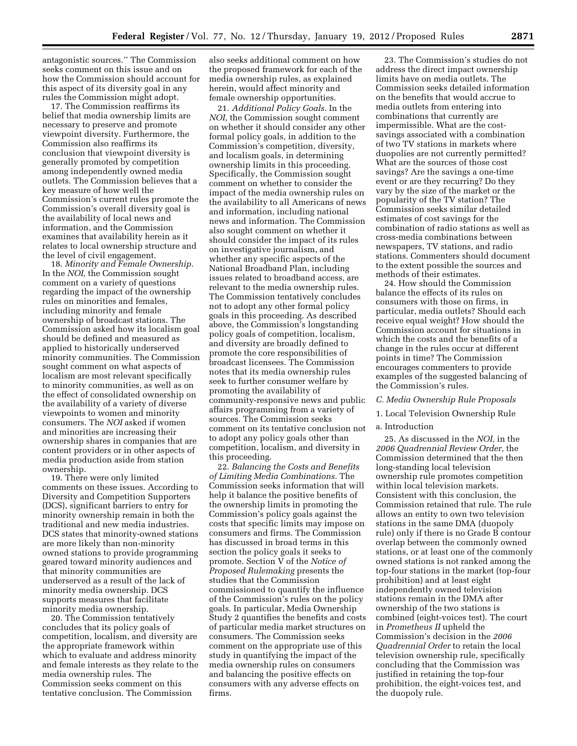antagonistic sources.'' The Commission seeks comment on this issue and on how the Commission should account for this aspect of its diversity goal in any rules the Commission might adopt.

17. The Commission reaffirms its belief that media ownership limits are necessary to preserve and promote viewpoint diversity. Furthermore, the Commission also reaffirms its conclusion that viewpoint diversity is generally promoted by competition among independently owned media outlets. The Commission believes that a key measure of how well the Commission's current rules promote the Commission's overall diversity goal is the availability of local news and information, and the Commission examines that availability herein as it relates to local ownership structure and the level of civil engagement.

18. *Minority and Female Ownership.* In the *NOI,* the Commission sought comment on a variety of questions regarding the impact of the ownership rules on minorities and females, including minority and female ownership of broadcast stations. The Commission asked how its localism goal should be defined and measured as applied to historically underserved minority communities. The Commission sought comment on what aspects of localism are most relevant specifically to minority communities, as well as on the effect of consolidated ownership on the availability of a variety of diverse viewpoints to women and minority consumers. The *NOI* asked if women and minorities are increasing their ownership shares in companies that are content providers or in other aspects of media production aside from station ownership.

19. There were only limited comments on these issues. According to Diversity and Competition Supporters (DCS), significant barriers to entry for minority ownership remain in both the traditional and new media industries. DCS states that minority-owned stations are more likely than non-minority owned stations to provide programming geared toward minority audiences and that minority communities are underserved as a result of the lack of minority media ownership. DCS supports measures that facilitate minority media ownership.

20. The Commission tentatively concludes that its policy goals of competition, localism, and diversity are the appropriate framework within which to evaluate and address minority and female interests as they relate to the media ownership rules. The Commission seeks comment on this tentative conclusion. The Commission also seeks additional comment on how the proposed framework for each of the media ownership rules, as explained herein, would affect minority and female ownership opportunities.

21. *Additional Policy Goals.* In the *NOI,* the Commission sought comment on whether it should consider any other formal policy goals, in addition to the Commission's competition, diversity, and localism goals, in determining ownership limits in this proceeding. Specifically, the Commission sought comment on whether to consider the impact of the media ownership rules on the availability to all Americans of news and information, including national news and information. The Commission also sought comment on whether it should consider the impact of its rules on investigative journalism, and whether any specific aspects of the National Broadband Plan, including issues related to broadband access, are relevant to the media ownership rules. The Commission tentatively concludes not to adopt any other formal policy goals in this proceeding. As described above, the Commission's longstanding policy goals of competition, localism, and diversity are broadly defined to promote the core responsibilities of broadcast licensees. The Commission notes that its media ownership rules seek to further consumer welfare by promoting the availability of community-responsive news and public affairs programming from a variety of sources. The Commission seeks comment on its tentative conclusion not to adopt any policy goals other than competition, localism, and diversity in this proceeding.

22. *Balancing the Costs and Benefits of Limiting Media Combinations.* The Commission seeks information that will help it balance the positive benefits of the ownership limits in promoting the Commission's policy goals against the costs that specific limits may impose on consumers and firms. The Commission has discussed in broad terms in this section the policy goals it seeks to promote. Section V of the *Notice of Proposed Rulemaking* presents the studies that the Commission commissioned to quantify the influence of the Commission's rules on the policy goals. In particular, Media Ownership Study 2 quantifies the benefits and costs of particular media market structures on consumers. The Commission seeks comment on the appropriate use of this study in quantifying the impact of the media ownership rules on consumers and balancing the positive effects on consumers with any adverse effects on firms.

23. The Commission's studies do not address the direct impact ownership limits have on media outlets. The Commission seeks detailed information on the benefits that would accrue to media outlets from entering into combinations that currently are impermissible. What are the cost-savings associated with a combination of two TV stations in markets where duopolies are not currently permitted? What are the sources of those cost savings? Are the savings a one-time event or are they recurring? Do they vary by the size of the market or the popularity of the TV station? The Commission seeks similar detailed estimates of cost savings for the combination of radio stations as well as cross-media combinations between newspapers, TV stations, and radio stations. Commenters should document to the extent possible the sources and methods of their estimates.

24. How should the Commission balance the effects of its rules on consumers with those on firms, in particular, media outlets? Should each receive equal weight? How should the Commission account for situations in which the costs and the benefits of a change in the rules occur at different points in time? The Commission encourages commenters to provide examples of the suggested balancing of the Commission's rules.

### C. Media Ownership Rule Proposals

#### 1. Local Television Ownership Rule

##### a. Introduction

25. As discussed in the *NOI,* in the *2006 Quadrennial Review Order,* the Commission determined that the then long-standing local television ownership rule promotes competition within local television markets. Consistent with this conclusion, the Commission retained that rule. The rule allows an entity to own two television stations in the same DMA (duopoly rule) only if there is no Grade B contour overlap between the commonly owned stations, or at least one of the commonly owned stations is not ranked among the top-four stations in the market (top-four prohibition) and at least eight independently owned television stations remain in the DMA after ownership of the two stations is combined (eight-voices test). The court in *Prometheus II* upheld the Commission's decision in the *2006 Quadrennial Order* to retain the local television ownership rule, specifically concluding that the Commission was justified in retaining the top-four prohibition, the eight-voices test, and the duopoly rule.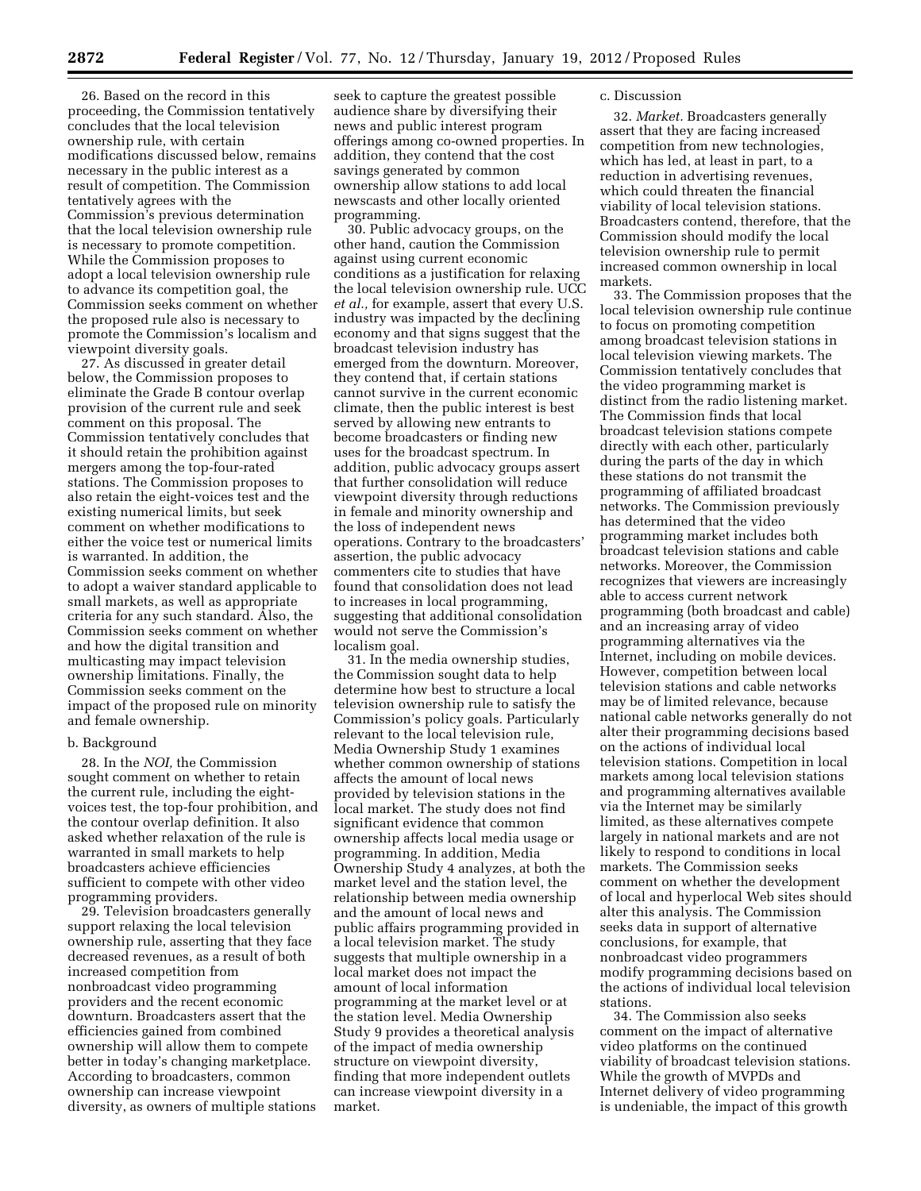26. Based on the record in this proceeding, the Commission tentatively concludes that the local television ownership rule, with certain modifications discussed below, remains necessary in the public interest as a result of competition. The Commission tentatively agrees with the Commission's previous determination that the local television ownership rule is necessary to promote competition. While the Commission proposes to adopt a local television ownership rule to advance its competition goal, the Commission seeks comment on whether the proposed rule also is necessary to promote the Commission's localism and viewpoint diversity goals.

27. As discussed in greater detail below, the Commission proposes to eliminate the Grade B contour overlap provision of the current rule and seek comment on this proposal. The Commission tentatively concludes that it should retain the prohibition against mergers among the top-four-rated stations. The Commission proposes to also retain the eight-voices test and the existing numerical limits, but seek comment on whether modifications to either the voice test or numerical limits is warranted. In addition, the Commission seeks comment on whether to adopt a waiver standard applicable to small markets, as well as appropriate criteria for any such standard. Also, the Commission seeks comment on whether and how the digital transition and multicasting may impact television ownership limitations. Finally, the Commission seeks comment on the impact of the proposed rule on minority and female ownership.

b. Background

28. In the *NOI,* the Commission sought comment on whether to retain the current rule, including the eight-voices test, the top-four prohibition, and the contour overlap definition. It also asked whether relaxation of the rule is warranted in small markets to help broadcasters achieve efficiencies sufficient to compete with other video programming providers.

29. Television broadcasters generally support relaxing the local television ownership rule, asserting that they face decreased revenues, as a result of both increased competition from nonbroadcast video programming providers and the recent economic downturn. Broadcasters assert that the efficiencies gained from combined ownership will allow them to compete better in today's changing marketplace. According to broadcasters, common ownership can increase viewpoint diversity, as owners of multiple stations seek to capture the greatest possible audience share by diversifying their news and public interest program offerings among co-owned properties. In addition, they contend that the cost savings generated by common ownership allow stations to add local newscasts and other locally oriented programming.

30. Public advocacy groups, on the other hand, caution the Commission against using current economic conditions as a justification for relaxing the local television ownership rule. UCC *et al.,* for example, assert that every U.S. industry was impacted by the declining economy and that signs suggest that the broadcast television industry has emerged from the downturn. Moreover, they contend that, if certain stations cannot survive in the current economic climate, then the public interest is best served by allowing new entrants to become broadcasters or finding new uses for the broadcast spectrum. In addition, public advocacy groups assert that further consolidation will reduce viewpoint diversity through reductions in female and minority ownership and the loss of independent news operations. Contrary to the broadcasters' assertion, the public advocacy commenters cite to studies that have found that consolidation does not lead to increases in local programming, suggesting that additional consolidation would not serve the Commission's localism goal.

31. In the media ownership studies, the Commission sought data to help determine how best to structure a local television ownership rule to satisfy the Commission's policy goals. Particularly relevant to the local television rule, Media Ownership Study 1 examines whether common ownership of stations affects the amount of local news provided by television stations in the local market. The study does not find significant evidence that common ownership affects local media usage or programming. In addition, Media Ownership Study 4 analyzes, at both the market level and the station level, the relationship between media ownership and the amount of local news and public affairs programming provided in a local television market. The study suggests that multiple ownership in a local market does not impact the amount of local information programming at the market level or at the station level. Media Ownership Study 9 provides a theoretical analysis of the impact of media ownership structure on viewpoint diversity, finding that more independent outlets can increase viewpoint diversity in a market.

c. Discussion

32. *Market.* Broadcasters generally assert that they are facing increased competition from new technologies, which has led, at least in part, to a reduction in advertising revenues, which could threaten the financial viability of local television stations. Broadcasters contend, therefore, that the Commission should modify the local television ownership rule to permit increased common ownership in local markets.

33. The Commission proposes that the local television ownership rule continue to focus on promoting competition among broadcast television stations in local television viewing markets. The Commission tentatively concludes that the video programming market is distinct from the radio listening market. The Commission finds that local broadcast television stations compete directly with each other, particularly during the parts of the day in which these stations do not transmit the programming of affiliated broadcast networks. The Commission previously has determined that the video programming market includes both broadcast television stations and cable networks. Moreover, the Commission recognizes that viewers are increasingly able to access current network programming (both broadcast and cable) and an increasing array of video programming alternatives via the Internet, including on mobile devices. However, competition between local television stations and cable networks may be of limited relevance, because national cable networks generally do not alter their programming decisions based on the actions of individual local television stations. Competition in local markets among local television stations and programming alternatives available via the Internet may be similarly limited, as these alternatives compete largely in national markets and are not likely to respond to conditions in local markets. The Commission seeks comment on whether the development of local and hyperlocal Web sites should alter this analysis. The Commission seeks data in support of alternative conclusions, for example, that nonbroadcast video programmers modify programming decisions based on the actions of individual local television stations.

34. The Commission also seeks comment on the impact of alternative video platforms on the continued viability of broadcast television stations. While the growth of MVPDs and Internet delivery of video programming is undeniable, the impact of this growth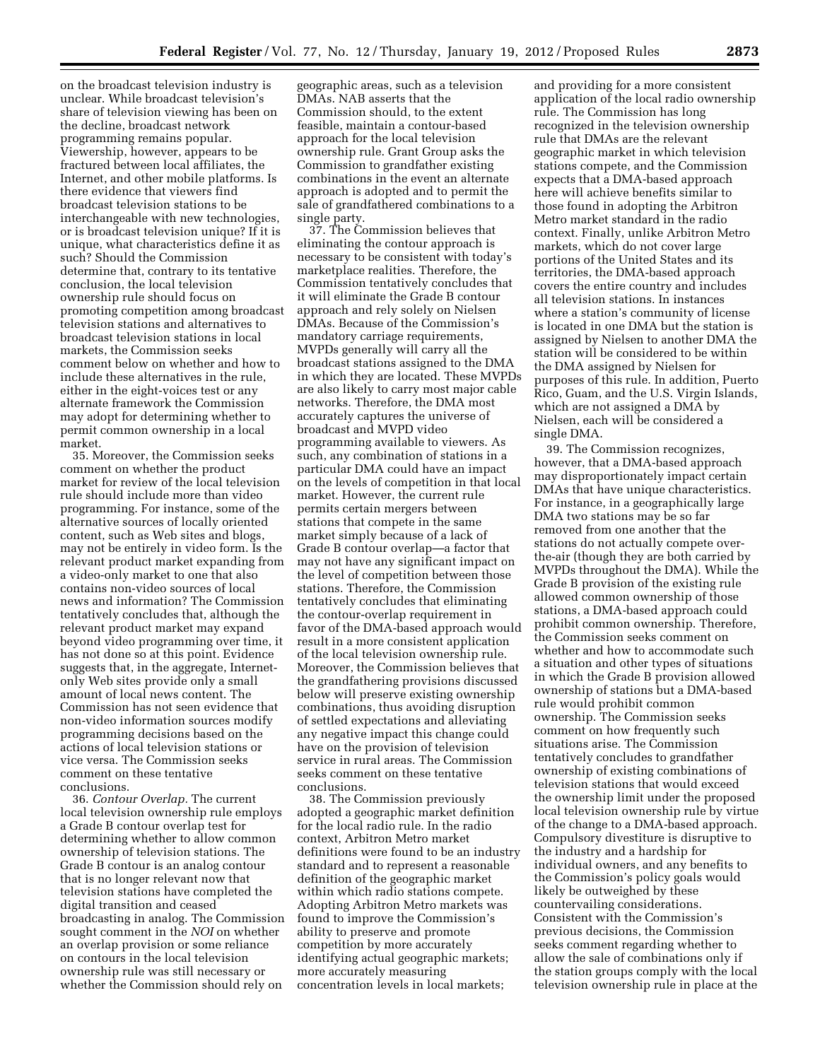on the broadcast television industry is unclear. While broadcast television's share of television viewing has been on the decline, broadcast network programming remains popular. Viewership, however, appears to be fractured between local affiliates, the Internet, and other mobile platforms. Is there evidence that viewers find broadcast television stations to be interchangeable with new technologies, or is broadcast television unique? If it is unique, what characteristics define it as such? Should the Commission determine that, contrary to its tentative conclusion, the local television ownership rule should focus on promoting competition among broadcast television stations and alternatives to broadcast television stations in local markets, the Commission seeks comment below on whether and how to include these alternatives in the rule, either in the eight-voices test or any alternate framework the Commission may adopt for determining whether to permit common ownership in a local market.

35. Moreover, the Commission seeks comment on whether the product market for review of the local television rule should include more than video programming. For instance, some of the alternative sources of locally oriented content, such as Web sites and blogs, may not be entirely in video form. Is the relevant product market expanding from a video-only market to one that also contains non-video sources of local news and information? The Commission tentatively concludes that, although the relevant product market may expand beyond video programming over time, it has not done so at this point. Evidence suggests that, in the aggregate, Internet-only Web sites provide only a small amount of local news content. The Commission has not seen evidence that non-video information sources modify programming decisions based on the actions of local television stations or vice versa. The Commission seeks comment on these tentative conclusions.

36. *Contour Overlap.* The current local television ownership rule employs a Grade B contour overlap test for determining whether to allow common ownership of television stations. The Grade B contour is an analog contour that is no longer relevant now that television stations have completed the digital transition and ceased broadcasting in analog. The Commission sought comment in the *NOI* on whether an overlap provision or some reliance on contours in the local television ownership rule was still necessary or whether the Commission should rely on geographic areas, such as a television DMAs. NAB asserts that the Commission should, to the extent feasible, maintain a contour-based approach for the local television ownership rule. Grant Group asks the Commission to grandfather existing combinations in the event an alternate approach is adopted and to permit the sale of grandfathered combinations to a single party.

37. The Commission believes that eliminating the contour approach is necessary to be consistent with today's marketplace realities. Therefore, the Commission tentatively concludes that it will eliminate the Grade B contour approach and rely solely on Nielsen DMAs. Because of the Commission's mandatory carriage requirements, MVPDs generally will carry all the broadcast stations assigned to the DMA in which they are located. These MVPDs are also likely to carry most major cable networks. Therefore, the DMA most accurately captures the universe of broadcast and MVPD video programming available to viewers. As such, any combination of stations in a particular DMA could have an impact on the levels of competition in that local market. However, the current rule permits certain mergers between stations that compete in the same market simply because of a lack of Grade B contour overlap—a factor that may not have any significant impact on the level of competition between those stations. Therefore, the Commission tentatively concludes that eliminating the contour-overlap requirement in favor of the DMA-based approach would result in a more consistent application of the local television ownership rule. Moreover, the Commission believes that the grandfathering provisions discussed below will preserve existing ownership combinations, thus avoiding disruption of settled expectations and alleviating any negative impact this change could have on the provision of television service in rural areas. The Commission seeks comment on these tentative conclusions.

38. The Commission previously adopted a geographic market definition for the local radio rule. In the radio context, Arbitron Metro market definitions were found to be an industry standard and to represent a reasonable definition of the geographic market within which radio stations compete. Adopting Arbitron Metro markets was found to improve the Commission's ability to preserve and promote competition by more accurately identifying actual geographic markets; more accurately measuring concentration levels in local markets; and providing for a more consistent application of the local radio ownership rule. The Commission has long recognized in the television ownership rule that DMAs are the relevant geographic market in which television stations compete, and the Commission expects that a DMA-based approach here will achieve benefits similar to those found in adopting the Arbitron Metro market standard in the radio context. Finally, unlike Arbitron Metro markets, which do not cover large portions of the United States and its territories, the DMA-based approach covers the entire country and includes all television stations. In instances where a station's community of license is located in one DMA but the station is assigned by Nielsen to another DMA the station will be considered to be within the DMA assigned by Nielsen for purposes of this rule. In addition, Puerto Rico, Guam, and the U.S. Virgin Islands, which are not assigned a DMA by Nielsen, each will be considered a single DMA.

39. The Commission recognizes, however, that a DMA-based approach may disproportionately impact certain DMAs that have unique characteristics. For instance, in a geographically large DMA two stations may be so far removed from one another that the stations do not actually compete over-the-air (though they are both carried by MVPDs throughout the DMA). While the Grade B provision of the existing rule allowed common ownership of those stations, a DMA-based approach could prohibit common ownership. Therefore, the Commission seeks comment on whether and how to accommodate such a situation and other types of situations in which the Grade B provision allowed ownership of stations but a DMA-based rule would prohibit common ownership. The Commission seeks comment on how frequently such situations arise. The Commission tentatively concludes to grandfather ownership of existing combinations of television stations that would exceed the ownership limit under the proposed local television ownership rule by virtue of the change to a DMA-based approach. Compulsory divestiture is disruptive to the industry and a hardship for individual owners, and any benefits to the Commission's policy goals would likely be outweighed by these countervailing considerations. Consistent with the Commission's previous decisions, the Commission seeks comment regarding whether to allow the sale of combinations only if the station groups comply with the local television ownership rule in place at the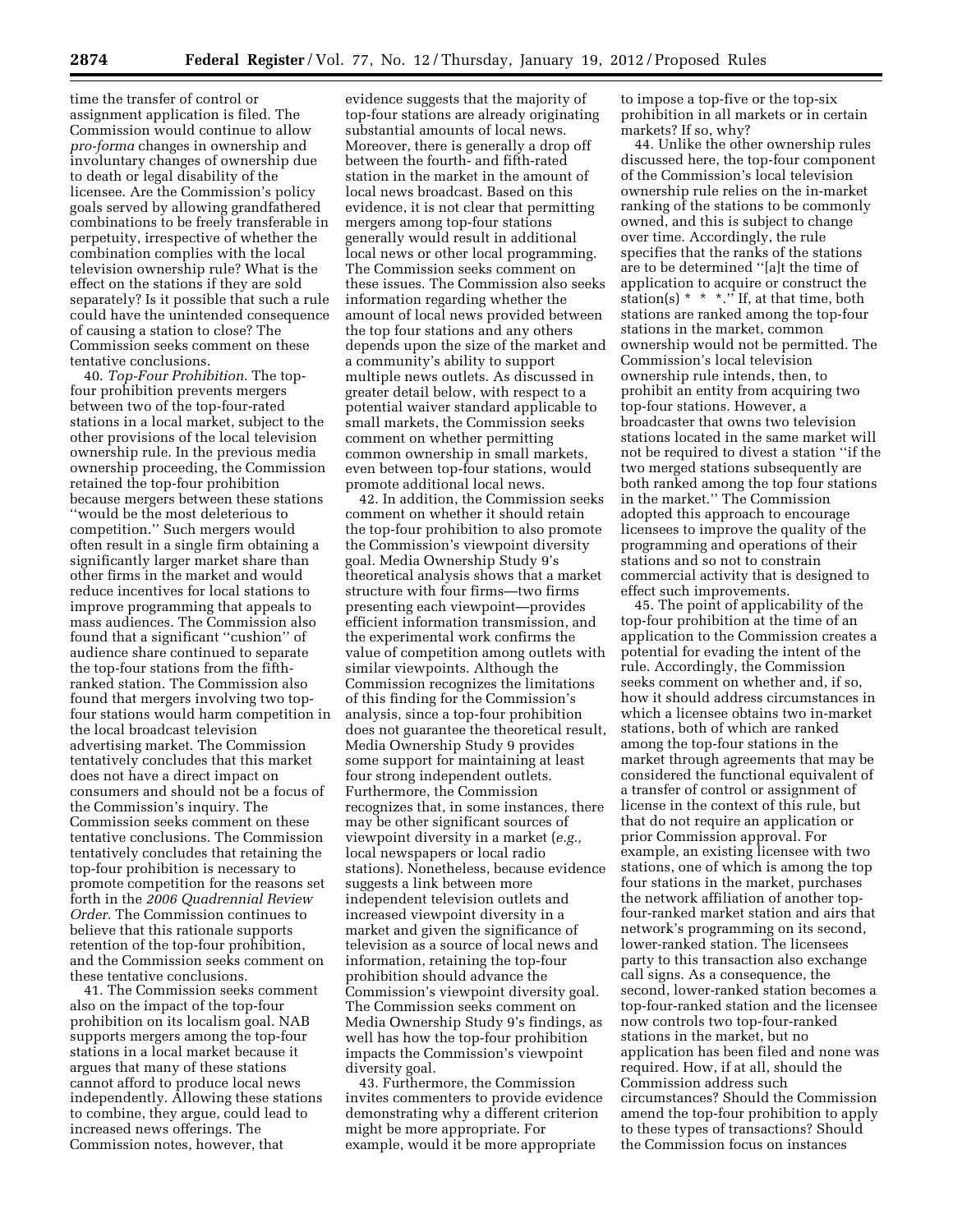time the transfer of control or assignment application is filed. The Commission would continue to allow *pro-forma* changes in ownership and involuntary changes of ownership due to death or legal disability of the licensee. Are the Commission's policy goals served by allowing grandfathered combinations to be freely transferable in perpetuity, irrespective of whether the combination complies with the local television ownership rule? What is the effect on the stations if they are sold separately? Is it possible that such a rule could have the unintended consequence of causing a station to close? The Commission seeks comment on these tentative conclusions.

40. *Top-Four Prohibition.* The top-four prohibition prevents mergers between two of the top-four-rated stations in a local market, subject to the other provisions of the local television ownership rule. In the previous media ownership proceeding, the Commission retained the top-four prohibition because mergers between these stations ''would be the most deleterious to competition.'' Such mergers would often result in a single firm obtaining a significantly larger market share than other firms in the market and would reduce incentives for local stations to improve programming that appeals to mass audiences. The Commission also found that a significant ''cushion'' of audience share continued to separate the top-four stations from the fifth-ranked station. The Commission also found that mergers involving two top-four stations would harm competition in the local broadcast television advertising market. The Commission tentatively concludes that this market does not have a direct impact on consumers and should not be a focus of the Commission's inquiry. The Commission seeks comment on these tentative conclusions. The Commission tentatively concludes that retaining the top-four prohibition is necessary to promote competition for the reasons set forth in the *2006 Quadrennial Review Order.* The Commission continues to believe that this rationale supports retention of the top-four prohibition, and the Commission seeks comment on these tentative conclusions.

41. The Commission seeks comment also on the impact of the top-four prohibition on its localism goal. NAB supports mergers among the top-four stations in a local market because it argues that many of these stations cannot afford to produce local news independently. Allowing these stations to combine, they argue, could lead to increased news offerings. The Commission notes, however, that evidence suggests that the majority of top-four stations are already originating substantial amounts of local news. Moreover, there is generally a drop off between the fourth- and fifth-rated station in the market in the amount of local news broadcast. Based on this evidence, it is not clear that permitting mergers among top-four stations generally would result in additional local news or other local programming. The Commission seeks comment on these issues. The Commission also seeks information regarding whether the amount of local news provided between the top four stations and any others depends upon the size of the market and a community's ability to support multiple news outlets. As discussed in greater detail below, with respect to a potential waiver standard applicable to small markets, the Commission seeks comment on whether permitting common ownership in small markets, even between top-four stations, would promote additional local news.

42. In addition, the Commission seeks comment on whether it should retain the top-four prohibition to also promote the Commission's viewpoint diversity goal. Media Ownership Study 9's theoretical analysis shows that a market structure with four firms—two firms presenting each viewpoint—provides efficient information transmission, and the experimental work confirms the value of competition among outlets with similar viewpoints. Although the Commission recognizes the limitations of this finding for the Commission's analysis, since a top-four prohibition does not guarantee the theoretical result, Media Ownership Study 9 provides some support for maintaining at least four strong independent outlets. Furthermore, the Commission recognizes that, in some instances, there may be other significant sources of viewpoint diversity in a market (*e.g.,* local newspapers or local radio stations). Nonetheless, because evidence suggests a link between more independent television outlets and increased viewpoint diversity in a market and given the significance of television as a source of local news and information, retaining the top-four prohibition should advance the Commission's viewpoint diversity goal. The Commission seeks comment on Media Ownership Study 9's findings, as well has how the top-four prohibition impacts the Commission's viewpoint diversity goal.

43. Furthermore, the Commission invites commenters to provide evidence demonstrating why a different criterion might be more appropriate. For example, would it be more appropriate to impose a top-five or the top-six prohibition in all markets or in certain markets? If so, why?

44. Unlike the other ownership rules discussed here, the top-four component of the Commission's local television ownership rule relies on the in-market ranking of the stations to be commonly owned, and this is subject to change over time. Accordingly, the rule specifies that the ranks of the stations are to be determined ''[a]t the time of application to acquire or construct the station(s) * * *.'' If, at that time, both stations are ranked among the top-four stations in the market, common ownership would not be permitted. The Commission's local television ownership rule intends, then, to prohibit an entity from acquiring two top-four stations. However, a broadcaster that owns two television stations located in the same market will not be required to divest a station ''if the two merged stations subsequently are both ranked among the top four stations in the market.'' The Commission adopted this approach to encourage licensees to improve the quality of the programming and operations of their stations and so not to constrain commercial activity that is designed to effect such improvements.

45. The point of applicability of the top-four prohibition at the time of an application to the Commission creates a potential for evading the intent of the rule. Accordingly, the Commission seeks comment on whether and, if so, how it should address circumstances in which a licensee obtains two in-market stations, both of which are ranked among the top-four stations in the market through agreements that may be considered the functional equivalent of a transfer of control or assignment of license in the context of this rule, but that do not require an application or prior Commission approval. For example, an existing licensee with two stations, one of which is among the top four stations in the market, purchases the network affiliation of another top-four-ranked market station and airs that network's programming on its second, lower-ranked station. The licensees party to this transaction also exchange call signs. As a consequence, the second, lower-ranked station becomes a top-four-ranked station and the licensee now controls two top-four-ranked stations in the market, but no application has been filed and none was required. How, if at all, should the Commission address such circumstances? Should the Commission amend the top-four prohibition to apply to these types of transactions? Should the Commission focus on instances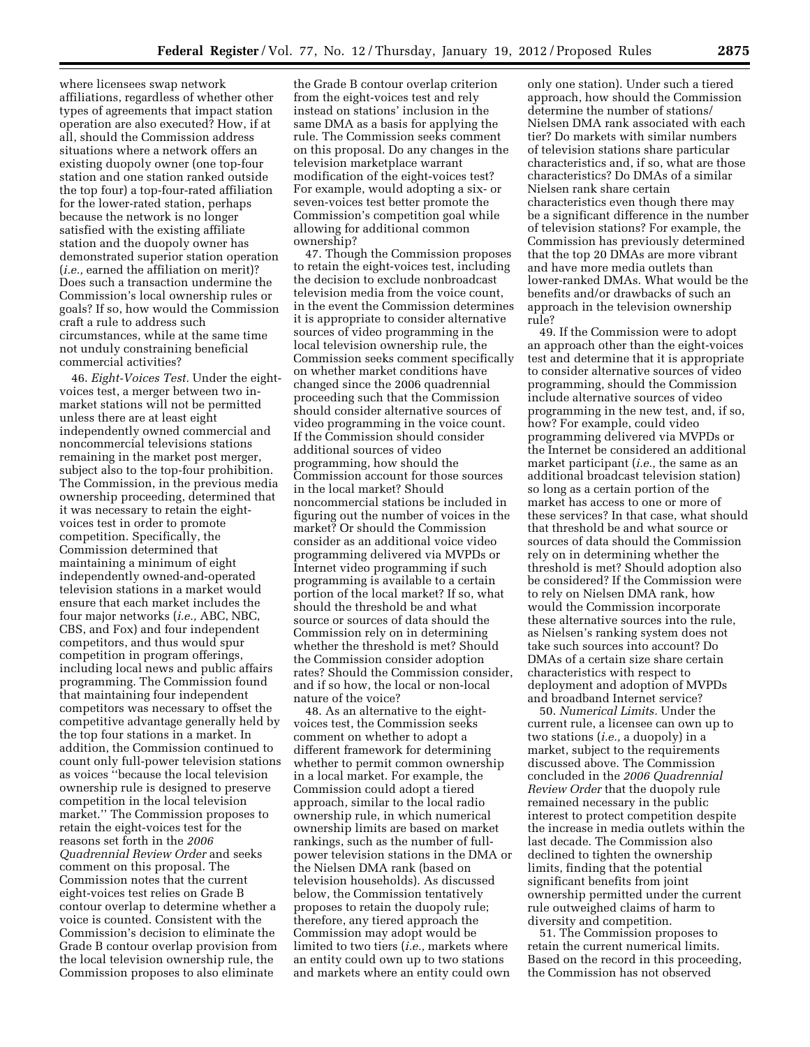where licensees swap network affiliations, regardless of whether other types of agreements that impact station operation are also executed? How, if at all, should the Commission address situations where a network offers an existing duopoly owner (one top-four station and one station ranked outside the top four) a top-four-rated affiliation for the lower-rated station, perhaps because the network is no longer satisfied with the existing affiliate station and the duopoly owner has demonstrated superior station operation (*i.e.,* earned the affiliation on merit)? Does such a transaction undermine the Commission's local ownership rules or goals? If so, how would the Commission craft a rule to address such circumstances, while at the same time not unduly constraining beneficial commercial activities?

46. *Eight-Voices Test.* Under the eight-voices test, a merger between two in-market stations will not be permitted unless there are at least eight independently owned commercial and noncommercial televisions stations remaining in the market post merger, subject also to the top-four prohibition. The Commission, in the previous media ownership proceeding, determined that it was necessary to retain the eight-voices test in order to promote competition. Specifically, the Commission determined that maintaining a minimum of eight independently owned-and-operated television stations in a market would ensure that each market includes the four major networks (*i.e.,* ABC, NBC, CBS, and Fox) and four independent competitors, and thus would spur competition in program offerings, including local news and public affairs programming. The Commission found that maintaining four independent competitors was necessary to offset the competitive advantage generally held by the top four stations in a market. In addition, the Commission continued to count only full-power television stations as voices ''because the local television ownership rule is designed to preserve competition in the local television market.'' The Commission proposes to retain the eight-voices test for the reasons set forth in the *2006 Quadrennial Review Order* and seeks comment on this proposal. The Commission notes that the current eight-voices test relies on Grade B contour overlap to determine whether a voice is counted. Consistent with the Commission's decision to eliminate the Grade B contour overlap provision from the local television ownership rule, the Commission proposes to also eliminate the Grade B contour overlap criterion from the eight-voices test and rely instead on stations' inclusion in the same DMA as a basis for applying the rule. The Commission seeks comment on this proposal. Do any changes in the television marketplace warrant modification of the eight-voices test? For example, would adopting a six- or seven-voices test better promote the Commission's competition goal while allowing for additional common ownership?

47. Though the Commission proposes to retain the eight-voices test, including the decision to exclude nonbroadcast television media from the voice count, in the event the Commission determines it is appropriate to consider alternative sources of video programming in the local television ownership rule, the Commission seeks comment specifically on whether market conditions have changed since the 2006 quadrennial proceeding such that the Commission should consider alternative sources of video programming in the voice count. If the Commission should consider additional sources of video programming, how should the Commission account for those sources in the local market? Should noncommercial stations be included in figuring out the number of voices in the market? Or should the Commission consider as an additional voice video programming delivered via MVPDs or Internet video programming if such programming is available to a certain portion of the local market? If so, what should the threshold be and what source or sources of data should the Commission rely on in determining whether the threshold is met? Should the Commission consider adoption rates? Should the Commission consider, and if so how, the local or non-local nature of the voice?

48. As an alternative to the eight-voices test, the Commission seeks comment on whether to adopt a different framework for determining whether to permit common ownership in a local market. For example, the Commission could adopt a tiered approach, similar to the local radio ownership rule, in which numerical ownership limits are based on market rankings, such as the number of full-power television stations in the DMA or the Nielsen DMA rank (based on television households). As discussed below, the Commission tentatively proposes to retain the duopoly rule; therefore, any tiered approach the Commission may adopt would be limited to two tiers (*i.e.,* markets where an entity could own up to two stations and markets where an entity could own only one station). Under such a tiered approach, how should the Commission determine the number of stations/Nielsen DMA rank associated with each tier? Do markets with similar numbers of television stations share particular characteristics and, if so, what are those characteristics? Do DMAs of a similar Nielsen rank share certain characteristics even though there may be a significant difference in the number of television stations? For example, the Commission has previously determined that the top 20 DMAs are more vibrant and have more media outlets than lower-ranked DMAs. What would be the benefits and/or drawbacks of such an approach in the television ownership rule?

49. If the Commission were to adopt an approach other than the eight-voices test and determine that it is appropriate to consider alternative sources of video programming, should the Commission include alternative sources of video programming in the new test, and, if so, how? For example, could video programming delivered via MVPDs or the Internet be considered an additional market participant (*i.e.,* the same as an additional broadcast television station) so long as a certain portion of the market has access to one or more of these services? In that case, what should that threshold be and what source or sources of data should the Commission rely on in determining whether the threshold is met? Should adoption also be considered? If the Commission were to rely on Nielsen DMA rank, how would the Commission incorporate these alternative sources into the rule, as Nielsen's ranking system does not take such sources into account? Do DMAs of a certain size share certain characteristics with respect to deployment and adoption of MVPDs and broadband Internet service?

50. *Numerical Limits.* Under the current rule, a licensee can own up to two stations (*i.e.,* a duopoly) in a market, subject to the requirements discussed above. The Commission concluded in the *2006 Quadrennial Review Order* that the duopoly rule remained necessary in the public interest to protect competition despite the increase in media outlets within the last decade. The Commission also declined to tighten the ownership limits, finding that the potential significant benefits from joint ownership permitted under the current rule outweighed claims of harm to diversity and competition.

51. The Commission proposes to retain the current numerical limits. Based on the record in this proceeding, the Commission has not observed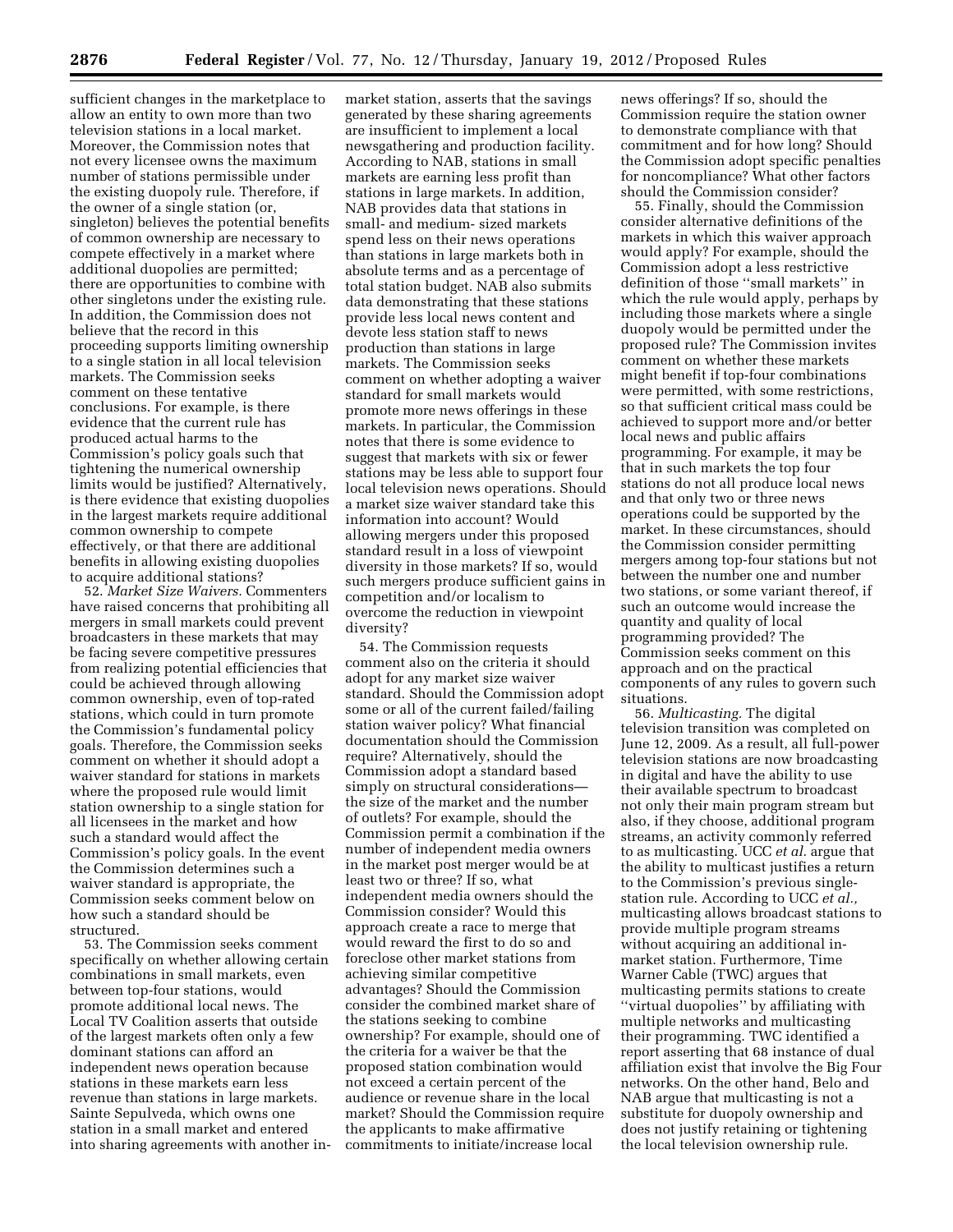sufficient changes in the marketplace to allow an entity to own more than two television stations in a local market. Moreover, the Commission notes that not every licensee owns the maximum number of stations permissible under the existing duopoly rule. Therefore, if the owner of a single station (or, singleton) believes the potential benefits of common ownership are necessary to compete effectively in a market where additional duopolies are permitted; there are opportunities to combine with other singletons under the existing rule. In addition, the Commission does not believe that the record in this proceeding supports limiting ownership to a single station in all local television markets. The Commission seeks comment on these tentative conclusions. For example, is there evidence that the current rule has produced actual harms to the Commission's policy goals such that tightening the numerical ownership limits would be justified? Alternatively, is there evidence that existing duopolies in the largest markets require additional common ownership to compete effectively, or that there are additional benefits in allowing existing duopolies to acquire additional stations?

52. *Market Size Waivers.* Commenters have raised concerns that prohibiting all mergers in small markets could prevent broadcasters in these markets that may be facing severe competitive pressures from realizing potential efficiencies that could be achieved through allowing common ownership, even of top-rated stations, which could in turn promote the Commission's fundamental policy goals. Therefore, the Commission seeks comment on whether it should adopt a waiver standard for stations in markets where the proposed rule would limit station ownership to a single station for all licensees in the market and how such a standard would affect the Commission's policy goals. In the event the Commission determines such a waiver standard is appropriate, the Commission seeks comment below on how such a standard should be structured.

53. The Commission seeks comment specifically on whether allowing certain combinations in small markets, even between top-four stations, would promote additional local news. The Local TV Coalition asserts that outside of the largest markets often only a few dominant stations can afford an independent news operation because stations in these markets earn less revenue than stations in large markets. Sainte Sepulveda, which owns one station in a small market and entered into sharing agreements with another in-market station, asserts that the savings generated by these sharing agreements are insufficient to implement a local newsgathering and production facility. According to NAB, stations in small markets are earning less profit than stations in large markets. In addition, NAB provides data that stations in small- and medium- sized markets spend less on their news operations than stations in large markets both in absolute terms and as a percentage of total station budget. NAB also submits data demonstrating that these stations provide less local news content and devote less station staff to news production than stations in large markets. The Commission seeks comment on whether adopting a waiver standard for small markets would promote more news offerings in these markets. In particular, the Commission notes that there is some evidence to suggest that markets with six or fewer stations may be less able to support four local television news operations. Should a market size waiver standard take this information into account? Would allowing mergers under this proposed standard result in a loss of viewpoint diversity in those markets? If so, would such mergers produce sufficient gains in competition and/or localism to overcome the reduction in viewpoint diversity?

54. The Commission requests comment also on the criteria it should adopt for any market size waiver standard. Should the Commission adopt some or all of the current failed/failing station waiver policy? What financial documentation should the Commission require? Alternatively, should the Commission adopt a standard based simply on structural considerations—the size of the market and the number of outlets? For example, should the Commission permit a combination if the number of independent media owners in the market post merger would be at least two or three? If so, what independent media owners should the Commission consider? Would this approach create a race to merge that would reward the first to do so and foreclose other market stations from achieving similar competitive advantages? Should the Commission consider the combined market share of the stations seeking to combine ownership? For example, should one of the criteria for a waiver be that the proposed station combination would not exceed a certain percent of the audience or revenue share in the local market? Should the Commission require the applicants to make affirmative commitments to initiate/increase local news offerings? If so, should the Commission require the station owner to demonstrate compliance with that commitment and for how long? Should the Commission adopt specific penalties for noncompliance? What other factors should the Commission consider?

55. Finally, should the Commission consider alternative definitions of the markets in which this waiver approach would apply? For example, should the Commission adopt a less restrictive definition of those ''small markets'' in which the rule would apply, perhaps by including those markets where a single duopoly would be permitted under the proposed rule? The Commission invites comment on whether these markets might benefit if top-four combinations were permitted, with some restrictions, so that sufficient critical mass could be achieved to support more and/or better local news and public affairs programming. For example, it may be that in such markets the top four stations do not all produce local news and that only two or three news operations could be supported by the market. In these circumstances, should the Commission consider permitting mergers among top-four stations but not between the number one and number two stations, or some variant thereof, if such an outcome would increase the quantity and quality of local programming provided? The Commission seeks comment on this approach and on the practical components of any rules to govern such situations.

56. *Multicasting.* The digital television transition was completed on June 12, 2009. As a result, all full-power television stations are now broadcasting in digital and have the ability to use their available spectrum to broadcast not only their main program stream but also, if they choose, additional program streams, an activity commonly referred to as multicasting. UCC *et al.* argue that the ability to multicast justifies a return to the Commission's previous single-station rule. According to UCC *et al.,* multicasting allows broadcast stations to provide multiple program streams without acquiring an additional in-market station. Furthermore, Time Warner Cable (TWC) argues that multicasting permits stations to create ''virtual duopolies'' by affiliating with multiple networks and multicasting their programming. TWC identified a report asserting that 68 instance of dual affiliation exist that involve the Big Four networks. On the other hand, Belo and NAB argue that multicasting is not a substitute for duopoly ownership and does not justify retaining or tightening the local television ownership rule.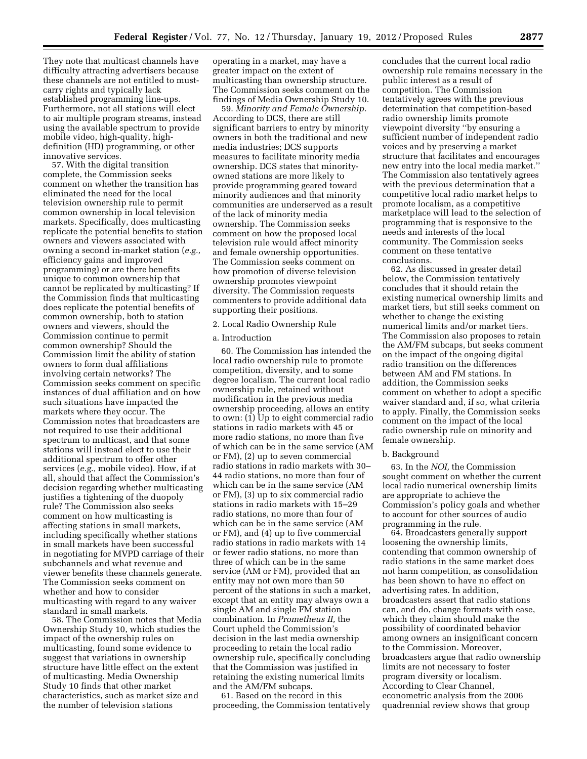They note that multicast channels have difficulty attracting advertisers because these channels are not entitled to must-carry rights and typically lack established programming line-ups. Furthermore, not all stations will elect to air multiple program streams, instead using the available spectrum to provide mobile video, high-quality, high-definition (HD) programming, or other innovative services.

57. With the digital transition complete, the Commission seeks comment on whether the transition has eliminated the need for the local television ownership rule to permit common ownership in local television markets. Specifically, does multicasting replicate the potential benefits to station owners and viewers associated with owning a second in-market station (*e.g.,* efficiency gains and improved programming) or are there benefits unique to common ownership that cannot be replicated by multicasting? If the Commission finds that multicasting does replicate the potential benefits of common ownership, both to station owners and viewers, should the Commission continue to permit common ownership? Should the Commission limit the ability of station owners to form dual affiliations involving certain networks? The Commission seeks comment on specific instances of dual affiliation and on how such situations have impacted the markets where they occur. The Commission notes that broadcasters are not required to use their additional spectrum to multicast, and that some stations will instead elect to use their additional spectrum to offer other services (*e.g.,* mobile video). How, if at all, should that affect the Commission's decision regarding whether multicasting justifies a tightening of the duopoly rule? The Commission also seeks comment on how multicasting is affecting stations in small markets, including specifically whether stations in small markets have been successful in negotiating for MVPD carriage of their subchannels and what revenue and viewer benefits these channels generate. The Commission seeks comment on whether and how to consider multicasting with regard to any waiver standard in small markets.

58. The Commission notes that Media Ownership Study 10, which studies the impact of the ownership rules on multicasting, found some evidence to suggest that variations in ownership structure have little effect on the extent of multicasting. Media Ownership Study 10 finds that other market characteristics, such as market size and the number of television stations operating in a market, may have a greater impact on the extent of multicasting than ownership structure. The Commission seeks comment on the findings of Media Ownership Study 10.

59. *Minority and Female Ownership.* According to DCS, there are still significant barriers to entry by minority owners in both the traditional and new media industries; DCS supports measures to facilitate minority media ownership. DCS states that minority-owned stations are more likely to provide programming geared toward minority audiences and that minority communities are underserved as a result of the lack of minority media ownership. The Commission seeks comment on how the proposed local television rule would affect minority and female ownership opportunities. The Commission seeks comment on how promotion of diverse television ownership promotes viewpoint diversity. The Commission requests commenters to provide additional data supporting their positions.

2. Local Radio Ownership Rule

a. Introduction

60. The Commission has intended the local radio ownership rule to promote competition, diversity, and to some degree localism. The current local radio ownership rule, retained without modification in the previous media ownership proceeding, allows an entity to own: (1) Up to eight commercial radio stations in radio markets with 45 or more radio stations, no more than five of which can be in the same service (AM or FM), (2) up to seven commercial radio stations in radio markets with 30–44 radio stations, no more than four of which can be in the same service (AM or FM), (3) up to six commercial radio stations in radio markets with 15–29 radio stations, no more than four of which can be in the same service (AM or FM), and (4) up to five commercial radio stations in radio markets with 14 or fewer radio stations, no more than three of which can be in the same service (AM or FM), provided that an entity may not own more than 50 percent of the stations in such a market, except that an entity may always own a single AM and single FM station combination. In *Prometheus II,* the Court upheld the Commission's decision in the last media ownership proceeding to retain the local radio ownership rule, specifically concluding that the Commission was justified in retaining the existing numerical limits and the AM/FM subcaps.

61. Based on the record in this proceeding, the Commission tentatively concludes that the current local radio ownership rule remains necessary in the public interest as a result of competition. The Commission tentatively agrees with the previous determination that competition-based radio ownership limits promote viewpoint diversity "by ensuring a sufficient number of independent radio voices and by preserving a market structure that facilitates and encourages new entry into the local media market." The Commission also tentatively agrees with the previous determination that a competitive local radio market helps to promote localism, as a competitive marketplace will lead to the selection of programming that is responsive to the needs and interests of the local community. The Commission seeks comment on these tentative conclusions.

62. As discussed in greater detail below, the Commission tentatively concludes that it should retain the existing numerical ownership limits and market tiers, but still seeks comment on whether to change the existing numerical limits and/or market tiers. The Commission also proposes to retain the AM/FM subcaps, but seeks comment on the impact of the ongoing digital radio transition on the differences between AM and FM stations. In addition, the Commission seeks comment on whether to adopt a specific waiver standard and, if so, what criteria to apply. Finally, the Commission seeks comment on the impact of the local radio ownership rule on minority and female ownership.

b. Background

63. In the *NOI,* the Commission sought comment on whether the current local radio numerical ownership limits are appropriate to achieve the Commission's policy goals and whether to account for other sources of audio programming in the rule.

64. Broadcasters generally support loosening the ownership limits, contending that common ownership of radio stations in the same market does not harm competition, as consolidation has been shown to have no effect on advertising rates. In addition, broadcasters assert that radio stations can, and do, change formats with ease, which they claim should make the possibility of coordinated behavior among owners an insignificant concern to the Commission. Moreover, broadcasters argue that radio ownership limits are not necessary to foster program diversity or localism. According to Clear Channel, econometric analysis from the 2006 quadrennial review shows that group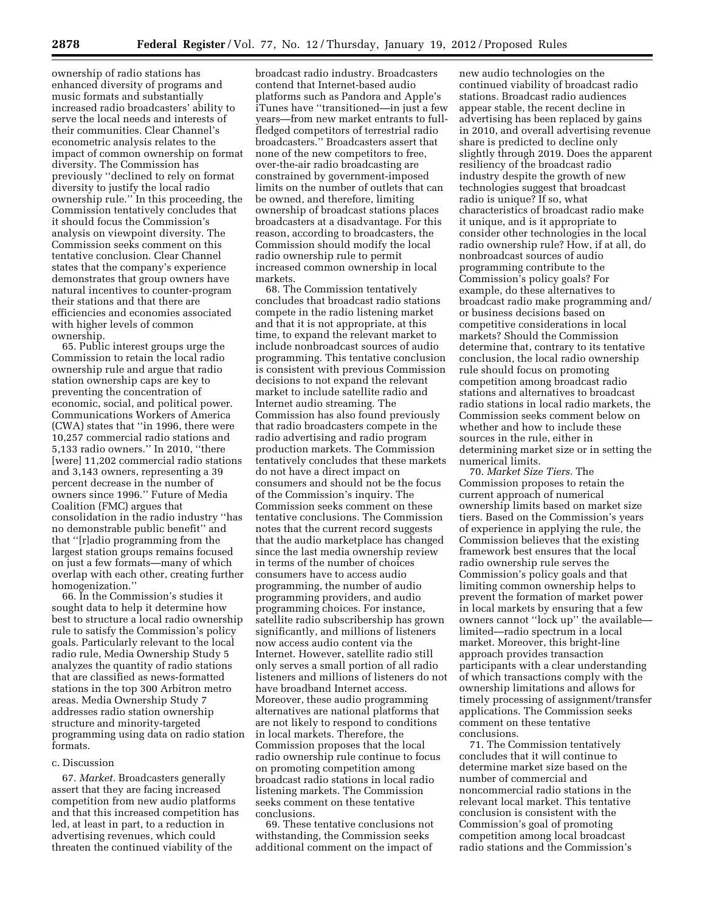ownership of radio stations has enhanced diversity of programs and music formats and substantially increased radio broadcasters' ability to serve the local needs and interests of their communities. Clear Channel's econometric analysis relates to the impact of common ownership on format diversity. The Commission has previously ''declined to rely on format diversity to justify the local radio ownership rule.'' In this proceeding, the Commission tentatively concludes that it should focus the Commission's analysis on viewpoint diversity. The Commission seeks comment on this tentative conclusion. Clear Channel states that the company's experience demonstrates that group owners have natural incentives to counter-program their stations and that there are efficiencies and economies associated with higher levels of common ownership.

65. Public interest groups urge the Commission to retain the local radio ownership rule and argue that radio station ownership caps are key to preventing the concentration of economic, social, and political power. Communications Workers of America (CWA) states that ''in 1996, there were 10,257 commercial radio stations and 5,133 radio owners.'' In 2010, ''there [were] 11,202 commercial radio stations and 3,143 owners, representing a 39 percent decrease in the number of owners since 1996.'' Future of Media Coalition (FMC) argues that consolidation in the radio industry ''has no demonstrable public benefit'' and that ''[r]adio programming from the largest station groups remains focused on just a few formats—many of which overlap with each other, creating further homogenization.''

66. In the Commission's studies it sought data to help it determine how best to structure a local radio ownership rule to satisfy the Commission's policy goals. Particularly relevant to the local radio rule, Media Ownership Study 5 analyzes the quantity of radio stations that are classified as news-formatted stations in the top 300 Arbitron metro areas. Media Ownership Study 7 addresses radio station ownership structure and minority-targeted programming using data on radio station formats.

c. Discussion

67. *Market.* Broadcasters generally assert that they are facing increased competition from new audio platforms and that this increased competition has led, at least in part, to a reduction in advertising revenues, which could threaten the continued viability of the broadcast radio industry. Broadcasters contend that Internet-based audio platforms such as Pandora and Apple's iTunes have ''transitioned—in just a few years—from new market entrants to full-fledged competitors of terrestrial radio broadcasters.'' Broadcasters assert that none of the new competitors to free, over-the-air radio broadcasting are constrained by government-imposed limits on the number of outlets that can be owned, and therefore, limiting ownership of broadcast stations places broadcasters at a disadvantage. For this reason, according to broadcasters, the Commission should modify the local radio ownership rule to permit increased common ownership in local markets.

68. The Commission tentatively concludes that broadcast radio stations compete in the radio listening market and that it is not appropriate, at this time, to expand the relevant market to include nonbroadcast sources of audio programming. This tentative conclusion is consistent with previous Commission decisions to not expand the relevant market to include satellite radio and Internet audio streaming. The Commission has also found previously that radio broadcasters compete in the radio advertising and radio program production markets. The Commission tentatively concludes that these markets do not have a direct impact on consumers and should not be the focus of the Commission's inquiry. The Commission seeks comment on these tentative conclusions. The Commission notes that the current record suggests that the audio marketplace has changed since the last media ownership review in terms of the number of choices consumers have to access audio programming, the number of audio programming providers, and audio programming choices. For instance, satellite radio subscribership has grown significantly, and millions of listeners now access audio content via the Internet. However, satellite radio still only serves a small portion of all radio listeners and millions of listeners do not have broadband Internet access. Moreover, these audio programming alternatives are national platforms that are not likely to respond to conditions in local markets. Therefore, the Commission proposes that the local radio ownership rule continue to focus on promoting competition among broadcast radio stations in local radio listening markets. The Commission seeks comment on these tentative conclusions.

69. These tentative conclusions not withstanding, the Commission seeks additional comment on the impact of new audio technologies on the continued viability of broadcast radio stations. Broadcast radio audiences appear stable, the recent decline in advertising has been replaced by gains in 2010, and overall advertising revenue share is predicted to decline only slightly through 2019. Does the apparent resiliency of the broadcast radio industry despite the growth of new technologies suggest that broadcast radio is unique? If so, what characteristics of broadcast radio make it unique, and is it appropriate to consider other technologies in the local radio ownership rule? How, if at all, do nonbroadcast sources of audio programming contribute to the Commission's policy goals? For example, do these alternatives to broadcast radio make programming and/or business decisions based on competitive considerations in local markets? Should the Commission determine that, contrary to its tentative conclusion, the local radio ownership rule should focus on promoting competition among broadcast radio stations and alternatives to broadcast radio stations in local radio markets, the Commission seeks comment below on whether and how to include these sources in the rule, either in determining market size or in setting the numerical limits.

70. *Market Size Tiers.* The Commission proposes to retain the current approach of numerical ownership limits based on market size tiers. Based on the Commission's years of experience in applying the rule, the Commission believes that the existing framework best ensures that the local radio ownership rule serves the Commission's policy goals and that limiting common ownership helps to prevent the formation of market power in local markets by ensuring that a few owners cannot ''lock up'' the available—limited—radio spectrum in a local market. Moreover, this bright-line approach provides transaction participants with a clear understanding of which transactions comply with the ownership limitations and allows for timely processing of assignment/transfer applications. The Commission seeks comment on these tentative conclusions.

71. The Commission tentatively concludes that it will continue to determine market size based on the number of commercial and noncommercial radio stations in the relevant local market. This tentative conclusion is consistent with the Commission's goal of promoting competition among local broadcast radio stations and the Commission's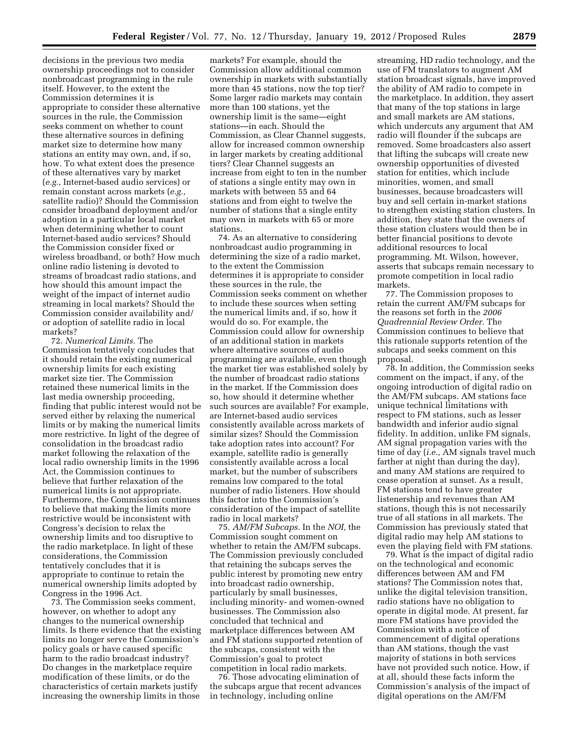decisions in the previous two media ownership proceedings not to consider nonbroadcast programming in the rule itself. However, to the extent the Commission determines it is appropriate to consider these alternative sources in the rule, the Commission seeks comment on whether to count these alternative sources in defining market size to determine how many stations an entity may own, and, if so, how. To what extent does the presence of these alternatives vary by market (*e.g.,* Internet-based audio services) or remain constant across markets (*e.g.,* satellite radio)? Should the Commission consider broadband deployment and/or adoption in a particular local market when determining whether to count Internet-based audio services? Should the Commission consider fixed or wireless broadband, or both? How much online radio listening is devoted to streams of broadcast radio stations, and how should this amount impact the weight of the impact of internet audio streaming in local markets? Should the Commission consider availability and/or adoption of satellite radio in local markets?

72. *Numerical Limits.* The Commission tentatively concludes that it should retain the existing numerical ownership limits for each existing market size tier. The Commission retained these numerical limits in the last media ownership proceeding, finding that public interest would not be served either by relaxing the numerical limits or by making the numerical limits more restrictive. In light of the degree of consolidation in the broadcast radio market following the relaxation of the local radio ownership limits in the 1996 Act, the Commission continues to believe that further relaxation of the numerical limits is not appropriate. Furthermore, the Commission continues to believe that making the limits more restrictive would be inconsistent with Congress's decision to relax the ownership limits and too disruptive to the radio marketplace. In light of these considerations, the Commission tentatively concludes that it is appropriate to continue to retain the numerical ownership limits adopted by Congress in the 1996 Act.

73. The Commission seeks comment, however, on whether to adopt any changes to the numerical ownership limits. Is there evidence that the existing limits no longer serve the Commission's policy goals or have caused specific harm to the radio broadcast industry? Do changes in the marketplace require modification of these limits, or do the characteristics of certain markets justify increasing the ownership limits in those markets? For example, should the Commission allow additional common ownership in markets with substantially more than 45 stations, now the top tier? Some larger radio markets may contain more than 100 stations, yet the ownership limit is the same—eight stations—in each. Should the Commission, as Clear Channel suggests, allow for increased common ownership in larger markets by creating additional tiers? Clear Channel suggests an increase from eight to ten in the number of stations a single entity may own in markets with between 55 and 64 stations and from eight to twelve the number of stations that a single entity may own in markets with 65 or more stations.

74. As an alternative to considering nonbroadcast audio programming in determining the size of a radio market, to the extent the Commission determines it is appropriate to consider these sources in the rule, the Commission seeks comment on whether to include these sources when setting the numerical limits and, if so, how it would do so. For example, the Commission could allow for ownership of an additional station in markets where alternative sources of audio programming are available, even though the market tier was established solely by the number of broadcast radio stations in the market. If the Commission does so, how should it determine whether such sources are available? For example, are Internet-based audio services consistently available across markets of similar sizes? Should the Commission take adoption rates into account? For example, satellite radio is generally consistently available across a local market, but the number of subscribers remains low compared to the total number of radio listeners. How should this factor into the Commission's consideration of the impact of satellite radio in local markets?

75. *AM/FM Subcaps.* In the *NOI,* the Commission sought comment on whether to retain the AM/FM subcaps. The Commission previously concluded that retaining the subcaps serves the public interest by promoting new entry into broadcast radio ownership, particularly by small businesses, including minority- and women-owned businesses. The Commission also concluded that technical and marketplace differences between AM and FM stations supported retention of the subcaps, consistent with the Commission's goal to protect competition in local radio markets.

76. Those advocating elimination of the subcaps argue that recent advances in technology, including online streaming, HD radio technology, and the use of FM translators to augment AM station broadcast signals, have improved the ability of AM radio to compete in the marketplace. In addition, they assert that many of the top stations in large and small markets are AM stations, which undercuts any argument that AM radio will flounder if the subcaps are removed. Some broadcasters also assert that lifting the subcaps will create new ownership opportunities of divested station for entities, which include minorities, women, and small businesses, because broadcasters will buy and sell certain in-market stations to strengthen existing station clusters. In addition, they state that the owners of these station clusters would then be in better financial positions to devote additional resources to local programming. Mt. Wilson, however, asserts that subcaps remain necessary to promote competition in local radio markets.

77. The Commission proposes to retain the current AM/FM subcaps for the reasons set forth in the *2006 Quadrennial Review Order.* The Commission continues to believe that this rationale supports retention of the subcaps and seeks comment on this proposal.

78. In addition, the Commission seeks comment on the impact, if any, of the ongoing introduction of digital radio on the AM/FM subcaps. AM stations face unique technical limitations with respect to FM stations, such as lesser bandwidth and inferior audio signal fidelity. In addition, unlike FM signals, AM signal propagation varies with the time of day (*i.e.,* AM signals travel much farther at night than during the day), and many AM stations are required to cease operation at sunset. As a result, FM stations tend to have greater listenership and revenues than AM stations, though this is not necessarily true of all stations in all markets. The Commission has previously stated that digital radio may help AM stations to even the playing field with FM stations.

79. What is the impact of digital radio on the technological and economic differences between AM and FM stations? The Commission notes that, unlike the digital television transition, radio stations have no obligation to operate in digital mode. At present, far more FM stations have provided the Commission with a notice of commencement of digital operations than AM stations, though the vast majority of stations in both services have not provided such notice. How, if at all, should these facts inform the Commission's analysis of the impact of digital operations on the AM/FM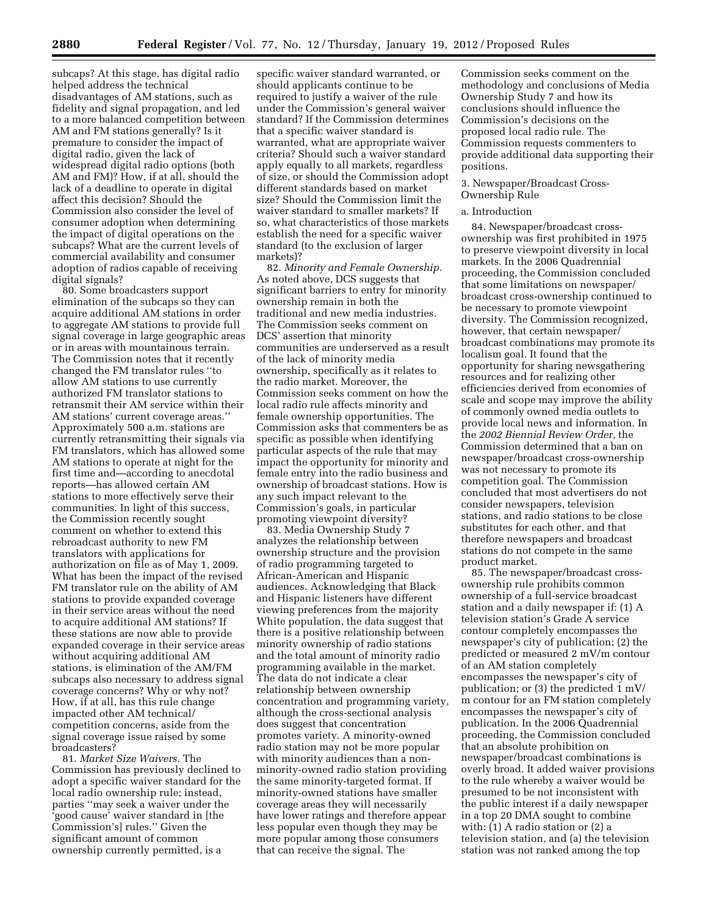subcaps? At this stage, has digital radio helped address the technical disadvantages of AM stations, such as fidelity and signal propagation, and led to a more balanced competition between AM and FM stations generally? Is it premature to consider the impact of digital radio, given the lack of widespread digital radio options (both AM and FM)? How, if at all, should the lack of a deadline to operate in digital affect this decision? Should the Commission also consider the level of consumer adoption when determining the impact of digital operations on the subcaps? What are the current levels of commercial availability and consumer adoption of radios capable of receiving digital signals?

80. Some broadcasters support elimination of the subcaps so they can acquire additional AM stations in order to aggregate AM stations to provide full signal coverage in large geographic areas or in areas with mountainous terrain. The Commission notes that it recently changed the FM translator rules ''to allow AM stations to use currently authorized FM translator stations to retransmit their AM service within their AM stations' current coverage areas.'' Approximately 500 a.m. stations are currently retransmitting their signals via FM translators, which has allowed some AM stations to operate at night for the first time and—according to anecdotal reports—has allowed certain AM stations to more effectively serve their communities. In light of this success, the Commission recently sought comment on whether to extend this rebroadcast authority to new FM translators with applications for authorization on file as of May 1, 2009. What has been the impact of the revised FM translator rule on the ability of AM stations to provide expanded coverage in their service areas without the need to acquire additional AM stations? If these stations are now able to provide expanded coverage in their service areas without acquiring additional AM stations, is elimination of the AM/FM subcaps also necessary to address signal coverage concerns? Why or why not? How, if at all, has this rule change impacted other AM technical/competition concerns, aside from the signal coverage issue raised by some broadcasters?

81. *Market Size Waivers.* The Commission has previously declined to adopt a specific waiver standard for the local radio ownership rule; instead, parties ''may seek a waiver under the 'good cause' waiver standard in [the Commission's] rules.'' Given the significant amount of common ownership currently permitted, is a specific waiver standard warranted, or should applicants continue to be required to justify a waiver of the rule under the Commission's general waiver standard? If the Commission determines that a specific waiver standard is warranted, what are appropriate waiver criteria? Should such a waiver standard apply equally to all markets, regardless of size, or should the Commission adopt different standards based on market size? Should the Commission limit the waiver standard to smaller markets? If so, what characteristics of those markets establish the need for a specific waiver standard (to the exclusion of larger markets)?

82. *Minority and Female Ownership.* As noted above, DCS suggests that significant barriers to entry for minority ownership remain in both the traditional and new media industries. The Commission seeks comment on DCS' assertion that minority communities are underserved as a result of the lack of minority media ownership, specifically as it relates to the radio market. Moreover, the Commission seeks comment on how the local radio rule affects minority and female ownership opportunities. The Commission asks that commenters be as specific as possible when identifying particular aspects of the rule that may impact the opportunity for minority and female entry into the radio business and ownership of broadcast stations. How is any such impact relevant to the Commission's goals, in particular promoting viewpoint diversity?

83. Media Ownership Study 7 analyzes the relationship between ownership structure and the provision of radio programming targeted to African-American and Hispanic audiences. Acknowledging that Black and Hispanic listeners have different viewing preferences from the majority White population, the data suggest that there is a positive relationship between minority ownership of radio stations and the total amount of minority radio programming available in the market. The data do not indicate a clear relationship between ownership concentration and programming variety, although the cross-sectional analysis does suggest that concentration promotes variety. A minority-owned radio station may not be more popular with minority audiences than a non-minority-owned radio station providing the same minority-targeted format. If minority-owned stations have smaller coverage areas they will necessarily have lower ratings and therefore appear less popular even though they may be more popular among those consumers that can receive the signal. The Commission seeks comment on the methodology and conclusions of Media Ownership Study 7 and how its conclusions should influence the Commission's decisions on the proposed local radio rule. The Commission requests commenters to provide additional data supporting their positions.

3. Newspaper/Broadcast Cross-Ownership Rule

a. Introduction

84. Newspaper/broadcast cross-ownership was first prohibited in 1975 to preserve viewpoint diversity in local markets. In the 2006 Quadrennial proceeding, the Commission concluded that some limitations on newspaper/broadcast cross-ownership continued to be necessary to promote viewpoint diversity. The Commission recognized, however, that certain newspaper/broadcast combinations may promote its localism goal. It found that the opportunity for sharing newsgathering resources and for realizing other efficiencies derived from economies of scale and scope may improve the ability of commonly owned media outlets to provide local news and information. In the *2002 Biennial Review Order,* the Commission determined that a ban on newspaper/broadcast cross-ownership was not necessary to promote its competition goal. The Commission concluded that most advertisers do not consider newspapers, television stations, and radio stations to be close substitutes for each other, and that therefore newspapers and broadcast stations do not compete in the same product market.

85. The newspaper/broadcast cross-ownership rule prohibits common ownership of a full-service broadcast station and a daily newspaper if: (1) A television station's Grade A service contour completely encompasses the newspaper's city of publication; (2) the predicted or measured 2 mV/m contour of an AM station completely encompasses the newspaper's city of publication; or (3) the predicted 1 mV/m contour for an FM station completely encompasses the newspaper's city of publication. In the 2006 Quadrennial proceeding, the Commission concluded that an absolute prohibition on newspaper/broadcast combinations is overly broad. It added waiver provisions to the rule whereby a waiver would be presumed to be not inconsistent with the public interest if a daily newspaper in a top 20 DMA sought to combine with: (1) A radio station or (2) a television station, and (a) the television station was not ranked among the top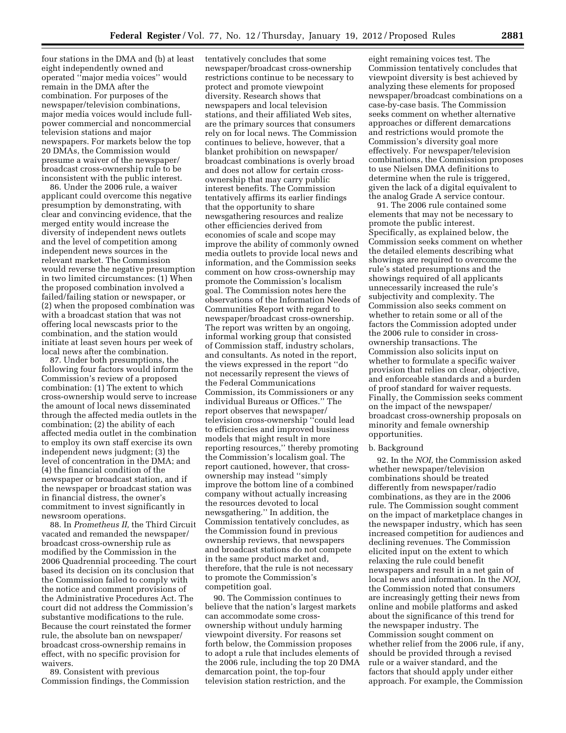four stations in the DMA and (b) at least eight independently owned and operated ''major media voices'' would remain in the DMA after the combination. For purposes of the newspaper/television combinations, major media voices would include full-power commercial and noncommercial television stations and major newspapers. For markets below the top 20 DMAs, the Commission would presume a waiver of the newspaper/broadcast cross-ownership rule to be inconsistent with the public interest.

86. Under the 2006 rule, a waiver applicant could overcome this negative presumption by demonstrating, with clear and convincing evidence, that the merged entity would increase the diversity of independent news outlets and the level of competition among independent news sources in the relevant market. The Commission would reverse the negative presumption in two limited circumstances: (1) When the proposed combination involved a failed/failing station or newspaper, or (2) when the proposed combination was with a broadcast station that was not offering local newscasts prior to the combination, and the station would initiate at least seven hours per week of local news after the combination.

87. Under both presumptions, the following four factors would inform the Commission's review of a proposed combination: (1) The extent to which cross-ownership would serve to increase the amount of local news disseminated through the affected media outlets in the combination; (2) the ability of each affected media outlet in the combination to employ its own staff exercise its own independent news judgment; (3) the level of concentration in the DMA; and (4) the financial condition of the newspaper or broadcast station, and if the newspaper or broadcast station was in financial distress, the owner's commitment to invest significantly in newsroom operations.

88. In *Prometheus II,* the Third Circuit vacated and remanded the newspaper/broadcast cross-ownership rule as modified by the Commission in the 2006 Quadrennial proceeding. The court based its decision on its conclusion that the Commission failed to comply with the notice and comment provisions of the Administrative Procedures Act. The court did not address the Commission's substantive modifications to the rule. Because the court reinstated the former rule, the absolute ban on newspaper/broadcast cross-ownership remains in effect, with no specific provision for waivers.

89. Consistent with previous Commission findings, the Commission tentatively concludes that some newspaper/broadcast cross-ownership restrictions continue to be necessary to protect and promote viewpoint diversity. Research shows that newspapers and local television stations, and their affiliated Web sites, are the primary sources that consumers rely on for local news. The Commission continues to believe, however, that a blanket prohibition on newspaper/broadcast combinations is overly broad and does not allow for certain cross-ownership that may carry public interest benefits. The Commission tentatively affirms its earlier findings that the opportunity to share newsgathering resources and realize other efficiencies derived from economies of scale and scope may improve the ability of commonly owned media outlets to provide local news and information, and the Commission seeks comment on how cross-ownership may promote the Commission's localism goal. The Commission notes here the observations of the Information Needs of Communities Report with regard to newspaper/broadcast cross-ownership. The report was written by an ongoing, informal working group that consisted of Commission staff, industry scholars, and consultants. As noted in the report, the views expressed in the report ''do not necessarily represent the views of the Federal Communications Commission, its Commissioners or any individual Bureaus or Offices.'' The report observes that newspaper/television cross-ownership ''could lead to efficiencies and improved business models that might result in more reporting resources,'' thereby promoting the Commission's localism goal. The report cautioned, however, that cross-ownership may instead ''simply improve the bottom line of a combined company without actually increasing the resources devoted to local newsgathering.'' In addition, the Commission tentatively concludes, as the Commission found in previous ownership reviews, that newspapers and broadcast stations do not compete in the same product market and, therefore, that the rule is not necessary to promote the Commission's competition goal.

90. The Commission continues to believe that the nation's largest markets can accommodate some cross-ownership without unduly harming viewpoint diversity. For reasons set forth below, the Commission proposes to adopt a rule that includes elements of the 2006 rule, including the top 20 DMA demarcation point, the top-four television station restriction, and the eight remaining voices test. The Commission tentatively concludes that viewpoint diversity is best achieved by analyzing these elements for proposed newspaper/broadcast combinations on a case-by-case basis. The Commission seeks comment on whether alternative approaches or different demarcations and restrictions would promote the Commission's diversity goal more effectively. For newspaper/television combinations, the Commission proposes to use Nielsen DMA definitions to determine when the rule is triggered, given the lack of a digital equivalent to the analog Grade A service contour.

91. The 2006 rule contained some elements that may not be necessary to promote the public interest. Specifically, as explained below, the Commission seeks comment on whether the detailed elements describing what showings are required to overcome the rule's stated presumptions and the showings required of all applicants unnecessarily increased the rule's subjectivity and complexity. The Commission also seeks comment on whether to retain some or all of the factors the Commission adopted under the 2006 rule to consider in cross-ownership transactions. The Commission also solicits input on whether to formulate a specific waiver provision that relies on clear, objective, and enforceable standards and a burden of proof standard for waiver requests. Finally, the Commission seeks comment on the impact of the newspaper/broadcast cross-ownership proposals on minority and female ownership opportunities.

b. Background

92. In the *NOI,* the Commission asked whether newspaper/television combinations should be treated differently from newspaper/radio combinations, as they are in the 2006 rule. The Commission sought comment on the impact of marketplace changes in the newspaper industry, which has seen increased competition for audiences and declining revenues. The Commission elicited input on the extent to which relaxing the rule could benefit newspapers and result in a net gain of local news and information. In the *NOI,* the Commission noted that consumers are increasingly getting their news from online and mobile platforms and asked about the significance of this trend for the newspaper industry. The Commission sought comment on whether relief from the 2006 rule, if any, should be provided through a revised rule or a waiver standard, and the factors that should apply under either approach. For example, the Commission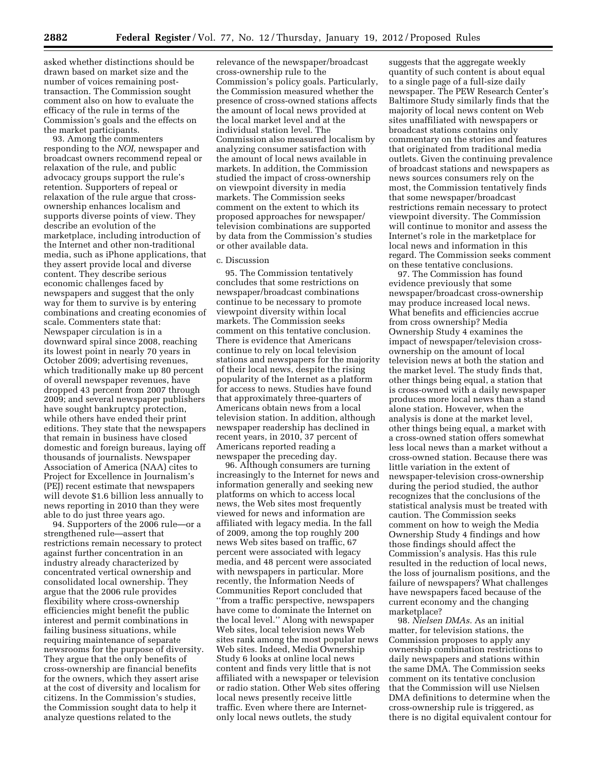asked whether distinctions should be drawn based on market size and the number of voices remaining post-transaction. The Commission sought comment also on how to evaluate the efficacy of the rule in terms of the Commission's goals and the effects on the market participants.

93. Among the commenters responding to the *NOI,* newspaper and broadcast owners recommend repeal or relaxation of the rule, and public advocacy groups support the rule's retention. Supporters of repeal or relaxation of the rule argue that cross-ownership enhances localism and supports diverse points of view. They describe an evolution of the marketplace, including introduction of the Internet and other non-traditional media, such as iPhone applications, that they assert provide local and diverse content. They describe serious economic challenges faced by newspapers and suggest that the only way for them to survive is by entering combinations and creating economies of scale. Commenters state that: Newspaper circulation is in a downward spiral since 2008, reaching its lowest point in nearly 70 years in October 2009; advertising revenues, which traditionally make up 80 percent of overall newspaper revenues, have dropped 43 percent from 2007 through 2009; and several newspaper publishers have sought bankruptcy protection, while others have ended their print editions. They state that the newspapers that remain in business have closed domestic and foreign bureaus, laying off thousands of journalists. Newspaper Association of America (NAA) cites to Project for Excellence in Journalism's (PEJ) recent estimate that newspapers will devote $1.6 billion less annually to news reporting in 2010 than they were able to do just three years ago.

94. Supporters of the 2006 rule—or a strengthened rule—assert that restrictions remain necessary to protect against further concentration in an industry already characterized by concentrated vertical ownership and consolidated local ownership. They argue that the 2006 rule provides flexibility where cross-ownership efficiencies might benefit the public interest and permit combinations in failing business situations, while requiring maintenance of separate newsrooms for the purpose of diversity. They argue that the only benefits of cross-ownership are financial benefits for the owners, which they assert arise at the cost of diversity and localism for citizens. In the Commission's studies, the Commission sought data to help it analyze questions related to the relevance of the newspaper/broadcast cross-ownership rule to the Commission's policy goals. Particularly, the Commission measured whether the presence of cross-owned stations affects the amount of local news provided at the local market level and at the individual station level. The Commission also measured localism by analyzing consumer satisfaction with the amount of local news available in markets. In addition, the Commission studied the impact of cross-ownership on viewpoint diversity in media markets. The Commission seeks comment on the extent to which its proposed approaches for newspaper/television combinations are supported by data from the Commission's studies or other available data.

c. Discussion

95. The Commission tentatively concludes that some restrictions on newspaper/broadcast combinations continue to be necessary to promote viewpoint diversity within local markets. The Commission seeks comment on this tentative conclusion. There is evidence that Americans continue to rely on local television stations and newspapers for the majority of their local news, despite the rising popularity of the Internet as a platform for access to news. Studies have found that approximately three-quarters of Americans obtain news from a local television station. In addition, although newspaper readership has declined in recent years, in 2010, 37 percent of Americans reported reading a newspaper the preceding day.

96. Although consumers are turning increasingly to the Internet for news and information generally and seeking new platforms on which to access local news, the Web sites most frequently viewed for news and information are affiliated with legacy media. In the fall of 2009, among the top roughly 200 news Web sites based on traffic, 67 percent were associated with legacy media, and 48 percent were associated with newspapers in particular. More recently, the Information Needs of Communities Report concluded that ''from a traffic perspective, newspapers have come to dominate the Internet on the local level.'' Along with newspaper Web sites, local television news Web sites rank among the most popular news Web sites. Indeed, Media Ownership Study 6 looks at online local news content and finds very little that is not affiliated with a newspaper or television or radio station. Other Web sites offering local news presently receive little traffic. Even where there are Internet-only local news outlets, the study suggests that the aggregate weekly quantity of such content is about equal to a single page of a full-size daily newspaper. The PEW Research Center's Baltimore Study similarly finds that the majority of local news content on Web sites unaffiliated with newspapers or broadcast stations contains only commentary on the stories and features that originated from traditional media outlets. Given the continuing prevalence of broadcast stations and newspapers as news sources consumers rely on the most, the Commission tentatively finds that some newspaper/broadcast restrictions remain necessary to protect viewpoint diversity. The Commission will continue to monitor and assess the Internet's role in the marketplace for local news and information in this regard. The Commission seeks comment on these tentative conclusions.

97. The Commission has found evidence previously that some newspaper/broadcast cross-ownership may produce increased local news. What benefits and efficiencies accrue from cross ownership? Media Ownership Study 4 examines the impact of newspaper/television cross-ownership on the amount of local television news at both the station and the market level. The study finds that, other things being equal, a station that is cross-owned with a daily newspaper produces more local news than a stand alone station. However, when the analysis is done at the market level, other things being equal, a market with a cross-owned station offers somewhat less local news than a market without a cross-owned station. Because there was little variation in the extent of newspaper-television cross-ownership during the period studied, the author recognizes that the conclusions of the statistical analysis must be treated with caution. The Commission seeks comment on how to weigh the Media Ownership Study 4 findings and how those findings should affect the Commission's analysis. Has this rule resulted in the reduction of local news, the loss of journalism positions, and the failure of newspapers? What challenges have newspapers faced because of the current economy and the changing marketplace?

98. *Nielsen DMAs.* As an initial matter, for television stations, the Commission proposes to apply any ownership combination restrictions to daily newspapers and stations within the same DMA. The Commission seeks comment on its tentative conclusion that the Commission will use Nielsen DMA definitions to determine when the cross-ownership rule is triggered, as there is no digital equivalent contour for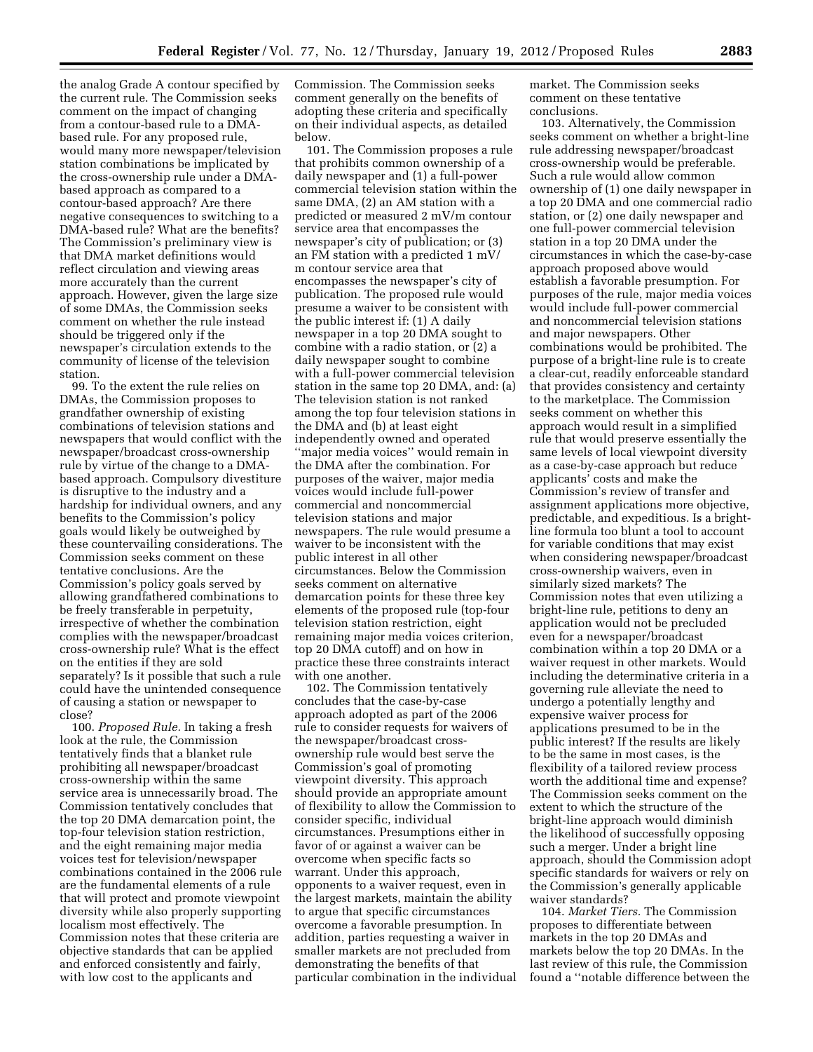the analog Grade A contour specified by the current rule. The Commission seeks comment on the impact of changing from a contour-based rule to a DMA-based rule. For any proposed rule, would many more newspaper/television station combinations be implicated by the cross-ownership rule under a DMA-based approach as compared to a contour-based approach? Are there negative consequences to switching to a DMA-based rule? What are the benefits? The Commission's preliminary view is that DMA market definitions would reflect circulation and viewing areas more accurately than the current approach. However, given the large size of some DMAs, the Commission seeks comment on whether the rule instead should be triggered only if the newspaper's circulation extends to the community of license of the television station.

99. To the extent the rule relies on DMAs, the Commission proposes to grandfather ownership of existing combinations of television stations and newspapers that would conflict with the newspaper/broadcast cross-ownership rule by virtue of the change to a DMA-based approach. Compulsory divestiture is disruptive to the industry and a hardship for individual owners, and any benefits to the Commission's policy goals would likely be outweighed by these countervailing considerations. The Commission seeks comment on these tentative conclusions. Are the Commission's policy goals served by allowing grandfathered combinations to be freely transferable in perpetuity, irrespective of whether the combination complies with the newspaper/broadcast cross-ownership rule? What is the effect on the entities if they are sold separately? Is it possible that such a rule could have the unintended consequence of causing a station or newspaper to close?

100. *Proposed Rule.* In taking a fresh look at the rule, the Commission tentatively finds that a blanket rule prohibiting all newspaper/broadcast cross-ownership within the same service area is unnecessarily broad. The Commission tentatively concludes that the top 20 DMA demarcation point, the top-four television station restriction, and the eight remaining major media voices test for television/newspaper combinations contained in the 2006 rule are the fundamental elements of a rule that will protect and promote viewpoint diversity while also properly supporting localism most effectively. The Commission notes that these criteria are objective standards that can be applied and enforced consistently and fairly, with low cost to the applicants and Commission. The Commission seeks comment generally on the benefits of adopting these criteria and specifically on their individual aspects, as detailed below.

101. The Commission proposes a rule that prohibits common ownership of a daily newspaper and (1) a full-power commercial television station within the same DMA, (2) an AM station with a predicted or measured 2 mV/m contour service area that encompasses the newspaper's city of publication; or (3) an FM station with a predicted 1 mV/m contour service area that encompasses the newspaper's city of publication. The proposed rule would presume a waiver to be consistent with the public interest if: (1) A daily newspaper in a top 20 DMA sought to combine with a radio station, or (2) a daily newspaper sought to combine with a full-power commercial television station in the same top 20 DMA, and: (a) The television station is not ranked among the top four television stations in the DMA and (b) at least eight independently owned and operated "major media voices" would remain in the DMA after the combination. For purposes of the waiver, major media voices would include full-power commercial and noncommercial television stations and major newspapers. The rule would presume a waiver to be inconsistent with the public interest in all other circumstances. Below the Commission seeks comment on alternative demarcation points for these three key elements of the proposed rule (top-four television station restriction, eight remaining major media voices criterion, top 20 DMA cutoff) and on how in practice these three constraints interact with one another.

102. The Commission tentatively concludes that the case-by-case approach adopted as part of the 2006 rule to consider requests for waivers of the newspaper/broadcast cross-ownership rule would best serve the Commission's goal of promoting viewpoint diversity. This approach should provide an appropriate amount of flexibility to allow the Commission to consider specific, individual circumstances. Presumptions either in favor of or against a waiver can be overcome when specific facts so warrant. Under this approach, opponents to a waiver request, even in the largest markets, maintain the ability to argue that specific circumstances overcome a favorable presumption. In addition, parties requesting a waiver in smaller markets are not precluded from demonstrating the benefits of that particular combination in the individual market. The Commission seeks comment on these tentative conclusions.

103. Alternatively, the Commission seeks comment on whether a bright-line rule addressing newspaper/broadcast cross-ownership would be preferable. Such a rule would allow common ownership of (1) one daily newspaper in a top 20 DMA and one commercial radio station, or (2) one daily newspaper and one full-power commercial television station in a top 20 DMA under the circumstances in which the case-by-case approach proposed above would establish a favorable presumption. For purposes of the rule, major media voices would include full-power commercial and noncommercial television stations and major newspapers. Other combinations would be prohibited. The purpose of a bright-line rule is to create a clear-cut, readily enforceable standard that provides consistency and certainty to the marketplace. The Commission seeks comment on whether this approach would result in a simplified rule that would preserve essentially the same levels of local viewpoint diversity as a case-by-case approach but reduce applicants' costs and make the Commission's review of transfer and assignment applications more objective, predictable, and expeditious. Is a bright-line formula too blunt a tool to account for variable conditions that may exist when considering newspaper/broadcast cross-ownership waivers, even in similarly sized markets? The Commission notes that even utilizing a bright-line rule, petitions to deny an application would not be precluded even for a newspaper/broadcast combination within a top 20 DMA or a waiver request in other markets. Would including the determinative criteria in a governing rule alleviate the need to undergo a potentially lengthy and expensive waiver process for applications presumed to be in the public interest? If the results are likely to be the same in most cases, is the flexibility of a tailored review process worth the additional time and expense? The Commission seeks comment on the extent to which the structure of the bright-line approach would diminish the likelihood of successfully opposing such a merger. Under a bright line approach, should the Commission adopt specific standards for waivers or rely on the Commission's generally applicable waiver standards?

104. *Market Tiers.* The Commission proposes to differentiate between markets in the top 20 DMAs and markets below the top 20 DMAs. In the last review of this rule, the Commission found a "notable difference between the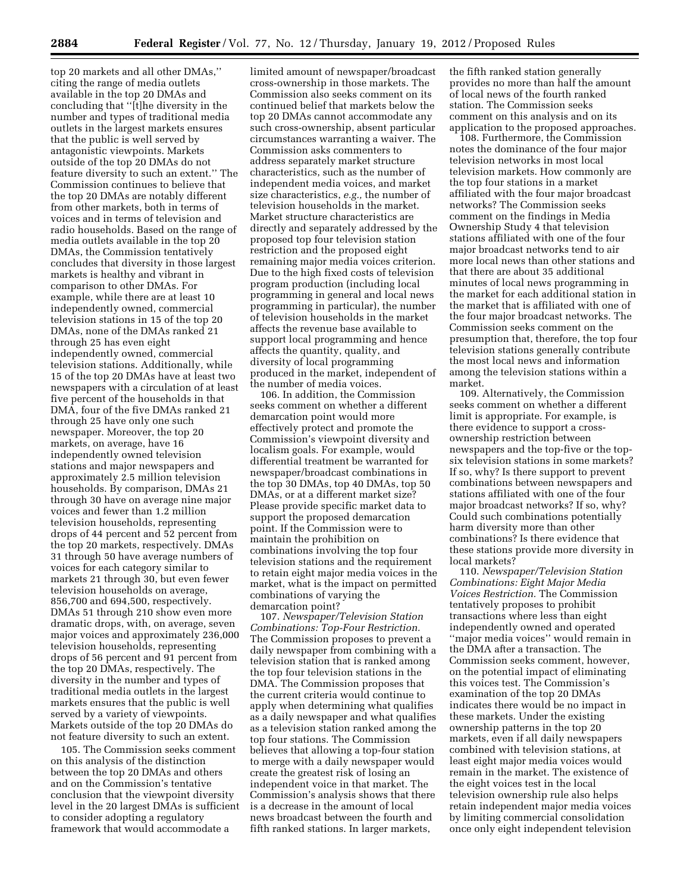top 20 markets and all other DMAs,'' citing the range of media outlets available in the top 20 DMAs and concluding that ''[t]he diversity in the number and types of traditional media outlets in the largest markets ensures that the public is well served by antagonistic viewpoints. Markets outside of the top 20 DMAs do not feature diversity to such an extent.'' The Commission continues to believe that the top 20 DMAs are notably different from other markets, both in terms of voices and in terms of television and radio households. Based on the range of media outlets available in the top 20 DMAs, the Commission tentatively concludes that diversity in those largest markets is healthy and vibrant in comparison to other DMAs. For example, while there are at least 10 independently owned, commercial television stations in 15 of the top 20 DMAs, none of the DMAs ranked 21 through 25 has even eight independently owned, commercial television stations. Additionally, while 15 of the top 20 DMAs have at least two newspapers with a circulation of at least five percent of the households in that DMA, four of the five DMAs ranked 21 through 25 have only one such newspaper. Moreover, the top 20 markets, on average, have 16 independently owned television stations and major newspapers and approximately 2.5 million television households. By comparison, DMAs 21 through 30 have on average nine major voices and fewer than 1.2 million television households, representing drops of 44 percent and 52 percent from the top 20 markets, respectively. DMAs 31 through 50 have average numbers of voices for each category similar to markets 21 through 30, but even fewer television households on average, 856,700 and 694,500, respectively. DMAs 51 through 210 show even more dramatic drops, with, on average, seven major voices and approximately 236,000 television households, representing drops of 56 percent and 91 percent from the top 20 DMAs, respectively. The diversity in the number and types of traditional media outlets in the largest markets ensures that the public is well served by a variety of viewpoints. Markets outside of the top 20 DMAs do not feature diversity to such an extent.

105. The Commission seeks comment on this analysis of the distinction between the top 20 DMAs and others and on the Commission's tentative conclusion that the viewpoint diversity level in the 20 largest DMAs is sufficient to consider adopting a regulatory framework that would accommodate a limited amount of newspaper/broadcast cross-ownership in those markets. The Commission also seeks comment on its continued belief that markets below the top 20 DMAs cannot accommodate any such cross-ownership, absent particular circumstances warranting a waiver. The Commission asks commenters to address separately market structure characteristics, such as the number of independent media voices, and market size characteristics, *e.g.,* the number of television households in the market. Market structure characteristics are directly and separately addressed by the proposed top four television station restriction and the proposed eight remaining major media voices criterion. Due to the high fixed costs of television program production (including local programming in general and local news programming in particular), the number of television households in the market affects the revenue base available to support local programming and hence affects the quantity, quality, and diversity of local programming produced in the market, independent of the number of media voices.

106. In addition, the Commission seeks comment on whether a different demarcation point would more effectively protect and promote the Commission's viewpoint diversity and localism goals. For example, would differential treatment be warranted for newspaper/broadcast combinations in the top 30 DMAs, top 40 DMAs, top 50 DMAs, or at a different market size? Please provide specific market data to support the proposed demarcation point. If the Commission were to maintain the prohibition on combinations involving the top four television stations and the requirement to retain eight major media voices in the market, what is the impact on permitted combinations of varying the demarcation point?

107. *Newspaper/Television Station Combinations: Top-Four Restriction.* The Commission proposes to prevent a daily newspaper from combining with a television station that is ranked among the top four television stations in the DMA. The Commission proposes that the current criteria would continue to apply when determining what qualifies as a daily newspaper and what qualifies as a television station ranked among the top four stations. The Commission believes that allowing a top-four station to merge with a daily newspaper would create the greatest risk of losing an independent voice in that market. The Commission's analysis shows that there is a decrease in the amount of local news broadcast between the fourth and fifth ranked stations. In larger markets, the fifth ranked station generally provides no more than half the amount of local news of the fourth ranked station. The Commission seeks comment on this analysis and on its application to the proposed approaches.

108. Furthermore, the Commission notes the dominance of the four major television networks in most local television markets. How commonly are the top four stations in a market affiliated with the four major broadcast networks? The Commission seeks comment on the findings in Media Ownership Study 4 that television stations affiliated with one of the four major broadcast networks tend to air more local news than other stations and that there are about 35 additional minutes of local news programming in the market for each additional station in the market that is affiliated with one of the four major broadcast networks. The Commission seeks comment on the presumption that, therefore, the top four television stations generally contribute the most local news and information among the television stations within a market.

109. Alternatively, the Commission seeks comment on whether a different limit is appropriate. For example, is there evidence to support a cross-ownership restriction between newspapers and the top-five or the top-six television stations in some markets? If so, why? Is there support to prevent combinations between newspapers and stations affiliated with one of the four major broadcast networks? If so, why? Could such combinations potentially harm diversity more than other combinations? Is there evidence that these stations provide more diversity in local markets?

110. *Newspaper/Television Station Combinations: Eight Major Media Voices Restriction.* The Commission tentatively proposes to prohibit transactions where less than eight independently owned and operated ''major media voices'' would remain in the DMA after a transaction. The Commission seeks comment, however, on the potential impact of eliminating this voices test. The Commission's examination of the top 20 DMAs indicates there would be no impact in these markets. Under the existing ownership patterns in the top 20 markets, even if all daily newspapers combined with television stations, at least eight major media voices would remain in the market. The existence of the eight voices test in the local television ownership rule also helps retain independent major media voices by limiting commercial consolidation once only eight independent television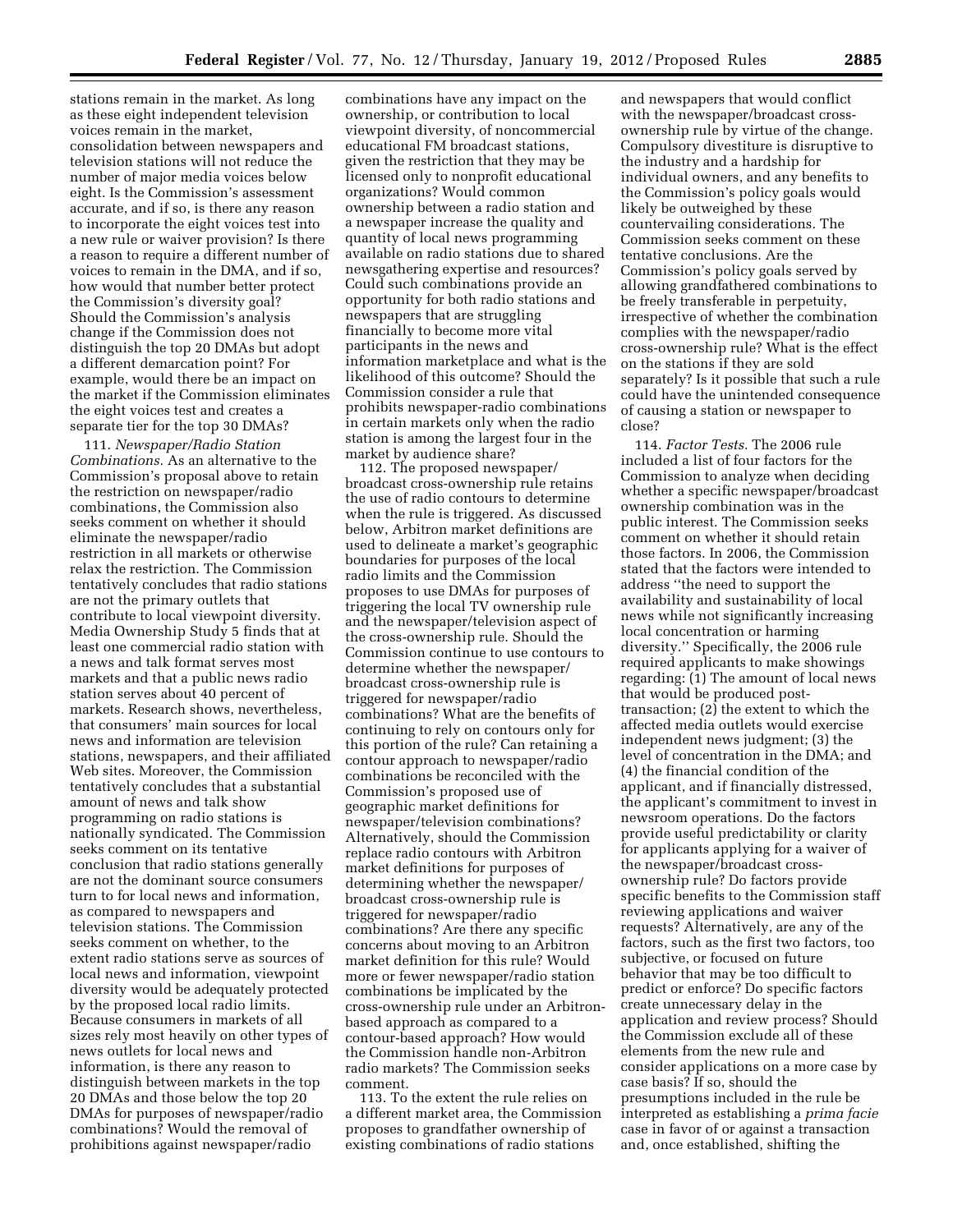stations remain in the market. As long as these eight independent television voices remain in the market, consolidation between newspapers and television stations will not reduce the number of major media voices below eight. Is the Commission's assessment accurate, and if so, is there any reason to incorporate the eight voices test into a new rule or waiver provision? Is there a reason to require a different number of voices to remain in the DMA, and if so, how would that number better protect the Commission's diversity goal? Should the Commission's analysis change if the Commission does not distinguish the top 20 DMAs but adopt a different demarcation point? For example, would there be an impact on the market if the Commission eliminates the eight voices test and creates a separate tier for the top 30 DMAs?

111. *Newspaper/Radio Station Combinations.* As an alternative to the Commission's proposal above to retain the restriction on newspaper/radio combinations, the Commission also seeks comment on whether it should eliminate the newspaper/radio restriction in all markets or otherwise relax the restriction. The Commission tentatively concludes that radio stations are not the primary outlets that contribute to local viewpoint diversity. Media Ownership Study 5 finds that at least one commercial radio station with a news and talk format serves most markets and that a public news radio station serves about 40 percent of markets. Research shows, nevertheless, that consumers' main sources for local news and information are television stations, newspapers, and their affiliated Web sites. Moreover, the Commission tentatively concludes that a substantial amount of news and talk show programming on radio stations is nationally syndicated. The Commission seeks comment on its tentative conclusion that radio stations generally are not the dominant source consumers turn to for local news and information, as compared to newspapers and television stations. The Commission seeks comment on whether, to the extent radio stations serve as sources of local news and information, viewpoint diversity would be adequately protected by the proposed local radio limits. Because consumers in markets of all sizes rely most heavily on other types of news outlets for local news and information, is there any reason to distinguish between markets in the top 20 DMAs and those below the top 20 DMAs for purposes of newspaper/radio combinations? Would the removal of prohibitions against newspaper/radio combinations have any impact on the ownership, or contribution to local viewpoint diversity, of noncommercial educational FM broadcast stations, given the restriction that they may be licensed only to nonprofit educational organizations? Would common ownership between a radio station and a newspaper increase the quality and quantity of local news programming available on radio stations due to shared newsgathering expertise and resources? Could such combinations provide an opportunity for both radio stations and newspapers that are struggling financially to become more vital participants in the news and information marketplace and what is the likelihood of this outcome? Should the Commission consider a rule that prohibits newspaper-radio combinations in certain markets only when the radio station is among the largest four in the market by audience share?

112. The proposed newspaper/broadcast cross-ownership rule retains the use of radio contours to determine when the rule is triggered. As discussed below, Arbitron market definitions are used to delineate a market's geographic boundaries for purposes of the local radio limits and the Commission proposes to use DMAs for purposes of triggering the local TV ownership rule and the newspaper/television aspect of the cross-ownership rule. Should the Commission continue to use contours to determine whether the newspaper/broadcast cross-ownership rule is triggered for newspaper/radio combinations? What are the benefits of continuing to rely on contours only for this portion of the rule? Can retaining a contour approach to newspaper/radio combinations be reconciled with the Commission's proposed use of geographic market definitions for newspaper/television combinations? Alternatively, should the Commission replace radio contours with Arbitron market definitions for purposes of determining whether the newspaper/broadcast cross-ownership rule is triggered for newspaper/radio combinations? Are there any specific concerns about moving to an Arbitron market definition for this rule? Would more or fewer newspaper/radio station combinations be implicated by the cross-ownership rule under an Arbitron-based approach as compared to a contour-based approach? How would the Commission handle non-Arbitron radio markets? The Commission seeks comment.

113. To the extent the rule relies on a different market area, the Commission proposes to grandfather ownership of existing combinations of radio stations and newspapers that would conflict with the newspaper/broadcast cross-ownership rule by virtue of the change. Compulsory divestiture is disruptive to the industry and a hardship for individual owners, and any benefits to the Commission's policy goals would likely be outweighed by these countervailing considerations. The Commission seeks comment on these tentative conclusions. Are the Commission's policy goals served by allowing grandfathered combinations to be freely transferable in perpetuity, irrespective of whether the combination complies with the newspaper/radio cross-ownership rule? What is the effect on the stations if they are sold separately? Is it possible that such a rule could have the unintended consequence of causing a station or newspaper to close?

114. *Factor Tests.* The 2006 rule included a list of four factors for the Commission to analyze when deciding whether a specific newspaper/broadcast ownership combination was in the public interest. The Commission seeks comment on whether it should retain those factors. In 2006, the Commission stated that the factors were intended to address ''the need to support the availability and sustainability of local news while not significantly increasing local concentration or harming diversity.'' Specifically, the 2006 rule required applicants to make showings regarding: (1) The amount of local news that would be produced post-transaction; (2) the extent to which the affected media outlets would exercise independent news judgment; (3) the level of concentration in the DMA; and (4) the financial condition of the applicant, and if financially distressed, the applicant's commitment to invest in newsroom operations. Do the factors provide useful predictability or clarity for applicants applying for a waiver of the newspaper/broadcast cross-ownership rule? Do factors provide specific benefits to the Commission staff reviewing applications and waiver requests? Alternatively, are any of the factors, such as the first two factors, too subjective, or focused on future behavior that may be too difficult to predict or enforce? Do specific factors create unnecessary delay in the application and review process? Should the Commission exclude all of these elements from the new rule and consider applications on a more case by case basis? If so, should the presumptions included in the rule be interpreted as establishing a *prima facie* case in favor of or against a transaction and, once established, shifting the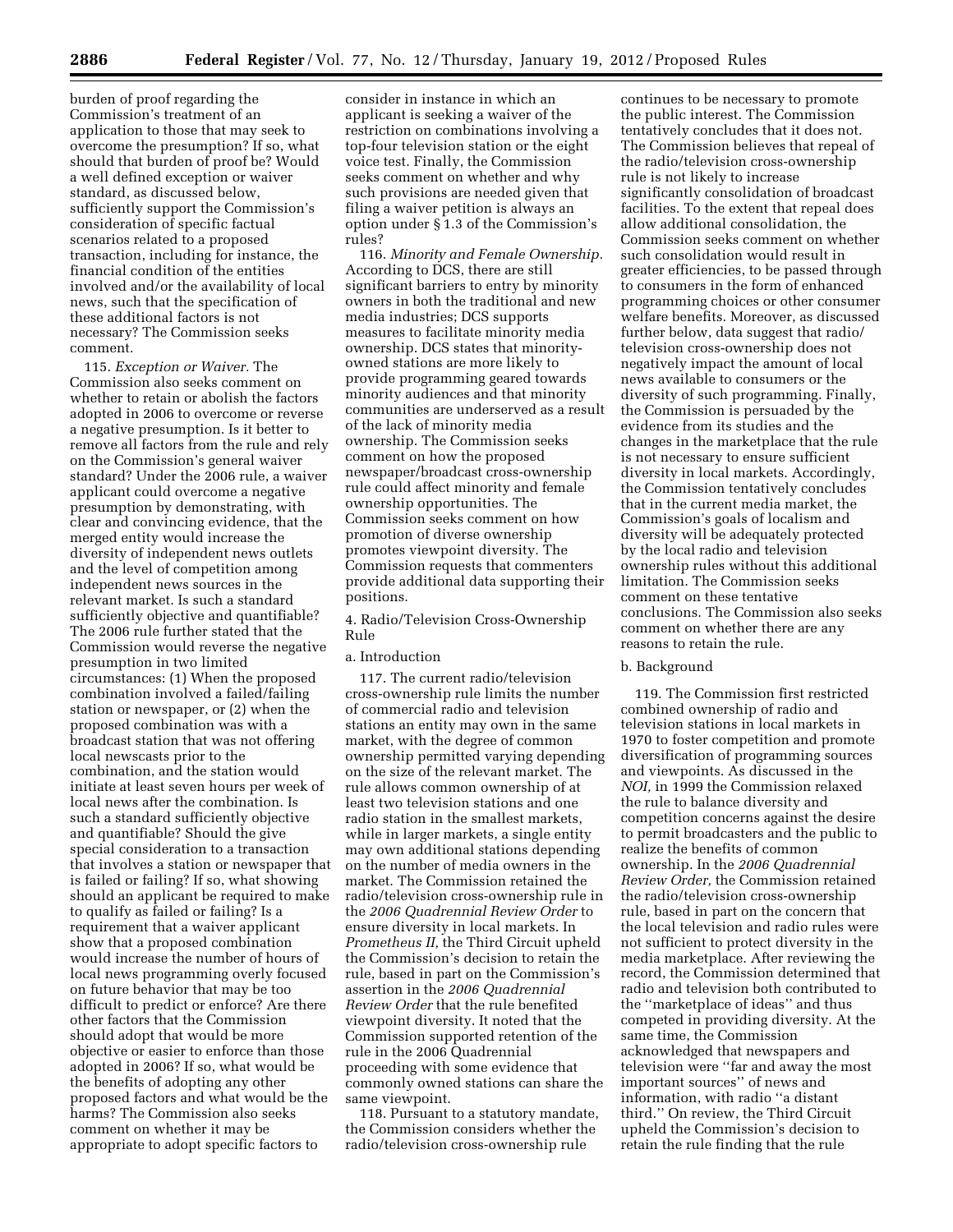burden of proof regarding the Commission's treatment of an application to those that may seek to overcome the presumption? If so, what should that burden of proof be? Would a well defined exception or waiver standard, as discussed below, sufficiently support the Commission's consideration of specific factual scenarios related to a proposed transaction, including for instance, the financial condition of the entities involved and/or the availability of local news, such that the specification of these additional factors is not necessary? The Commission seeks comment.

115. *Exception or Waiver.* The Commission also seeks comment on whether to retain or abolish the factors adopted in 2006 to overcome or reverse a negative presumption. Is it better to remove all factors from the rule and rely on the Commission's general waiver standard? Under the 2006 rule, a waiver applicant could overcome a negative presumption by demonstrating, with clear and convincing evidence, that the merged entity would increase the diversity of independent news outlets and the level of competition among independent news sources in the relevant market. Is such a standard sufficiently objective and quantifiable? The 2006 rule further stated that the Commission would reverse the negative presumption in two limited circumstances: (1) When the proposed combination involved a failed/failing station or newspaper, or (2) when the proposed combination was with a broadcast station that was not offering local newscasts prior to the combination, and the station would initiate at least seven hours per week of local news after the combination. Is such a standard sufficiently objective and quantifiable? Should the give special consideration to a transaction that involves a station or newspaper that is failed or failing? If so, what showing should an applicant be required to make to qualify as failed or failing? Is a requirement that a waiver applicant show that a proposed combination would increase the number of hours of local news programming overly focused on future behavior that may be too difficult to predict or enforce? Are there other factors that the Commission should adopt that would be more objective or easier to enforce than those adopted in 2006? If so, what would be the benefits of adopting any other proposed factors and what would be the harms? The Commission also seeks comment on whether it may be appropriate to adopt specific factors to consider in instance in which an applicant is seeking a waiver of the restriction on combinations involving a top-four television station or the eight voice test. Finally, the Commission seeks comment on whether and why such provisions are needed given that filing a waiver petition is always an option under § 1.3 of the Commission's rules?

116. *Minority and Female Ownership.* According to DCS, there are still significant barriers to entry by minority owners in both the traditional and new media industries; DCS supports measures to facilitate minority media ownership. DCS states that minority-owned stations are more likely to provide programming geared towards minority audiences and that minority communities are underserved as a result of the lack of minority media ownership. The Commission seeks comment on how the proposed newspaper/broadcast cross-ownership rule could affect minority and female ownership opportunities. The Commission seeks comment on how promotion of diverse ownership promotes viewpoint diversity. The Commission requests that commenters provide additional data supporting their positions.

### 4. Radio/Television Cross-Ownership Rule

#### a. Introduction

117. The current radio/television cross-ownership rule limits the number of commercial radio and television stations an entity may own in the same market, with the degree of common ownership permitted varying depending on the size of the relevant market. The rule allows common ownership of at least two television stations and one radio station in the smallest markets, while in larger markets, a single entity may own additional stations depending on the number of media owners in the market. The Commission retained the radio/television cross-ownership rule in the *2006 Quadrennial Review Order* to ensure diversity in local markets. In *Prometheus II,* the Third Circuit upheld the Commission's decision to retain the rule, based in part on the Commission's assertion in the *2006 Quadrennial Review Order* that the rule benefited viewpoint diversity. It noted that the Commission supported retention of the rule in the 2006 Quadrennial proceeding with some evidence that commonly owned stations can share the same viewpoint.

118. Pursuant to a statutory mandate, the Commission considers whether the radio/television cross-ownership rule continues to be necessary to promote the public interest. The Commission tentatively concludes that it does not. The Commission believes that repeal of the radio/television cross-ownership rule is not likely to increase significantly consolidation of broadcast facilities. To the extent that repeal does allow additional consolidation, the Commission seeks comment on whether such consolidation would result in greater efficiencies, to be passed through to consumers in the form of enhanced programming choices or other consumer welfare benefits. Moreover, as discussed further below, data suggest that radio/television cross-ownership does not negatively impact the amount of local news available to consumers or the diversity of such programming. Finally, the Commission is persuaded by the evidence from its studies and the changes in the marketplace that the rule is not necessary to ensure sufficient diversity in local markets. Accordingly, the Commission tentatively concludes that in the current media market, the Commission's goals of localism and diversity will be adequately protected by the local radio and television ownership rules without this additional limitation. The Commission seeks comment on these tentative conclusions. The Commission also seeks comment on whether there are any reasons to retain the rule.

#### b. Background

119. The Commission first restricted combined ownership of radio and television stations in local markets in 1970 to foster competition and promote diversification of programming sources and viewpoints. As discussed in the *NOI,* in 1999 the Commission relaxed the rule to balance diversity and competition concerns against the desire to permit broadcasters and the public to realize the benefits of common ownership. In the *2006 Quadrennial Review Order,* the Commission retained the radio/television cross-ownership rule, based in part on the concern that the local television and radio rules were not sufficient to protect diversity in the media marketplace. After reviewing the record, the Commission determined that radio and television both contributed to the ''marketplace of ideas'' and thus competed in providing diversity. At the same time, the Commission acknowledged that newspapers and television were ''far and away the most important sources'' of news and information, with radio ''a distant third.'' On review, the Third Circuit upheld the Commission's decision to retain the rule finding that the rule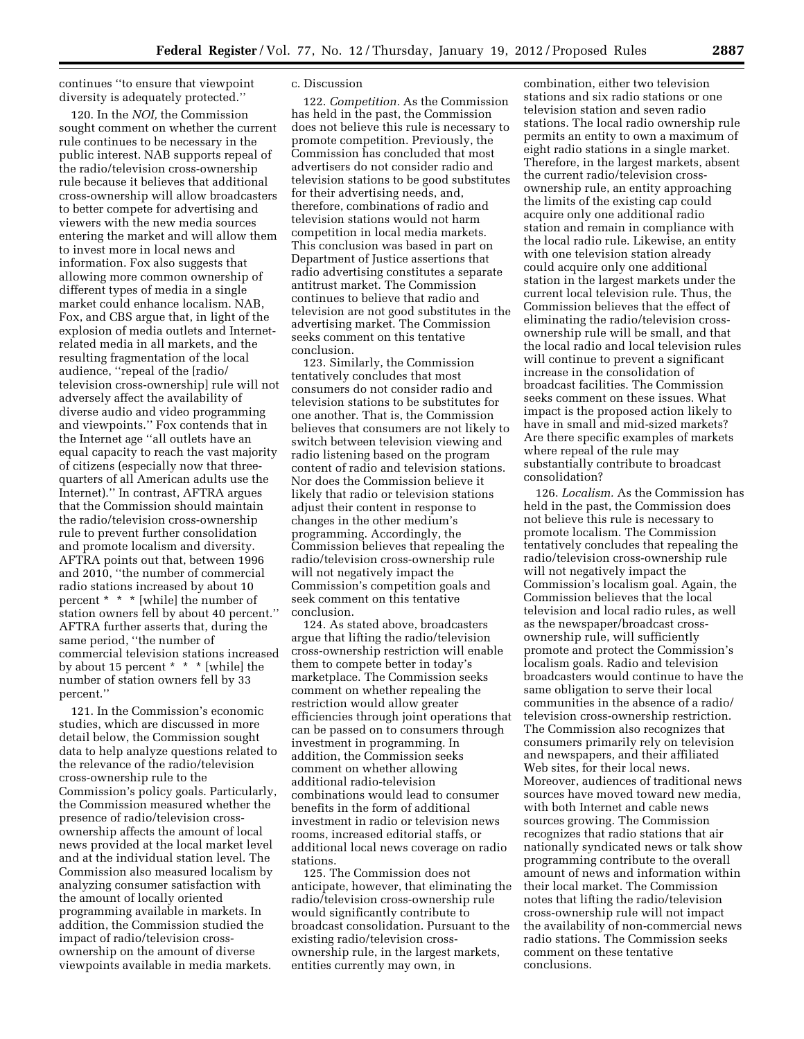continues "to ensure that viewpoint diversity is adequately protected."

120. In the *NOI,* the Commission sought comment on whether the current rule continues to be necessary in the public interest. NAB supports repeal of the radio/television cross-ownership rule because it believes that additional cross-ownership will allow broadcasters to better compete for advertising and viewers with the new media sources entering the market and will allow them to invest more in local news and information. Fox also suggests that allowing more common ownership of different types of media in a single market could enhance localism. NAB, Fox, and CBS argue that, in light of the explosion of media outlets and Internet-related media in all markets, and the resulting fragmentation of the local audience, "repeal of the [radio/television cross-ownership] rule will not adversely affect the availability of diverse audio and video programming and viewpoints." Fox contends that in the Internet age "all outlets have an equal capacity to reach the vast majority of citizens (especially now that three-quarters of all American adults use the Internet)." In contrast, AFTRA argues that the Commission should maintain the radio/television cross-ownership rule to prevent further consolidation and promote localism and diversity. AFTRA points out that, between 1996 and 2010, "the number of commercial radio stations increased by about 10 percent * * * [while] the number of station owners fell by about 40 percent." AFTRA further asserts that, during the same period, "the number of commercial television stations increased by about 15 percent * * * [while] the number of station owners fell by 33 percent."

121. In the Commission's economic studies, which are discussed in more detail below, the Commission sought data to help analyze questions related to the relevance of the radio/television cross-ownership rule to the Commission's policy goals. Particularly, the Commission measured whether the presence of radio/television cross-ownership affects the amount of local news provided at the local market level and at the individual station level. The Commission also measured localism by analyzing consumer satisfaction with the amount of locally oriented programming available in markets. In addition, the Commission studied the impact of radio/television cross-ownership on the amount of diverse viewpoints available in media markets.

c. Discussion

122. *Competition.* As the Commission has held in the past, the Commission does not believe this rule is necessary to promote competition. Previously, the Commission has concluded that most advertisers do not consider radio and television stations to be good substitutes for their advertising needs, and, therefore, combinations of radio and television stations would not harm competition in local media markets. This conclusion was based in part on Department of Justice assertions that radio advertising constitutes a separate antitrust market. The Commission continues to believe that radio and television are not good substitutes in the advertising market. The Commission seeks comment on this tentative conclusion.

123. Similarly, the Commission tentatively concludes that most consumers do not consider radio and television stations to be substitutes for one another. That is, the Commission believes that consumers are not likely to switch between television viewing and radio listening based on the program content of radio and television stations. Nor does the Commission believe it likely that radio or television stations adjust their content in response to changes in the other medium's programming. Accordingly, the Commission believes that repealing the radio/television cross-ownership rule will not negatively impact the Commission's competition goals and seek comment on this tentative conclusion.

124. As stated above, broadcasters argue that lifting the radio/television cross-ownership restriction will enable them to compete better in today's marketplace. The Commission seeks comment on whether repealing the restriction would allow greater efficiencies through joint operations that can be passed on to consumers through investment in programming. In addition, the Commission seeks comment on whether allowing additional radio-television combinations would lead to consumer benefits in the form of additional investment in radio or television news rooms, increased editorial staffs, or additional local news coverage on radio stations.

125. The Commission does not anticipate, however, that eliminating the radio/television cross-ownership rule would significantly contribute to broadcast consolidation. Pursuant to the existing radio/television cross-ownership rule, in the largest markets, entities currently may own, in combination, either two television stations and six radio stations or one television station and seven radio stations. The local radio ownership rule permits an entity to own a maximum of eight radio stations in a single market. Therefore, in the largest markets, absent the current radio/television cross-ownership rule, an entity approaching the limits of the existing cap could acquire only one additional radio station and remain in compliance with the local radio rule. Likewise, an entity with one television station already could acquire only one additional station in the largest markets under the current local television rule. Thus, the Commission believes that the effect of eliminating the radio/television cross-ownership rule will be small, and that the local radio and local television rules will continue to prevent a significant increase in the consolidation of broadcast facilities. The Commission seeks comment on these issues. What impact is the proposed action likely to have in small and mid-sized markets? Are there specific examples of markets where repeal of the rule may substantially contribute to broadcast consolidation?

126. *Localism.* As the Commission has held in the past, the Commission does not believe this rule is necessary to promote localism. The Commission tentatively concludes that repealing the radio/television cross-ownership rule will not negatively impact the Commission's localism goal. Again, the Commission believes that the local television and local radio rules, as well as the newspaper/broadcast cross-ownership rule, will sufficiently promote and protect the Commission's localism goals. Radio and television broadcasters would continue to have the same obligation to serve their local communities in the absence of a radio/television cross-ownership restriction. The Commission also recognizes that consumers primarily rely on television and newspapers, and their affiliated Web sites, for their local news. Moreover, audiences of traditional news sources have moved toward new media, with both Internet and cable news sources growing. The Commission recognizes that radio stations that air nationally syndicated news or talk show programming contribute to the overall amount of news and information within their local market. The Commission notes that lifting the radio/television cross-ownership rule will not impact the availability of non-commercial news radio stations. The Commission seeks comment on these tentative conclusions.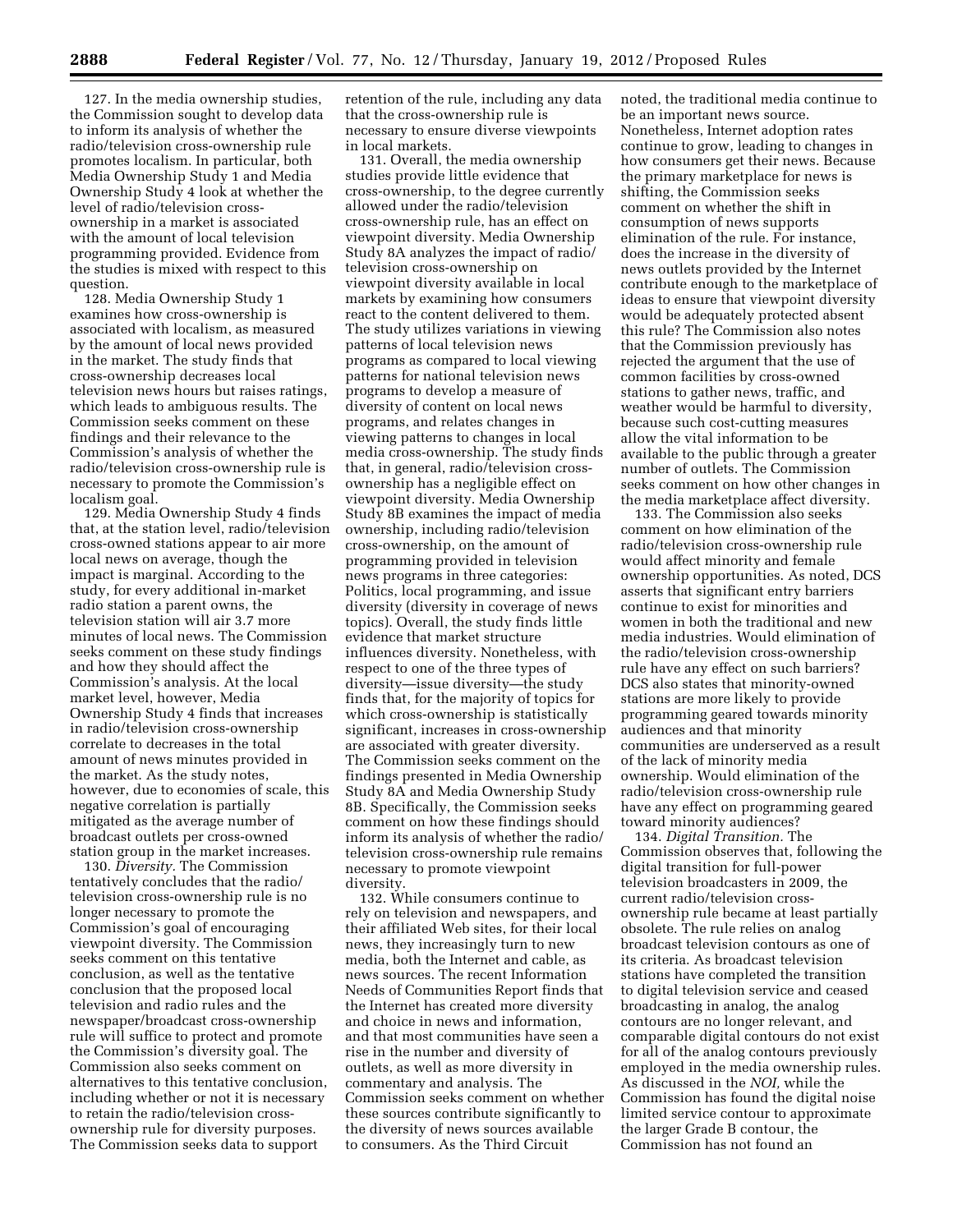127. In the media ownership studies, the Commission sought to develop data to inform its analysis of whether the radio/television cross-ownership rule promotes localism. In particular, both Media Ownership Study 1 and Media Ownership Study 4 look at whether the level of radio/television cross-ownership in a market is associated with the amount of local television programming provided. Evidence from the studies is mixed with respect to this question.

128. Media Ownership Study 1 examines how cross-ownership is associated with localism, as measured by the amount of local news provided in the market. The study finds that cross-ownership decreases local television news hours but raises ratings, which leads to ambiguous results. The Commission seeks comment on these findings and their relevance to the Commission's analysis of whether the radio/television cross-ownership rule is necessary to promote the Commission's localism goal.

129. Media Ownership Study 4 finds that, at the station level, radio/television cross-owned stations appear to air more local news on average, though the impact is marginal. According to the study, for every additional in-market radio station a parent owns, the television station will air 3.7 more minutes of local news. The Commission seeks comment on these study findings and how they should affect the Commission's analysis. At the local market level, however, Media Ownership Study 4 finds that increases in radio/television cross-ownership correlate to decreases in the total amount of news minutes provided in the market. As the study notes, however, due to economies of scale, this negative correlation is partially mitigated as the average number of broadcast outlets per cross-owned station group in the market increases.

130. *Diversity.* The Commission tentatively concludes that the radio/television cross-ownership rule is no longer necessary to promote the Commission's goal of encouraging viewpoint diversity. The Commission seeks comment on this tentative conclusion, as well as the tentative conclusion that the proposed local television and radio rules and the newspaper/broadcast cross-ownership rule will suffice to protect and promote the Commission's diversity goal. The Commission also seeks comment on alternatives to this tentative conclusion, including whether or not it is necessary to retain the radio/television cross-ownership rule for diversity purposes. The Commission seeks data to support retention of the rule, including any data that the cross-ownership rule is necessary to ensure diverse viewpoints in local markets.

131. Overall, the media ownership studies provide little evidence that cross-ownership, to the degree currently allowed under the radio/television cross-ownership rule, has an effect on viewpoint diversity. Media Ownership Study 8A analyzes the impact of radio/television cross-ownership on viewpoint diversity available in local markets by examining how consumers react to the content delivered to them. The study utilizes variations in viewing patterns of local television news programs as compared to local viewing patterns for national television news programs to develop a measure of diversity of content on local news programs, and relates changes in viewing patterns to changes in local media cross-ownership. The study finds that, in general, radio/television cross-ownership has a negligible effect on viewpoint diversity. Media Ownership Study 8B examines the impact of media ownership, including radio/television cross-ownership, on the amount of programming provided in television news programs in three categories: Politics, local programming, and issue diversity (diversity in coverage of news topics). Overall, the study finds little evidence that market structure influences diversity. Nonetheless, with respect to one of the three types of diversity—issue diversity—the study finds that, for the majority of topics for which cross-ownership is statistically significant, increases in cross-ownership are associated with greater diversity. The Commission seeks comment on the findings presented in Media Ownership Study 8A and Media Ownership Study 8B. Specifically, the Commission seeks comment on how these findings should inform its analysis of whether the radio/television cross-ownership rule remains necessary to promote viewpoint diversity.

132. While consumers continue to rely on television and newspapers, and their affiliated Web sites, for their local news, they increasingly turn to new media, both the Internet and cable, as news sources. The recent Information Needs of Communities Report finds that the Internet has created more diversity and choice in news and information, and that most communities have seen a rise in the number and diversity of outlets, as well as more diversity in commentary and analysis. The Commission seeks comment on whether these sources contribute significantly to the diversity of news sources available to consumers. As the Third Circuit noted, the traditional media continue to be an important news source. Nonetheless, Internet adoption rates continue to grow, leading to changes in how consumers get their news. Because the primary marketplace for news is shifting, the Commission seeks comment on whether the shift in consumption of news supports elimination of the rule. For instance, does the increase in the diversity of news outlets provided by the Internet contribute enough to the marketplace of ideas to ensure that viewpoint diversity would be adequately protected absent this rule? The Commission also notes that the Commission previously has rejected the argument that the use of common facilities by cross-owned stations to gather news, traffic, and weather would be harmful to diversity, because such cost-cutting measures allow the vital information to be available to the public through a greater number of outlets. The Commission seeks comment on how other changes in the media marketplace affect diversity.

133. The Commission also seeks comment on how elimination of the radio/television cross-ownership rule would affect minority and female ownership opportunities. As noted, DCS asserts that significant entry barriers continue to exist for minorities and women in both the traditional and new media industries. Would elimination of the radio/television cross-ownership rule have any effect on such barriers? DCS also states that minority-owned stations are more likely to provide programming geared towards minority audiences and that minority communities are underserved as a result of the lack of minority media ownership. Would elimination of the radio/television cross-ownership rule have any effect on programming geared toward minority audiences?

134. *Digital Transition.* The Commission observes that, following the digital transition for full-power television broadcasters in 2009, the current radio/television cross-ownership rule became at least partially obsolete. The rule relies on analog broadcast television contours as one of its criteria. As broadcast television stations have completed the transition to digital television service and ceased broadcasting in analog, the analog contours are no longer relevant, and comparable digital contours do not exist for all of the analog contours previously employed in the media ownership rules. As discussed in the *NOI,* while the Commission has found the digital noise limited service contour to approximate the larger Grade B contour, the Commission has not found an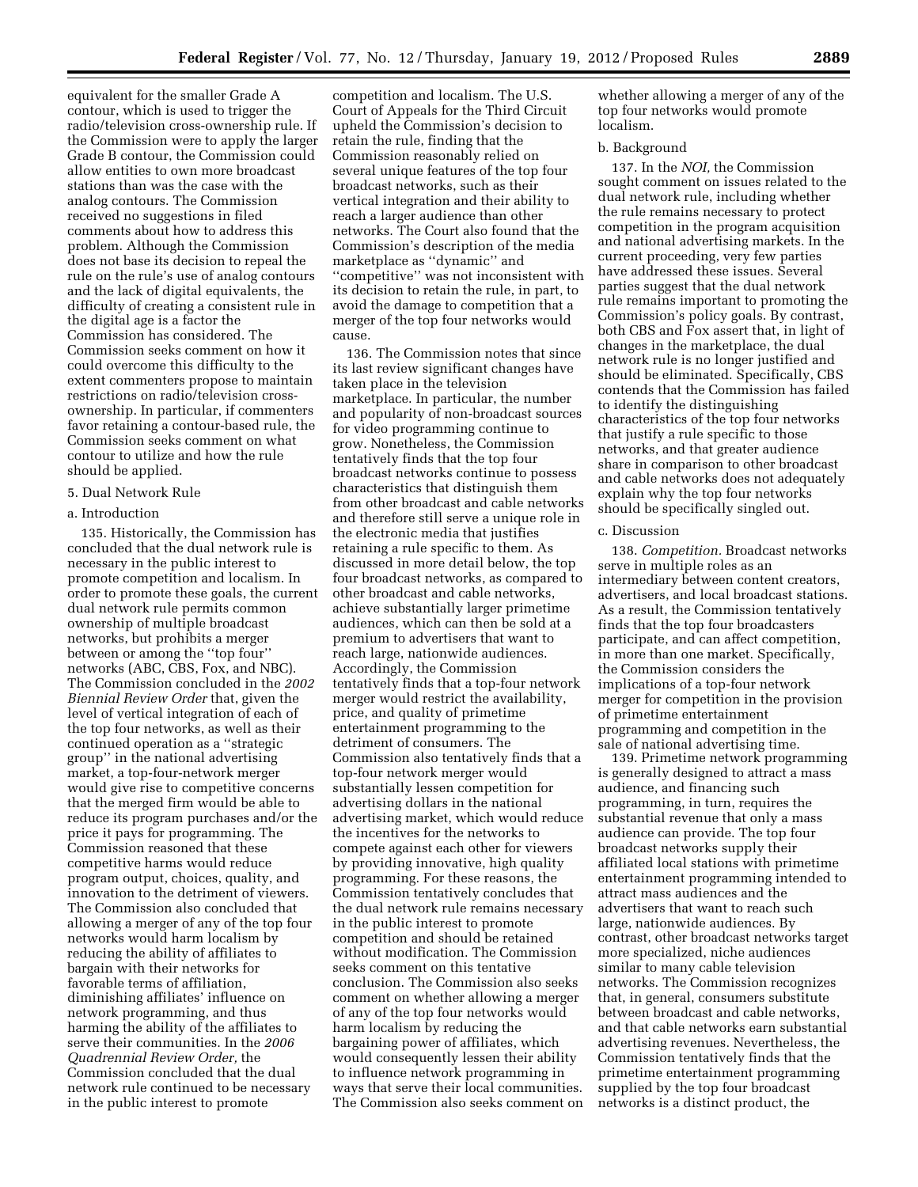equivalent for the smaller Grade A contour, which is used to trigger the radio/television cross-ownership rule. If the Commission were to apply the larger Grade B contour, the Commission could allow entities to own more broadcast stations than was the case with the analog contours. The Commission received no suggestions in filed comments about how to address this problem. Although the Commission does not base its decision to repeal the rule on the rule's use of analog contours and the lack of digital equivalents, the difficulty of creating a consistent rule in the digital age is a factor the Commission has considered. The Commission seeks comment on how it could overcome this difficulty to the extent commenters propose to maintain restrictions on radio/television cross-ownership. In particular, if commenters favor retaining a contour-based rule, the Commission seeks comment on what contour to utilize and how the rule should be applied.

5. Dual Network Rule

a. Introduction

135. Historically, the Commission has concluded that the dual network rule is necessary in the public interest to promote competition and localism. In order to promote these goals, the current dual network rule permits common ownership of multiple broadcast networks, but prohibits a merger between or among the ''top four'' networks (ABC, CBS, Fox, and NBC). The Commission concluded in the *2002 Biennial Review Order* that, given the level of vertical integration of each of the top four networks, as well as their continued operation as a ''strategic group'' in the national advertising market, a top-four-network merger would give rise to competitive concerns that the merged firm would be able to reduce its program purchases and/or the price it pays for programming. The Commission reasoned that these competitive harms would reduce program output, choices, quality, and innovation to the detriment of viewers. The Commission also concluded that allowing a merger of any of the top four networks would harm localism by reducing the ability of affiliates to bargain with their networks for favorable terms of affiliation, diminishing affiliates' influence on network programming, and thus harming the ability of the affiliates to serve their communities. In the *2006 Quadrennial Review Order,* the Commission concluded that the dual network rule continued to be necessary in the public interest to promote competition and localism. The U.S. Court of Appeals for the Third Circuit upheld the Commission's decision to retain the rule, finding that the Commission reasonably relied on several unique features of the top four broadcast networks, such as their vertical integration and their ability to reach a larger audience than other networks. The Court also found that the Commission's description of the media marketplace as ''dynamic'' and ''competitive'' was not inconsistent with its decision to retain the rule, in part, to avoid the damage to competition that a merger of the top four networks would cause.

136. The Commission notes that since its last review significant changes have taken place in the television marketplace. In particular, the number and popularity of non-broadcast sources for video programming continue to grow. Nonetheless, the Commission tentatively finds that the top four broadcast networks continue to possess characteristics that distinguish them from other broadcast and cable networks and therefore still serve a unique role in the electronic media that justifies retaining a rule specific to them. As discussed in more detail below, the top four broadcast networks, as compared to other broadcast and cable networks, achieve substantially larger primetime audiences, which can then be sold at a premium to advertisers that want to reach large, nationwide audiences. Accordingly, the Commission tentatively finds that a top-four network merger would restrict the availability, price, and quality of primetime entertainment programming to the detriment of consumers. The Commission also tentatively finds that a top-four network merger would substantially lessen competition for advertising dollars in the national advertising market, which would reduce the incentives for the networks to compete against each other for viewers by providing innovative, high quality programming. For these reasons, the Commission tentatively concludes that the dual network rule remains necessary in the public interest to promote competition and should be retained without modification. The Commission seeks comment on this tentative conclusion. The Commission also seeks comment on whether allowing a merger of any of the top four networks would harm localism by reducing the bargaining power of affiliates, which would consequently lessen their ability to influence network programming in ways that serve their local communities. The Commission also seeks comment on whether allowing a merger of any of the top four networks would promote localism.

b. Background

137. In the *NOI,* the Commission sought comment on issues related to the dual network rule, including whether the rule remains necessary to protect competition in the program acquisition and national advertising markets. In the current proceeding, very few parties have addressed these issues. Several parties suggest that the dual network rule remains important to promoting the Commission's policy goals. By contrast, both CBS and Fox assert that, in light of changes in the marketplace, the dual network rule is no longer justified and should be eliminated. Specifically, CBS contends that the Commission has failed to identify the distinguishing characteristics of the top four networks that justify a rule specific to those networks, and that greater audience share in comparison to other broadcast and cable networks does not adequately explain why the top four networks should be specifically singled out.

c. Discussion

138. *Competition.* Broadcast networks serve in multiple roles as an intermediary between content creators, advertisers, and local broadcast stations. As a result, the Commission tentatively finds that the top four broadcasters participate, and can affect competition, in more than one market. Specifically, the Commission considers the implications of a top-four network merger for competition in the provision of primetime entertainment programming and competition in the sale of national advertising time.

139. Primetime network programming is generally designed to attract a mass audience, and financing such programming, in turn, requires the substantial revenue that only a mass audience can provide. The top four broadcast networks supply their affiliated local stations with primetime entertainment programming intended to attract mass audiences and the advertisers that want to reach such large, nationwide audiences. By contrast, other broadcast networks target more specialized, niche audiences similar to many cable television networks. The Commission recognizes that, in general, consumers substitute between broadcast and cable networks, and that cable networks earn substantial advertising revenues. Nevertheless, the Commission tentatively finds that the primetime entertainment programming supplied by the top four broadcast networks is a distinct product, the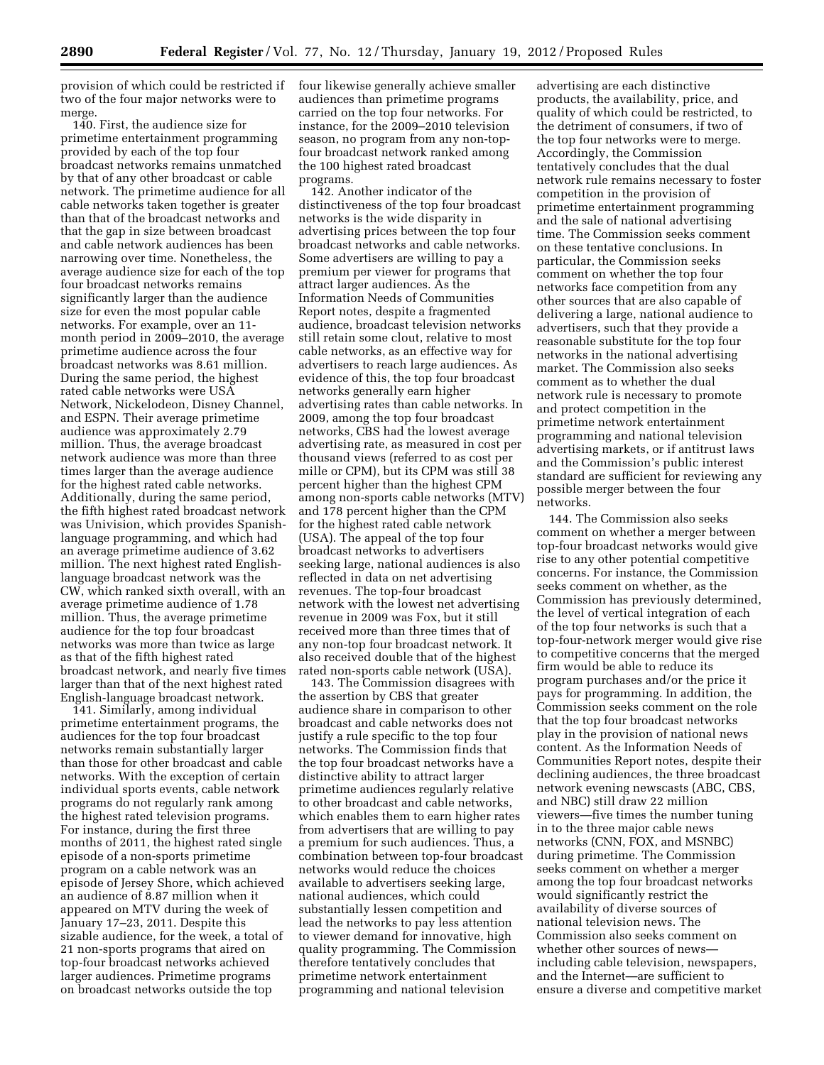provision of which could be restricted if two of the four major networks were to merge.

140. First, the audience size for primetime entertainment programming provided by each of the top four broadcast networks remains unmatched by that of any other broadcast or cable network. The primetime audience for all cable networks taken together is greater than that of the broadcast networks and that the gap in size between broadcast and cable network audiences has been narrowing over time. Nonetheless, the average audience size for each of the top four broadcast networks remains significantly larger than the audience size for even the most popular cable networks. For example, over an 11-month period in 2009–2010, the average primetime audience across the four broadcast networks was 8.61 million. During the same period, the highest rated cable networks were USA Network, Nickelodeon, Disney Channel, and ESPN. Their average primetime audience was approximately 2.79 million. Thus, the average broadcast network audience was more than three times larger than the average audience for the highest rated cable networks. Additionally, during the same period, the fifth highest rated broadcast network was Univision, which provides Spanish-language programming, and which had an average primetime audience of 3.62 million. The next highest rated English-language broadcast network was the CW, which ranked sixth overall, with an average primetime audience of 1.78 million. Thus, the average primetime audience for the top four broadcast networks was more than twice as large as that of the fifth highest rated broadcast network, and nearly five times larger than that of the next highest rated English-language broadcast network.

141. Similarly, among individual primetime entertainment programs, the audiences for the top four broadcast networks remain substantially larger than those for other broadcast and cable networks. With the exception of certain individual sports events, cable network programs do not regularly rank among the highest rated television programs. For instance, during the first three months of 2011, the highest rated single episode of a non-sports primetime program on a cable network was an episode of Jersey Shore, which achieved an audience of 8.87 million when it appeared on MTV during the week of January 17–23, 2011. Despite this sizable audience, for the week, a total of 21 non-sports programs that aired on top-four broadcast networks achieved larger audiences. Primetime programs on broadcast networks outside the top four likewise generally achieve smaller audiences than primetime programs carried on the top four networks. For instance, for the 2009–2010 television season, no program from any non-top-four broadcast network ranked among the 100 highest rated broadcast programs.

142. Another indicator of the distinctiveness of the top four broadcast networks is the wide disparity in advertising prices between the top four broadcast networks and cable networks. Some advertisers are willing to pay a premium per viewer for programs that attract larger audiences. As the Information Needs of Communities Report notes, despite a fragmented audience, broadcast television networks still retain some clout, relative to most cable networks, as an effective way for advertisers to reach large audiences. As evidence of this, the top four broadcast networks generally earn higher advertising rates than cable networks. In 2009, among the top four broadcast networks, CBS had the lowest average advertising rate, as measured in cost per thousand views (referred to as cost per mille or CPM), but its CPM was still 38 percent higher than the highest CPM among non-sports cable networks (MTV) and 178 percent higher than the CPM for the highest rated cable network (USA). The appeal of the top four broadcast networks to advertisers seeking large, national audiences is also reflected in data on net advertising revenues. The top-four broadcast network with the lowest net advertising revenue in 2009 was Fox, but it still received more than three times that of any non-top four broadcast network. It also received double that of the highest rated non-sports cable network (USA).

143. The Commission disagrees with the assertion by CBS that greater audience share in comparison to other broadcast and cable networks does not justify a rule specific to the top four networks. The Commission finds that the top four broadcast networks have a distinctive ability to attract larger primetime audiences regularly relative to other broadcast and cable networks, which enables them to earn higher rates from advertisers that are willing to pay a premium for such audiences. Thus, a combination between top-four broadcast networks would reduce the choices available to advertisers seeking large, national audiences, which could substantially lessen competition and lead the networks to pay less attention to viewer demand for innovative, high quality programming. The Commission therefore tentatively concludes that primetime network entertainment programming and national television advertising are each distinctive products, the availability, price, and quality of which could be restricted, to the detriment of consumers, if two of the top four networks were to merge. Accordingly, the Commission tentatively concludes that the dual network rule remains necessary to foster competition in the provision of primetime entertainment programming and the sale of national advertising time. The Commission seeks comment on these tentative conclusions. In particular, the Commission seeks comment on whether the top four networks face competition from any other sources that are also capable of delivering a large, national audience to advertisers, such that they provide a reasonable substitute for the top four networks in the national advertising market. The Commission also seeks comment as to whether the dual network rule is necessary to promote and protect competition in the primetime network entertainment programming and national television advertising markets, or if antitrust laws and the Commission's public interest standard are sufficient for reviewing any possible merger between the four networks.

144. The Commission also seeks comment on whether a merger between top-four broadcast networks would give rise to any other potential competitive concerns. For instance, the Commission seeks comment on whether, as the Commission has previously determined, the level of vertical integration of each of the top four networks is such that a top-four-network merger would give rise to competitive concerns that the merged firm would be able to reduce its program purchases and/or the price it pays for programming. In addition, the Commission seeks comment on the role that the top four broadcast networks play in the provision of national news content. As the Information Needs of Communities Report notes, despite their declining audiences, the three broadcast network evening newscasts (ABC, CBS, and NBC) still draw 22 million viewers—five times the number tuning in to the three major cable news networks (CNN, FOX, and MSNBC) during primetime. The Commission seeks comment on whether a merger among the top four broadcast networks would significantly restrict the availability of diverse sources of national television news. The Commission also seeks comment on whether other sources of news—including cable television, newspapers, and the Internet—are sufficient to ensure a diverse and competitive market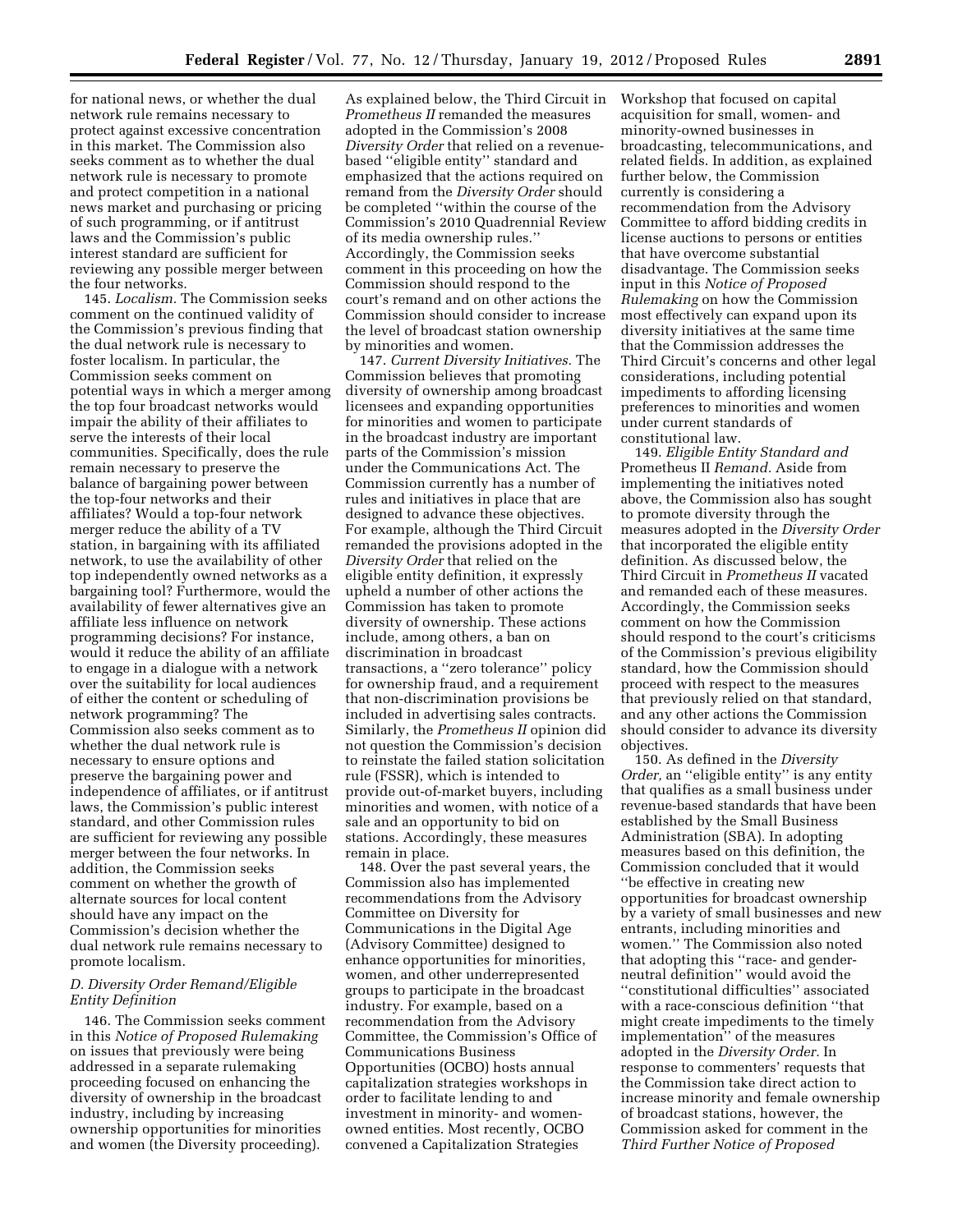for national news, or whether the dual network rule remains necessary to protect against excessive concentration in this market. The Commission also seeks comment as to whether the dual network rule is necessary to promote and protect competition in a national news market and purchasing or pricing of such programming, or if antitrust laws and the Commission's public interest standard are sufficient for reviewing any possible merger between the four networks.

145. *Localism.* The Commission seeks comment on the continued validity of the Commission's previous finding that the dual network rule is necessary to foster localism. In particular, the Commission seeks comment on potential ways in which a merger among the top four broadcast networks would impair the ability of their affiliates to serve the interests of their local communities. Specifically, does the rule remain necessary to preserve the balance of bargaining power between the top-four networks and their affiliates? Would a top-four network merger reduce the ability of a TV station, in bargaining with its affiliated network, to use the availability of other top independently owned networks as a bargaining tool? Furthermore, would the availability of fewer alternatives give an affiliate less influence on network programming decisions? For instance, would it reduce the ability of an affiliate to engage in a dialogue with a network over the suitability for local audiences of either the content or scheduling of network programming? The Commission also seeks comment as to whether the dual network rule is necessary to ensure options and preserve the bargaining power and independence of affiliates, or if antitrust laws, the Commission's public interest standard, and other Commission rules are sufficient for reviewing any possible merger between the four networks. In addition, the Commission seeks comment on whether the growth of alternate sources for local content should have any impact on the Commission's decision whether the dual network rule remains necessary to promote localism.

### *D. Diversity Order Remand/Eligible Entity Definition*

146. The Commission seeks comment in this *Notice of Proposed Rulemaking* on issues that previously were being addressed in a separate rulemaking proceeding focused on enhancing the diversity of ownership in the broadcast industry, including by increasing ownership opportunities for minorities and women (the Diversity proceeding). As explained below, the Third Circuit in *Prometheus II* remanded the measures adopted in the Commission's 2008 *Diversity Order* that relied on a revenue-based ''eligible entity'' standard and emphasized that the actions required on remand from the *Diversity Order* should be completed ''within the course of the Commission's 2010 Quadrennial Review of its media ownership rules.'' Accordingly, the Commission seeks comment in this proceeding on how the Commission should respond to the court's remand and on other actions the Commission should consider to increase the level of broadcast station ownership by minorities and women.

147. *Current Diversity Initiatives.* The Commission believes that promoting diversity of ownership among broadcast licensees and expanding opportunities for minorities and women to participate in the broadcast industry are important parts of the Commission's mission under the Communications Act. The Commission currently has a number of rules and initiatives in place that are designed to advance these objectives. For example, although the Third Circuit remanded the provisions adopted in the *Diversity Order* that relied on the eligible entity definition, it expressly upheld a number of other actions the Commission has taken to promote diversity of ownership. These actions include, among others, a ban on discrimination in broadcast transactions, a ''zero tolerance'' policy for ownership fraud, and a requirement that non-discrimination provisions be included in advertising sales contracts. Similarly, the *Prometheus II* opinion did not question the Commission's decision to reinstate the failed station solicitation rule (FSSR), which is intended to provide out-of-market buyers, including minorities and women, with notice of a sale and an opportunity to bid on stations. Accordingly, these measures remain in place.

148. Over the past several years, the Commission also has implemented recommendations from the Advisory Committee on Diversity for Communications in the Digital Age (Advisory Committee) designed to enhance opportunities for minorities, women, and other underrepresented groups to participate in the broadcast industry. For example, based on a recommendation from the Advisory Committee, the Commission's Office of Communications Business Opportunities (OCBO) hosts annual capitalization strategies workshops in order to facilitate lending to and investment in minority- and women-owned entities. Most recently, OCBO convened a Capitalization Strategies Workshop that focused on capital acquisition for small, women- and minority-owned businesses in broadcasting, telecommunications, and related fields. In addition, as explained further below, the Commission currently is considering a recommendation from the Advisory Committee to afford bidding credits in license auctions to persons or entities that have overcome substantial disadvantage. The Commission seeks input in this *Notice of Proposed Rulemaking* on how the Commission most effectively can expand upon its diversity initiatives at the same time that the Commission addresses the Third Circuit's concerns and other legal considerations, including potential impediments to affording licensing preferences to minorities and women under current standards of constitutional law.

149. *Eligible Entity Standard and* Prometheus II *Remand.* Aside from implementing the initiatives noted above, the Commission also has sought to promote diversity through the measures adopted in the *Diversity Order* that incorporated the eligible entity definition. As discussed below, the Third Circuit in *Prometheus II* vacated and remanded each of these measures. Accordingly, the Commission seeks comment on how the Commission should respond to the court's criticisms of the Commission's previous eligibility standard, how the Commission should proceed with respect to the measures that previously relied on that standard, and any other actions the Commission should consider to advance its diversity objectives.

150. As defined in the *Diversity Order,* an ''eligible entity'' is any entity that qualifies as a small business under revenue-based standards that have been established by the Small Business Administration (SBA). In adopting measures based on this definition, the Commission concluded that it would ''be effective in creating new opportunities for broadcast ownership by a variety of small businesses and new entrants, including minorities and women.'' The Commission also noted that adopting this ''race- and gender-neutral definition'' would avoid the ''constitutional difficulties'' associated with a race-conscious definition ''that might create impediments to the timely implementation'' of the measures adopted in the *Diversity Order.* In response to commenters' requests that the Commission take direct action to increase minority and female ownership of broadcast stations, however, the Commission asked for comment in the *Third Further Notice of Proposed*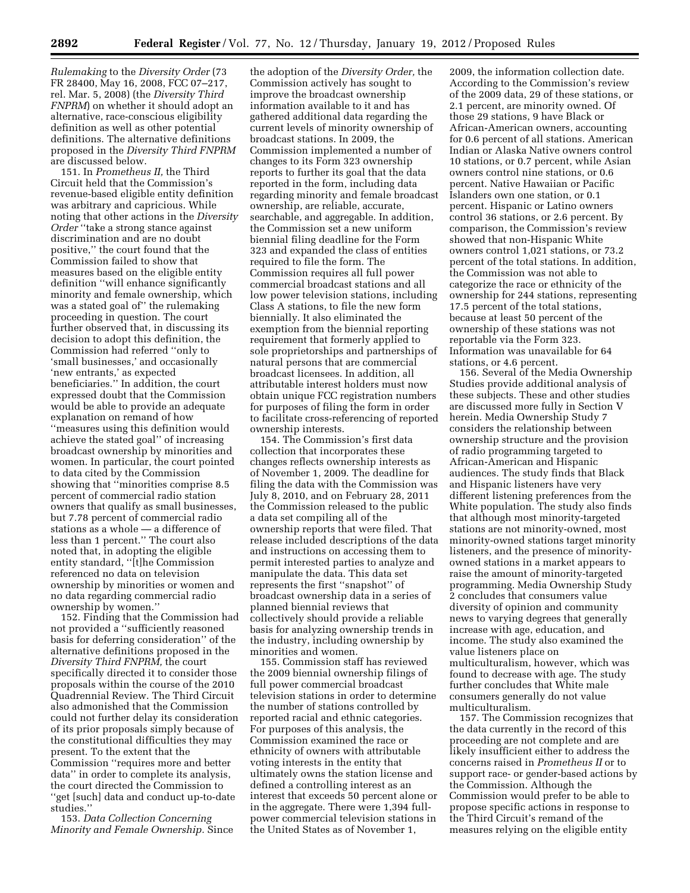*Rulemaking* to the *Diversity Order* (73 FR 28400, May 16, 2008, FCC 07–217, rel. Mar. 5, 2008) (the *Diversity Third FNPRM*) on whether it should adopt an alternative, race-conscious eligibility definition as well as other potential definitions. The alternative definitions proposed in the *Diversity Third FNPRM* are discussed below.

151. In *Prometheus II,* the Third Circuit held that the Commission's revenue-based eligible entity definition was arbitrary and capricious. While noting that other actions in the *Diversity Order* ''take a strong stance against discrimination and are no doubt positive,'' the court found that the Commission failed to show that measures based on the eligible entity definition ''will enhance significantly minority and female ownership, which was a stated goal of'' the rulemaking proceeding in question. The court further observed that, in discussing its decision to adopt this definition, the Commission had referred ''only to 'small businesses,' and occasionally 'new entrants,' as expected beneficiaries.'' In addition, the court expressed doubt that the Commission would be able to provide an adequate explanation on remand of how ''measures using this definition would achieve the stated goal'' of increasing broadcast ownership by minorities and women. In particular, the court pointed to data cited by the Commission showing that ''minorities comprise 8.5 percent of commercial radio station owners that qualify as small businesses, but 7.78 percent of commercial radio stations as a whole — a difference of less than 1 percent.'' The court also noted that, in adopting the eligible entity standard, ''[t]he Commission referenced no data on television ownership by minorities or women and no data regarding commercial radio ownership by women.''

152. Finding that the Commission had not provided a ''sufficiently reasoned basis for deferring consideration'' of the alternative definitions proposed in the *Diversity Third FNPRM,* the court specifically directed it to consider those proposals within the course of the 2010 Quadrennial Review. The Third Circuit also admonished that the Commission could not further delay its consideration of its prior proposals simply because of the constitutional difficulties they may present. To the extent that the Commission ''requires more and better data'' in order to complete its analysis, the court directed the Commission to ''get [such] data and conduct up-to-date studies.''

153. *Data Collection Concerning Minority and Female Ownership.* Since the adoption of the *Diversity Order,* the Commission actively has sought to improve the broadcast ownership information available to it and has gathered additional data regarding the current levels of minority ownership of broadcast stations. In 2009, the Commission implemented a number of changes to its Form 323 ownership reports to further its goal that the data reported in the form, including data regarding minority and female broadcast ownership, are reliable, accurate, searchable, and aggregable. In addition, the Commission set a new uniform biennial filing deadline for the Form 323 and expanded the class of entities required to file the form. The Commission requires all full power commercial broadcast stations and all low power television stations, including Class A stations, to file the new form biennially. It also eliminated the exemption from the biennial reporting requirement that formerly applied to sole proprietorships and partnerships of natural persons that are commercial broadcast licensees. In addition, all attributable interest holders must now obtain unique FCC registration numbers for purposes of filing the form in order to facilitate cross-referencing of reported ownership interests.

154. The Commission's first data collection that incorporates these changes reflects ownership interests as of November 1, 2009. The deadline for filing the data with the Commission was July 8, 2010, and on February 28, 2011 the Commission released to the public a data set compiling all of the ownership reports that were filed. That release included descriptions of the data and instructions on accessing them to permit interested parties to analyze and manipulate the data. This data set represents the first ''snapshot'' of broadcast ownership data in a series of planned biennial reviews that collectively should provide a reliable basis for analyzing ownership trends in the industry, including ownership by minorities and women.

155. Commission staff has reviewed the 2009 biennial ownership filings of full power commercial broadcast television stations in order to determine the number of stations controlled by reported racial and ethnic categories. For purposes of this analysis, the Commission examined the race or ethnicity of owners with attributable voting interests in the entity that ultimately owns the station license and defined a controlling interest as an interest that exceeds 50 percent alone or in the aggregate. There were 1,394 full-power commercial television stations in the United States as of November 1, 2009, the information collection date. According to the Commission's review of the 2009 data, 29 of these stations, or 2.1 percent, are minority owned. Of those 29 stations, 9 have Black or African-American owners, accounting for 0.6 percent of all stations. American Indian or Alaska Native owners control 10 stations, or 0.7 percent, while Asian owners control nine stations, or 0.6 percent. Native Hawaiian or Pacific Islanders own one station, or 0.1 percent. Hispanic or Latino owners control 36 stations, or 2.6 percent. By comparison, the Commission's review showed that non-Hispanic White owners control 1,021 stations, or 73.2 percent of the total stations. In addition, the Commission was not able to categorize the race or ethnicity of the ownership for 244 stations, representing 17.5 percent of the total stations, because at least 50 percent of the ownership of these stations was not reportable via the Form 323. Information was unavailable for 64 stations, or 4.6 percent.

156. Several of the Media Ownership Studies provide additional analysis of these subjects. These and other studies are discussed more fully in Section V herein. Media Ownership Study 7 considers the relationship between ownership structure and the provision of radio programming targeted to African-American and Hispanic audiences. The study finds that Black and Hispanic listeners have very different listening preferences from the White population. The study also finds that although most minority-targeted stations are not minority-owned, most minority-owned stations target minority listeners, and the presence of minority-owned stations in a market appears to raise the amount of minority-targeted programming. Media Ownership Study 2 concludes that consumers value diversity of opinion and community news to varying degrees that generally increase with age, education, and income. The study also examined the value listeners place on multiculturalism, however, which was found to decrease with age. The study further concludes that White male consumers generally do not value multiculturalism.

157. The Commission recognizes that the data currently in the record of this proceeding are not complete and are likely insufficient either to address the concerns raised in *Prometheus II* or to support race- or gender-based actions by the Commission. Although the Commission would prefer to be able to propose specific actions in response to the Third Circuit's remand of the measures relying on the eligible entity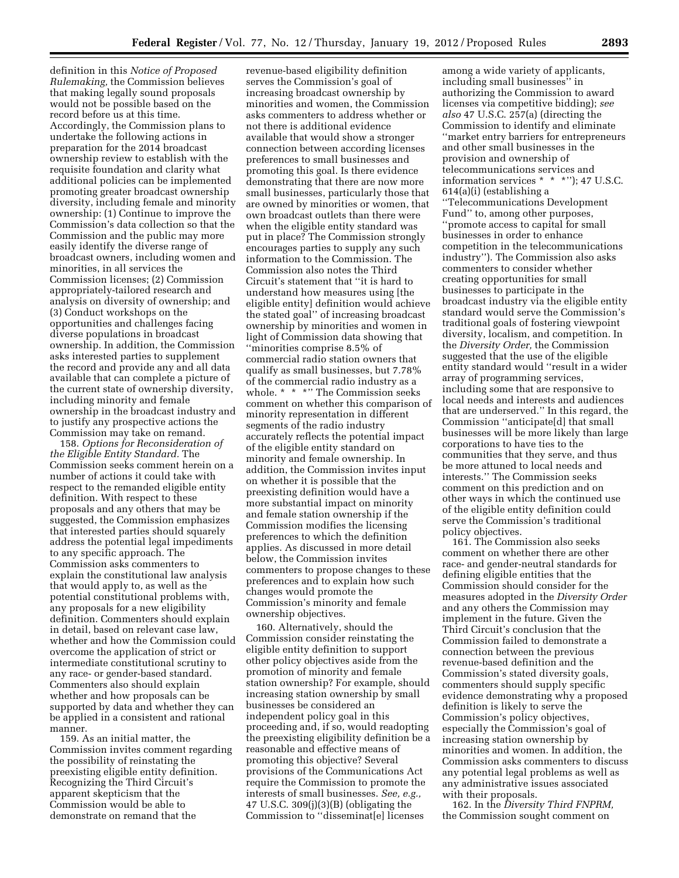definition in this *Notice of Proposed Rulemaking,* the Commission believes that making legally sound proposals would not be possible based on the record before us at this time. Accordingly, the Commission plans to undertake the following actions in preparation for the 2014 broadcast ownership review to establish with the requisite foundation and clarity what additional policies can be implemented promoting greater broadcast ownership diversity, including female and minority ownership: (1) Continue to improve the Commission's data collection so that the Commission and the public may more easily identify the diverse range of broadcast owners, including women and minorities, in all services the Commission licenses; (2) Commission appropriately-tailored research and analysis on diversity of ownership; and (3) Conduct workshops on the opportunities and challenges facing diverse populations in broadcast ownership. In addition, the Commission asks interested parties to supplement the record and provide any and all data available that can complete a picture of the current state of ownership diversity, including minority and female ownership in the broadcast industry and to justify any prospective actions the Commission may take on remand.

158. *Options for Reconsideration of the Eligible Entity Standard.* The Commission seeks comment herein on a number of actions it could take with respect to the remanded eligible entity definition. With respect to these proposals and any others that may be suggested, the Commission emphasizes that interested parties should squarely address the potential legal impediments to any specific approach. The Commission asks commenters to explain the constitutional law analysis that would apply to, as well as the potential constitutional problems with, any proposals for a new eligibility definition. Commenters should explain in detail, based on relevant case law, whether and how the Commission could overcome the application of strict or intermediate constitutional scrutiny to any race- or gender-based standard. Commenters also should explain whether and how proposals can be supported by data and whether they can be applied in a consistent and rational manner.

159. As an initial matter, the Commission invites comment regarding the possibility of reinstating the preexisting eligible entity definition. Recognizing the Third Circuit's apparent skepticism that the Commission would be able to demonstrate on remand that the revenue-based eligibility definition serves the Commission's goal of increasing broadcast ownership by minorities and women, the Commission asks commenters to address whether or not there is additional evidence available that would show a stronger connection between according licenses preferences to small businesses and promoting this goal. Is there evidence demonstrating that there are now more small businesses, particularly those that are owned by minorities or women, that own broadcast outlets than there were when the eligible entity standard was put in place? The Commission strongly encourages parties to supply any such information to the Commission. The Commission also notes the Third Circuit's statement that "it is hard to understand how measures using [the eligible entity] definition would achieve the stated goal" of increasing broadcast ownership by minorities and women in light of Commission data showing that "minorities comprise 8.5% of commercial radio station owners that qualify as small businesses, but 7.78% of the commercial radio industry as a whole. * * *" The Commission seeks comment on whether this comparison of minority representation in different segments of the radio industry accurately reflects the potential impact of the eligible entity standard on minority and female ownership. In addition, the Commission invites input on whether it is possible that the preexisting definition would have a more substantial impact on minority and female station ownership if the Commission modifies the licensing preferences to which the definition applies. As discussed in more detail below, the Commission invites commenters to propose changes to these preferences and to explain how such changes would promote the Commission's minority and female ownership objectives.

160. Alternatively, should the Commission consider reinstating the eligible entity definition to support other policy objectives aside from the promotion of minority and female station ownership? For example, should increasing station ownership by small businesses be considered an independent policy goal in this proceeding and, if so, would readopting the preexisting eligibility definition be a reasonable and effective means of promoting this objective? Several provisions of the Communications Act require the Commission to promote the interests of small businesses. *See, e.g.,* 47 U.S.C. 309(j)(3)(B) (obligating the Commission to "disseminat[e] licenses among a wide variety of applicants, including small businesses" in authorizing the Commission to award licenses via competitive bidding); *see also* 47 U.S.C. 257(a) (directing the Commission to identify and eliminate "market entry barriers for entrepreneurs and other small businesses in the provision and ownership of telecommunications services and information services * * *"); 47 U.S.C. 614(a)(i) (establishing a "Telecommunications Development Fund" to, among other purposes, "promote access to capital for small businesses in order to enhance competition in the telecommunications industry"). The Commission also asks commenters to consider whether creating opportunities for small businesses to participate in the broadcast industry via the eligible entity standard would serve the Commission's traditional goals of fostering viewpoint diversity, localism, and competition. In the *Diversity Order,* the Commission suggested that the use of the eligible entity standard would "result in a wider array of programming services, including some that are responsive to local needs and interests and audiences that are underserved." In this regard, the Commission "anticipate[d] that small businesses will be more likely than large corporations to have ties to the communities that they serve, and thus be more attuned to local needs and interests." The Commission seeks comment on this prediction and on other ways in which the continued use of the eligible entity definition could serve the Commission's traditional policy objectives.

161. The Commission also seeks comment on whether there are other race- and gender-neutral standards for defining eligible entities that the Commission should consider for the measures adopted in the *Diversity Order* and any others the Commission may implement in the future. Given the Third Circuit's conclusion that the Commission failed to demonstrate a connection between the previous revenue-based definition and the Commission's stated diversity goals, commenters should supply specific evidence demonstrating why a proposed definition is likely to serve the Commission's policy objectives, especially the Commission's goal of increasing station ownership by minorities and women. In addition, the Commission asks commenters to discuss any potential legal problems as well as any administrative issues associated with their proposals.

162. In the *Diversity Third FNPRM,* the Commission sought comment on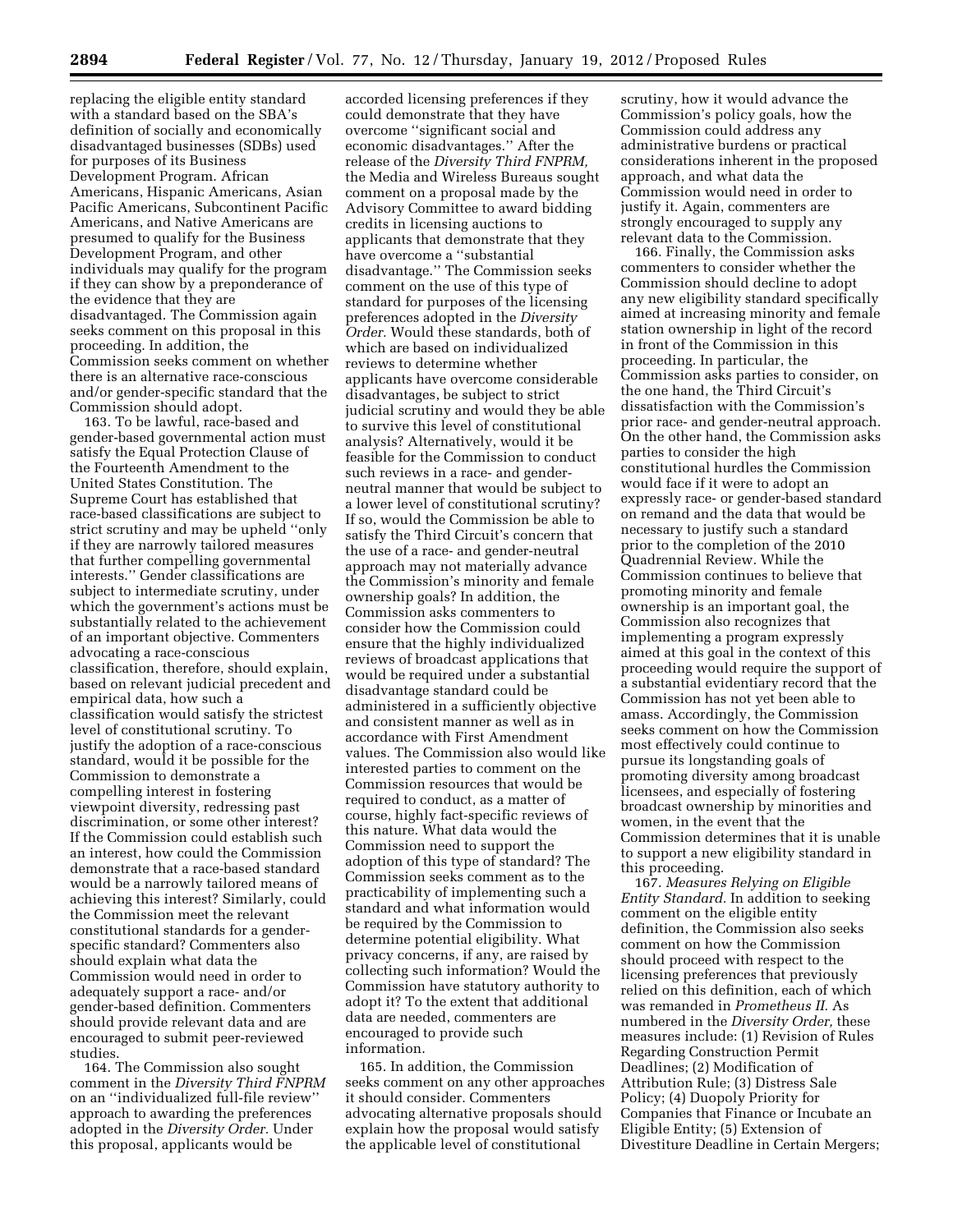replacing the eligible entity standard with a standard based on the SBA's definition of socially and economically disadvantaged businesses (SDBs) used for purposes of its Business Development Program. African Americans, Hispanic Americans, Asian Pacific Americans, Subcontinent Pacific Americans, and Native Americans are presumed to qualify for the Business Development Program, and other individuals may qualify for the program if they can show by a preponderance of the evidence that they are disadvantaged. The Commission again seeks comment on this proposal in this proceeding. In addition, the Commission seeks comment on whether there is an alternative race-conscious and/or gender-specific standard that the Commission should adopt.

163. To be lawful, race-based and gender-based governmental action must satisfy the Equal Protection Clause of the Fourteenth Amendment to the United States Constitution. The Supreme Court has established that race-based classifications are subject to strict scrutiny and may be upheld ''only if they are narrowly tailored measures that further compelling governmental interests.'' Gender classifications are subject to intermediate scrutiny, under which the government's actions must be substantially related to the achievement of an important objective. Commenters advocating a race-conscious classification, therefore, should explain, based on relevant judicial precedent and empirical data, how such a classification would satisfy the strictest level of constitutional scrutiny. To justify the adoption of a race-conscious standard, would it be possible for the Commission to demonstrate a compelling interest in fostering viewpoint diversity, redressing past discrimination, or some other interest? If the Commission could establish such an interest, how could the Commission demonstrate that a race-based standard would be a narrowly tailored means of achieving this interest? Similarly, could the Commission meet the relevant constitutional standards for a gender-specific standard? Commenters also should explain what data the Commission would need in order to adequately support a race- and/or gender-based definition. Commenters should provide relevant data and are encouraged to submit peer-reviewed studies.

164. The Commission also sought comment in the *Diversity Third FNPRM* on an ''individualized full-file review'' approach to awarding the preferences adopted in the *Diversity Order*. Under this proposal, applicants would be accorded licensing preferences if they could demonstrate that they have overcome ''significant social and economic disadvantages.'' After the release of the *Diversity Third FNPRM*, the Media and Wireless Bureaus sought comment on a proposal made by the Advisory Committee to award bidding credits in licensing auctions to applicants that demonstrate that they have overcome a ''substantial disadvantage.'' The Commission seeks comment on the use of this type of standard for purposes of the licensing preferences adopted in the *Diversity Order*. Would these standards, both of which are based on individualized reviews to determine whether applicants have overcome considerable disadvantages, be subject to strict judicial scrutiny and would they be able to survive this level of constitutional analysis? Alternatively, would it be feasible for the Commission to conduct such reviews in a race- and gender-neutral manner that would be subject to a lower level of constitutional scrutiny? If so, would the Commission be able to satisfy the Third Circuit's concern that the use of a race- and gender-neutral approach may not materially advance the Commission's minority and female ownership goals? In addition, the Commission asks commenters to consider how the Commission could ensure that the highly individualized reviews of broadcast applications that would be required under a substantial disadvantage standard could be administered in a sufficiently objective and consistent manner as well as in accordance with First Amendment values. The Commission also would like interested parties to comment on the Commission resources that would be required to conduct, as a matter of course, highly fact-specific reviews of this nature. What data would the Commission need to support the adoption of this type of standard? The Commission seeks comment as to the practicability of implementing such a standard and what information would be required by the Commission to determine potential eligibility. What privacy concerns, if any, are raised by collecting such information? Would the Commission have statutory authority to adopt it? To the extent that additional data are needed, commenters are encouraged to provide such information.

165. In addition, the Commission seeks comment on any other approaches it should consider. Commenters advocating alternative proposals should explain how the proposal would satisfy the applicable level of constitutional scrutiny, how it would advance the Commission's policy goals, how the Commission could address any administrative burdens or practical considerations inherent in the proposed approach, and what data the Commission would need in order to justify it. Again, commenters are strongly encouraged to supply any relevant data to the Commission.

166. Finally, the Commission asks commenters to consider whether the Commission should decline to adopt any new eligibility standard specifically aimed at increasing minority and female station ownership in light of the record in front of the Commission in this proceeding. In particular, the Commission asks parties to consider, on the one hand, the Third Circuit's dissatisfaction with the Commission's prior race- and gender-neutral approach. On the other hand, the Commission asks parties to consider the high constitutional hurdles the Commission would face if it were to adopt an expressly race- or gender-based standard on remand and the data that would be necessary to justify such a standard prior to the completion of the 2010 Quadrennial Review. While the Commission continues to believe that promoting minority and female ownership is an important goal, the Commission also recognizes that implementing a program expressly aimed at this goal in the context of this proceeding would require the support of a substantial evidentiary record that the Commission has not yet been able to amass. Accordingly, the Commission seeks comment on how the Commission most effectively could continue to pursue its longstanding goals of promoting diversity among broadcast licensees, and especially of fostering broadcast ownership by minorities and women, in the event that the Commission determines that it is unable to support a new eligibility standard in this proceeding.

167. *Measures Relying on Eligible Entity Standard.* In addition to seeking comment on the eligible entity definition, the Commission also seeks comment on how the Commission should proceed with respect to the licensing preferences that previously relied on this definition, each of which was remanded in *Prometheus II*. As numbered in the *Diversity Order,* these measures include: (1) Revision of Rules Regarding Construction Permit Deadlines; (2) Modification of Attribution Rule; (3) Distress Sale Policy; (4) Duopoly Priority for Companies that Finance or Incubate an Eligible Entity; (5) Extension of Divestiture Deadline in Certain Mergers;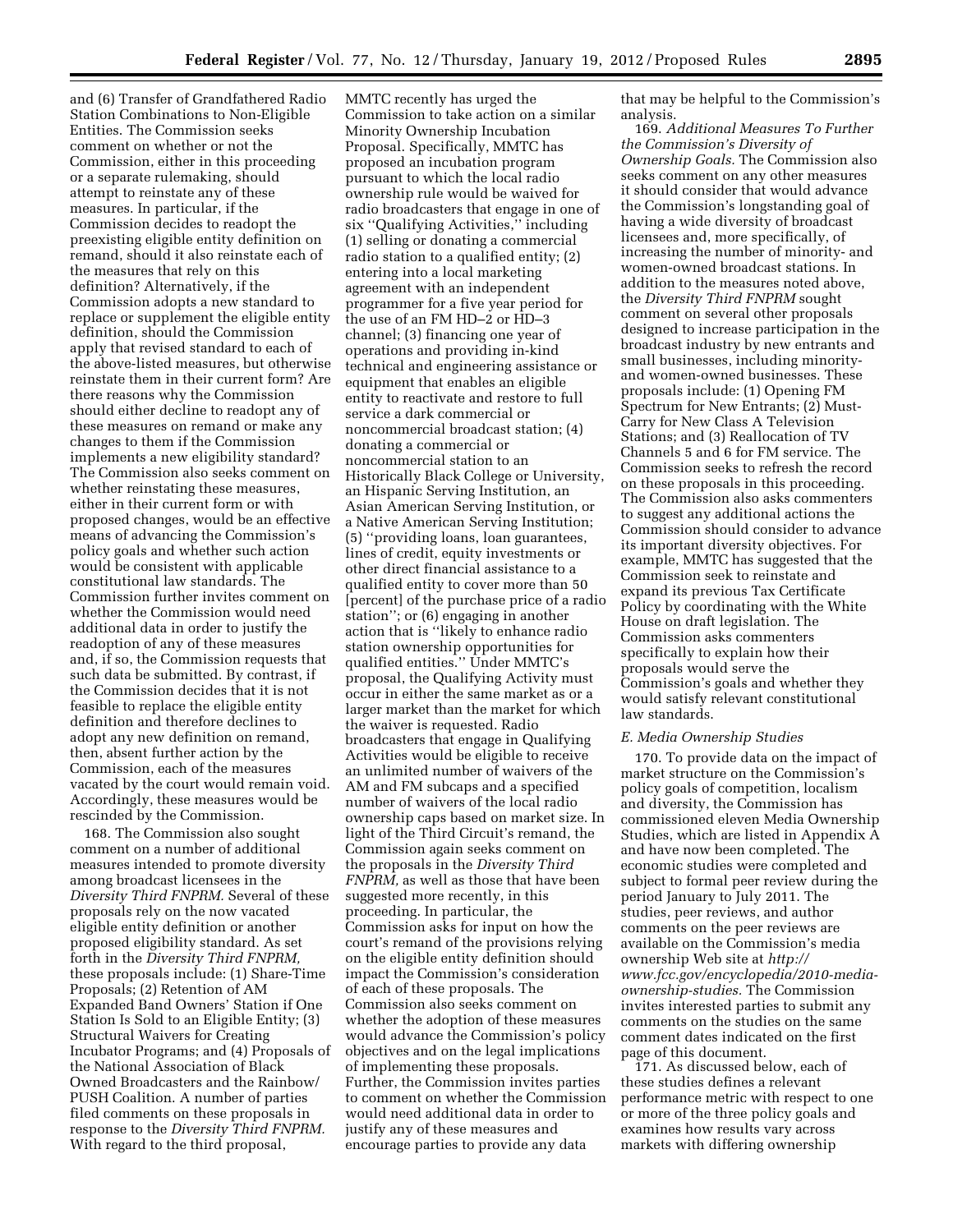and (6) Transfer of Grandfathered Radio Station Combinations to Non-Eligible Entities. The Commission seeks comment on whether or not the Commission, either in this proceeding or a separate rulemaking, should attempt to reinstate any of these measures. In particular, if the Commission decides to readopt the preexisting eligible entity definition on remand, should it also reinstate each of the measures that rely on this definition? Alternatively, if the Commission adopts a new standard to replace or supplement the eligible entity definition, should the Commission apply that revised standard to each of the above-listed measures, but otherwise reinstate them in their current form? Are there reasons why the Commission should either decline to readopt any of these measures on remand or make any changes to them if the Commission implements a new eligibility standard? The Commission also seeks comment on whether reinstating these measures, either in their current form or with proposed changes, would be an effective means of advancing the Commission's policy goals and whether such action would be consistent with applicable constitutional law standards. The Commission further invites comment on whether the Commission would need additional data in order to justify the readoption of any of these measures and, if so, the Commission requests that such data be submitted. By contrast, if the Commission decides that it is not feasible to replace the eligible entity definition and therefore declines to adopt any new definition on remand, then, absent further action by the Commission, each of the measures vacated by the court would remain void. Accordingly, these measures would be rescinded by the Commission.

168. The Commission also sought comment on a number of additional measures intended to promote diversity among broadcast licensees in the *Diversity Third FNPRM.* Several of these proposals rely on the now vacated eligible entity definition or another proposed eligibility standard. As set forth in the *Diversity Third FNPRM,* these proposals include: (1) Share-Time Proposals; (2) Retention of AM Expanded Band Owners' Station if One Station Is Sold to an Eligible Entity; (3) Structural Waivers for Creating Incubator Programs; and (4) Proposals of the National Association of Black Owned Broadcasters and the Rainbow/PUSH Coalition. A number of parties filed comments on these proposals in response to the *Diversity Third FNPRM.* With regard to the third proposal, MMTC recently has urged the Commission to take action on a similar Minority Ownership Incubation Proposal. Specifically, MMTC has proposed an incubation program pursuant to which the local radio ownership rule would be waived for radio broadcasters that engage in one of six ''Qualifying Activities,'' including (1) selling or donating a commercial radio station to a qualified entity; (2) entering into a local marketing agreement with an independent programmer for a five year period for the use of an FM HD–2 or HD–3 channel; (3) financing one year of operations and providing in-kind technical and engineering assistance or equipment that enables an eligible entity to reactivate and restore to full service a dark commercial or noncommercial broadcast station; (4) donating a commercial or noncommercial station to an Historically Black College or University, an Hispanic Serving Institution, an Asian American Serving Institution, or a Native American Serving Institution; (5) ''providing loans, loan guarantees, lines of credit, equity investments or other direct financial assistance to a qualified entity to cover more than 50 [percent] of the purchase price of a radio station''; or (6) engaging in another action that is ''likely to enhance radio station ownership opportunities for qualified entities.'' Under MMTC's proposal, the Qualifying Activity must occur in either the same market as or a larger market than the market for which the waiver is requested. Radio broadcasters that engage in Qualifying Activities would be eligible to receive an unlimited number of waivers of the AM and FM subcaps and a specified number of waivers of the local radio ownership caps based on market size. In light of the Third Circuit's remand, the Commission again seeks comment on the proposals in the *Diversity Third FNPRM,* as well as those that have been suggested more recently, in this proceeding. In particular, the Commission asks for input on how the court's remand of the provisions relying on the eligible entity definition should impact the Commission's consideration of each of these proposals. The Commission also seeks comment on whether the adoption of these measures would advance the Commission's policy objectives and on the legal implications of implementing these proposals. Further, the Commission invites parties to comment on whether the Commission would need additional data in order to justify any of these measures and encourage parties to provide any data that may be helpful to the Commission's analysis.

169. *Additional Measures To Further the Commission's Diversity of Ownership Goals.* The Commission also seeks comment on any other measures it should consider that would advance the Commission's longstanding goal of having a wide diversity of broadcast licensees and, more specifically, of increasing the number of minority- and women-owned broadcast stations. In addition to the measures noted above, the *Diversity Third FNPRM* sought comment on several other proposals designed to increase participation in the broadcast industry by new entrants and small businesses, including minority- and women-owned businesses. These proposals include: (1) Opening FM Spectrum for New Entrants; (2) Must-Carry for New Class A Television Stations; and (3) Reallocation of TV Channels 5 and 6 for FM service. The Commission seeks to refresh the record on these proposals in this proceeding. The Commission also asks commenters to suggest any additional actions the Commission should consider to advance its important diversity objectives. For example, MMTC has suggested that the Commission seek to reinstate and expand its previous Tax Certificate Policy by coordinating with the White House on draft legislation. The Commission asks commenters specifically to explain how their proposals would serve the Commission's goals and whether they would satisfy relevant constitutional law standards.

### E. Media Ownership Studies

170. To provide data on the impact of market structure on the Commission's policy goals of competition, localism and diversity, the Commission has commissioned eleven Media Ownership Studies, which are listed in Appendix A and have now been completed. The economic studies were completed and subject to formal peer review during the period January to July 2011. The studies, peer reviews, and author comments on the peer reviews are available on the Commission's media ownership Web site at *http://www.fcc.gov/encyclopedia/2010-media-ownership-studies.* The Commission invites interested parties to submit any comments on the studies on the same comment dates indicated on the first page of this document.

171. As discussed below, each of these studies defines a relevant performance metric with respect to one or more of the three policy goals and examines how results vary across markets with differing ownership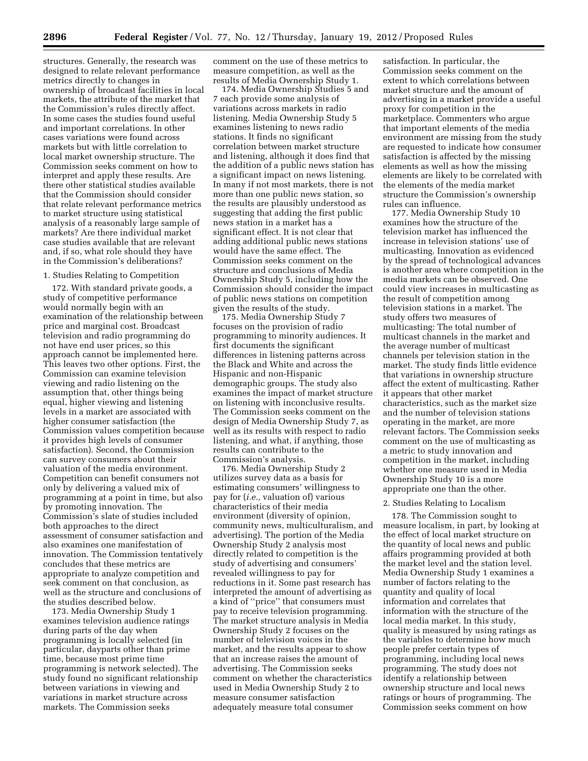structures. Generally, the research was designed to relate relevant performance metrics directly to changes in ownership of broadcast facilities in local markets, the attribute of the market that the Commission's rules directly affect. In some cases the studies found useful and important correlations. In other cases variations were found across markets but with little correlation to local market ownership structure. The Commission seeks comment on how to interpret and apply these results. Are there other statistical studies available that the Commission should consider that relate relevant performance metrics to market structure using statistical analysis of a reasonably large sample of markets? Are there individual market case studies available that are relevant and, if so, what role should they have in the Commission's deliberations?

### 1. Studies Relating to Competition

172. With standard private goods, a study of competitive performance would normally begin with an examination of the relationship between price and marginal cost. Broadcast television and radio programming do not have end user prices, so this approach cannot be implemented here. This leaves two other options. First, the Commission can examine television viewing and radio listening on the assumption that, other things being equal, higher viewing and listening levels in a market are associated with higher consumer satisfaction (the Commission values competition because it provides high levels of consumer satisfaction). Second, the Commission can survey consumers about their valuation of the media environment. Competition can benefit consumers not only by delivering a valued mix of programming at a point in time, but also by promoting innovation. The Commission's slate of studies included both approaches to the direct assessment of consumer satisfaction and also examines one manifestation of innovation. The Commission tentatively concludes that these metrics are appropriate to analyze competition and seek comment on that conclusion, as well as the structure and conclusions of the studies described below.

173. Media Ownership Study 1 examines television audience ratings during parts of the day when programming is locally selected (in particular, dayparts other than prime time, because most prime time programming is network selected). The study found no significant relationship between variations in viewing and variations in market structure across markets. The Commission seeks comment on the use of these metrics to measure competition, as well as the results of Media Ownership Study 1.

174. Media Ownership Studies 5 and 7 each provide some analysis of variations across markets in radio listening. Media Ownership Study 5 examines listening to news radio stations. It finds no significant correlation between market structure and listening, although it does find that the addition of a public news station has a significant impact on news listening. In many if not most markets, there is not more than one public news station, so the results are plausibly understood as suggesting that adding the first public news station in a market has a significant effect. It is not clear that adding additional public news stations would have the same effect. The Commission seeks comment on the structure and conclusions of Media Ownership Study 5, including how the Commission should consider the impact of public news stations on competition given the results of the study.

175. Media Ownership Study 7 focuses on the provision of radio programming to minority audiences. It first documents the significant differences in listening patterns across the Black and White and across the Hispanic and non-Hispanic demographic groups. The study also examines the impact of market structure on listening with inconclusive results. The Commission seeks comment on the design of Media Ownership Study 7, as well as its results with respect to radio listening, and what, if anything, those results can contribute to the Commission's analysis.

176. Media Ownership Study 2 utilizes survey data as a basis for estimating consumers' willingness to pay for (*i.e.,* valuation of) various characteristics of their media environment (diversity of opinion, community news, multiculturalism, and advertising). The portion of the Media Ownership Study 2 analysis most directly related to competition is the study of advertising and consumers' revealed willingness to pay for reductions in it. Some past research has interpreted the amount of advertising as a kind of ''price'' that consumers must pay to receive television programming. The market structure analysis in Media Ownership Study 2 focuses on the number of television voices in the market, and the results appear to show that an increase raises the amount of advertising. The Commission seeks comment on whether the characteristics used in Media Ownership Study 2 to measure consumer satisfaction adequately measure total consumer satisfaction. In particular, the Commission seeks comment on the extent to which correlations between market structure and the amount of advertising in a market provide a useful proxy for competition in the marketplace. Commenters who argue that important elements of the media environment are missing from the study are requested to indicate how consumer satisfaction is affected by the missing elements as well as how the missing elements are likely to be correlated with the elements of the media market structure the Commission's ownership rules can influence.

177. Media Ownership Study 10 examines how the structure of the television market has influenced the increase in television stations' use of multicasting. Innovation as evidenced by the spread of technological advances is another area where competition in the media markets can be observed. One could view increases in multicasting as the result of competition among television stations in a market. The study offers two measures of multicasting: The total number of multicast channels in the market and the average number of multicast channels per television station in the market. The study finds little evidence that variations in ownership structure affect the extent of multicasting. Rather it appears that other market characteristics, such as the market size and the number of television stations operating in the market, are more relevant factors. The Commission seeks comment on the use of multicasting as a metric to study innovation and competition in the market, including whether one measure used in Media Ownership Study 10 is a more appropriate one than the other.

### 2. Studies Relating to Localism

178. The Commission sought to measure localism, in part, by looking at the effect of local market structure on the quantity of local news and public affairs programming provided at both the market level and the station level. Media Ownership Study 1 examines a number of factors relating to the quantity and quality of local information and correlates that information with the structure of the local media market. In this study, quality is measured by using ratings as the variables to determine how much people prefer certain types of programming, including local news programming. The study does not identify a relationship between ownership structure and local news ratings or hours of programming. The Commission seeks comment on how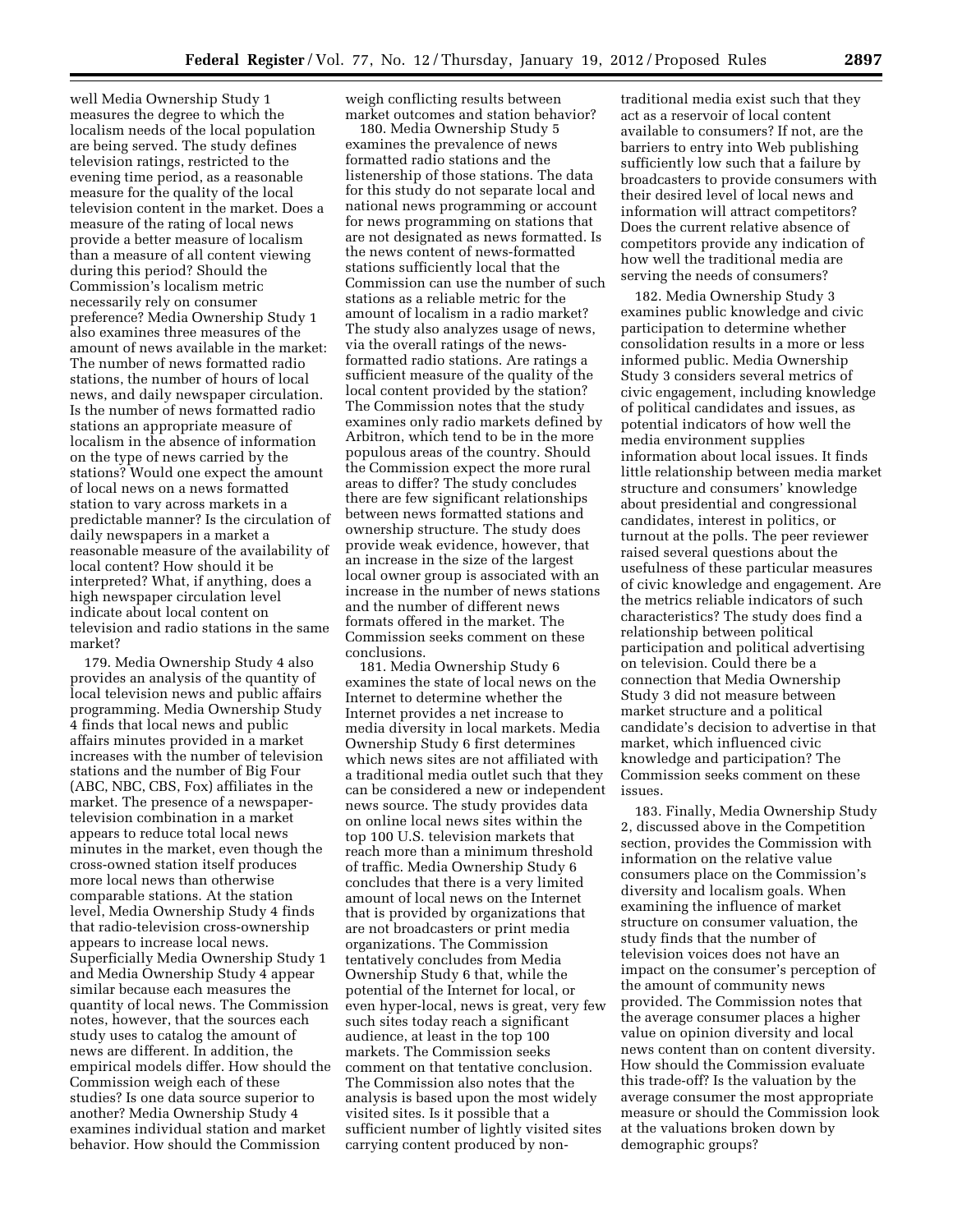well Media Ownership Study 1 measures the degree to which the localism needs of the local population are being served. The study defines television ratings, restricted to the evening time period, as a reasonable measure for the quality of the local television content in the market. Does a measure of the rating of local news provide a better measure of localism than a measure of all content viewing during this period? Should the Commission's localism metric necessarily rely on consumer preference? Media Ownership Study 1 also examines three measures of the amount of news available in the market: The number of news formatted radio stations, the number of hours of local news, and daily newspaper circulation. Is the number of news formatted radio stations an appropriate measure of localism in the absence of information on the type of news carried by the stations? Would one expect the amount of local news on a news formatted station to vary across markets in a predictable manner? Is the circulation of daily newspapers in a market a reasonable measure of the availability of local content? How should it be interpreted? What, if anything, does a high newspaper circulation level indicate about local content on television and radio stations in the same market?

179. Media Ownership Study 4 also provides an analysis of the quantity of local television news and public affairs programming. Media Ownership Study 4 finds that local news and public affairs minutes provided in a market increases with the number of television stations and the number of Big Four (ABC, NBC, CBS, Fox) affiliates in the market. The presence of a newspaper-television combination in a market appears to reduce total local news minutes in the market, even though the cross-owned station itself produces more local news than otherwise comparable stations. At the station level, Media Ownership Study 4 finds that radio-television cross-ownership appears to increase local news. Superficially Media Ownership Study 1 and Media Ownership Study 4 appear similar because each measures the quantity of local news. The Commission notes, however, that the sources each study uses to catalog the amount of news are different. In addition, the empirical models differ. How should the Commission weigh each of these studies? Is one data source superior to another? Media Ownership Study 4 examines individual station and market behavior. How should the Commission weigh conflicting results between market outcomes and station behavior?

180. Media Ownership Study 5 examines the prevalence of news formatted radio stations and the listenership of those stations. The data for this study do not separate local and national news programming or account for news programming on stations that are not designated as news formatted. Is the news content of news-formatted stations sufficiently local that the Commission can use the number of such stations as a reliable metric for the amount of localism in a radio market? The study also analyzes usage of news, via the overall ratings of the news-formatted radio stations. Are ratings a sufficient measure of the quality of the local content provided by the station? The Commission notes that the study examines only radio markets defined by Arbitron, which tend to be in the more populous areas of the country. Should the Commission expect the more rural areas to differ? The study concludes there are few significant relationships between news formatted stations and ownership structure. The study does provide weak evidence, however, that an increase in the size of the largest local owner group is associated with an increase in the number of news stations and the number of different news formats offered in the market. The Commission seeks comment on these conclusions.

181. Media Ownership Study 6 examines the state of local news on the Internet to determine whether the Internet provides a net increase to media diversity in local markets. Media Ownership Study 6 first determines which news sites are not affiliated with a traditional media outlet such that they can be considered a new or independent news source. The study provides data on online local news sites within the top 100 U.S. television markets that reach more than a minimum threshold of traffic. Media Ownership Study 6 concludes that there is a very limited amount of local news on the Internet that is provided by organizations that are not broadcasters or print media organizations. The Commission tentatively concludes from Media Ownership Study 6 that, while the potential of the Internet for local, or even hyper-local, news is great, very few such sites today reach a significant audience, at least in the top 100 markets. The Commission seeks comment on that tentative conclusion. The Commission also notes that the analysis is based upon the most widely visited sites. Is it possible that a sufficient number of lightly visited sites carrying content produced by non-traditional media exist such that they act as a reservoir of local content available to consumers? If not, are the barriers to entry into Web publishing sufficiently low such that a failure by broadcasters to provide consumers with their desired level of local news and information will attract competitors? Does the current relative absence of competitors provide any indication of how well the traditional media are serving the needs of consumers?

182. Media Ownership Study 3 examines public knowledge and civic participation to determine whether consolidation results in a more or less informed public. Media Ownership Study 3 considers several metrics of civic engagement, including knowledge of political candidates and issues, as potential indicators of how well the media environment supplies information about local issues. It finds little relationship between media market structure and consumers' knowledge about presidential and congressional candidates, interest in politics, or turnout at the polls. The peer reviewer raised several questions about the usefulness of these particular measures of civic knowledge and engagement. Are the metrics reliable indicators of such characteristics? The study does find a relationship between political participation and political advertising on television. Could there be a connection that Media Ownership Study 3 did not measure between market structure and a political candidate's decision to advertise in that market, which influenced civic knowledge and participation? The Commission seeks comment on these issues.

183. Finally, Media Ownership Study 2, discussed above in the Competition section, provides the Commission with information on the relative value consumers place on the Commission's diversity and localism goals. When examining the influence of market structure on consumer valuation, the study finds that the number of television voices does not have an impact on the consumer's perception of the amount of community news provided. The Commission notes that the average consumer places a higher value on opinion diversity and local news content than on content diversity. How should the Commission evaluate this trade-off? Is the valuation by the average consumer the most appropriate measure or should the Commission look at the valuations broken down by demographic groups?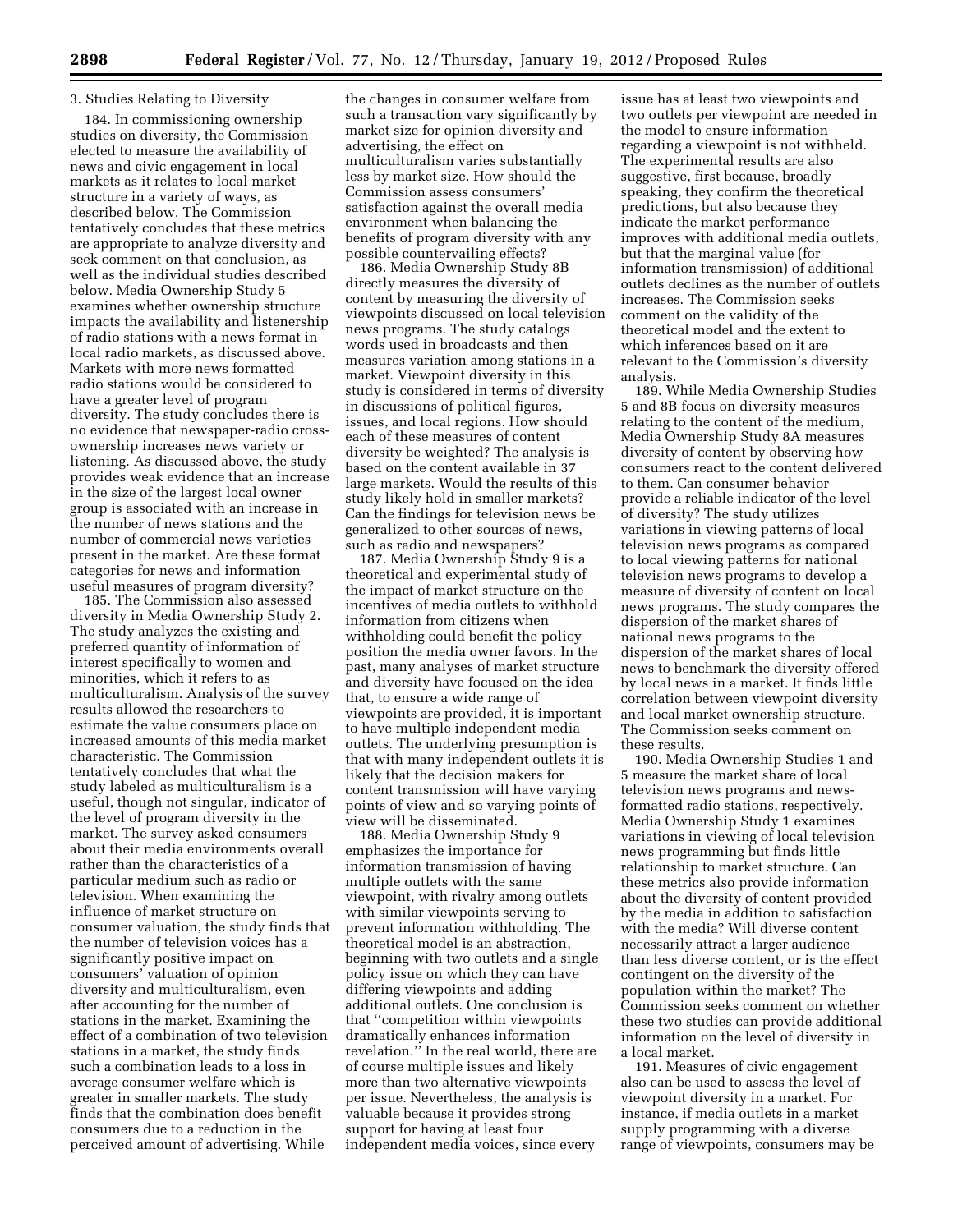3. Studies Relating to Diversity

184. In commissioning ownership studies on diversity, the Commission elected to measure the availability of news and civic engagement in local markets as it relates to local market structure in a variety of ways, as described below. The Commission tentatively concludes that these metrics are appropriate to analyze diversity and seek comment on that conclusion, as well as the individual studies described below. Media Ownership Study 5 examines whether ownership structure impacts the availability and listenership of radio stations with a news format in local radio markets, as discussed above. Markets with more news formatted radio stations would be considered to have a greater level of program diversity. The study concludes there is no evidence that newspaper-radio cross-ownership increases news variety or listening. As discussed above, the study provides weak evidence that an increase in the size of the largest local owner group is associated with an increase in the number of news stations and the number of commercial news varieties present in the market. Are these format categories for news and information useful measures of program diversity?

185. The Commission also assessed diversity in Media Ownership Study 2. The study analyzes the existing and preferred quantity of information of interest specifically to women and minorities, which it refers to as multiculturalism. Analysis of the survey results allowed the researchers to estimate the value consumers place on increased amounts of this media market characteristic. The Commission tentatively concludes that what the study labeled as multiculturalism is a useful, though not singular, indicator of the level of program diversity in the market. The survey asked consumers about their media environments overall rather than the characteristics of a particular medium such as radio or television. When examining the influence of market structure on consumer valuation, the study finds that the number of television voices has a significantly positive impact on consumers' valuation of opinion diversity and multiculturalism, even after accounting for the number of stations in the market. Examining the effect of a combination of two television stations in a market, the study finds such a combination leads to a loss in average consumer welfare which is greater in smaller markets. The study finds that the combination does benefit consumers due to a reduction in the perceived amount of advertising. While the changes in consumer welfare from such a transaction vary significantly by market size for opinion diversity and advertising, the effect on multiculturalism varies substantially less by market size. How should the Commission assess consumers' satisfaction against the overall media environment when balancing the benefits of program diversity with any possible countervailing effects?

186. Media Ownership Study 8B directly measures the diversity of content by measuring the diversity of viewpoints discussed on local television news programs. The study catalogs words used in broadcasts and then measures variation among stations in a market. Viewpoint diversity in this study is considered in terms of diversity in discussions of political figures, issues, and local regions. How should each of these measures of content diversity be weighted? The analysis is based on the content available in 37 large markets. Would the results of this study likely hold in smaller markets? Can the findings for television news be generalized to other sources of news, such as radio and newspapers?

187. Media Ownership Study 9 is a theoretical and experimental study of the impact of market structure on the incentives of media outlets to withhold information from citizens when withholding could benefit the policy position the media owner favors. In the past, many analyses of market structure and diversity have focused on the idea that, to ensure a wide range of viewpoints are provided, it is important to have multiple independent media outlets. The underlying presumption is that with many independent outlets it is likely that the decision makers for content transmission will have varying points of view and so varying points of view will be disseminated.

188. Media Ownership Study 9 emphasizes the importance for information transmission of having multiple outlets with the same viewpoint, with rivalry among outlets with similar viewpoints serving to prevent information withholding. The theoretical model is an abstraction, beginning with two outlets and a single policy issue on which they can have differing viewpoints and adding additional outlets. One conclusion is that ''competition within viewpoints dramatically enhances information revelation.'' In the real world, there are of course multiple issues and likely more than two alternative viewpoints per issue. Nevertheless, the analysis is valuable because it provides strong support for having at least four independent media voices, since every issue has at least two viewpoints and two outlets per viewpoint are needed in the model to ensure information regarding a viewpoint is not withheld. The experimental results are also suggestive, first because, broadly speaking, they confirm the theoretical predictions, but also because they indicate the market performance improves with additional media outlets, but that the marginal value (for information transmission) of additional outlets declines as the number of outlets increases. The Commission seeks comment on the validity of the theoretical model and the extent to which inferences based on it are relevant to the Commission's diversity analysis.

189. While Media Ownership Studies 5 and 8B focus on diversity measures relating to the content of the medium, Media Ownership Study 8A measures diversity of content by observing how consumers react to the content delivered to them. Can consumer behavior provide a reliable indicator of the level of diversity? The study utilizes variations in viewing patterns of local television news programs as compared to local viewing patterns for national television news programs to develop a measure of diversity of content on local news programs. The study compares the dispersion of the market shares of national news programs to the dispersion of the market shares of local news to benchmark the diversity offered by local news in a market. It finds little correlation between viewpoint diversity and local market ownership structure. The Commission seeks comment on these results.

190. Media Ownership Studies 1 and 5 measure the market share of local television news programs and news-formatted radio stations, respectively. Media Ownership Study 1 examines variations in viewing of local television news programming but finds little relationship to market structure. Can these metrics also provide information about the diversity of content provided by the media in addition to satisfaction with the media? Will diverse content necessarily attract a larger audience than less diverse content, or is the effect contingent on the diversity of the population within the market? The Commission seeks comment on whether these two studies can provide additional information on the level of diversity in a local market.

191. Measures of civic engagement also can be used to assess the level of viewpoint diversity in a market. For instance, if media outlets in a market supply programming with a diverse range of viewpoints, consumers may be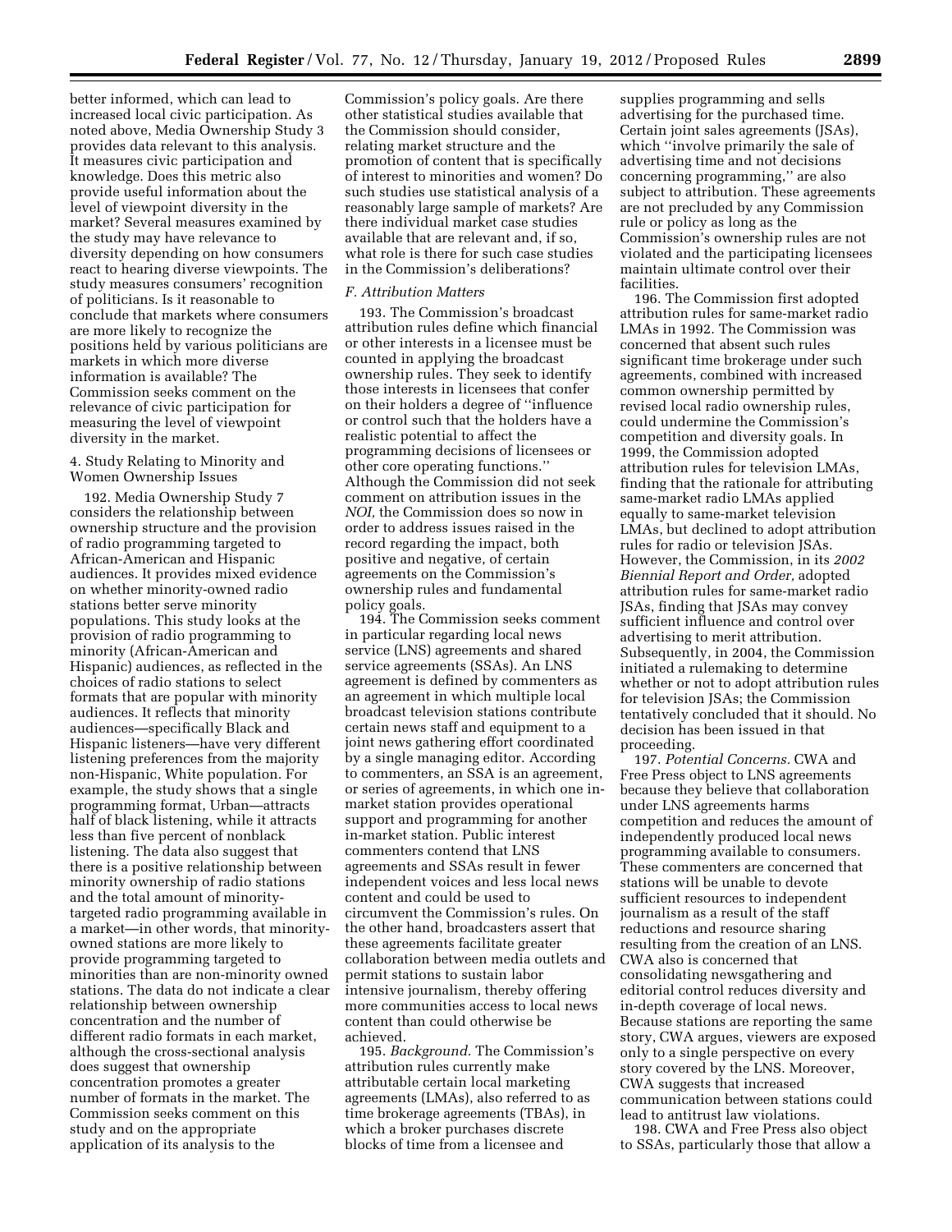better informed, which can lead to increased local civic participation. As noted above, Media Ownership Study 3 provides data relevant to this analysis. It measures civic participation and knowledge. Does this metric also provide useful information about the level of viewpoint diversity in the market? Several measures examined by the study may have relevance to diversity depending on how consumers react to hearing diverse viewpoints. The study measures consumers' recognition of politicians. Is it reasonable to conclude that markets where consumers are more likely to recognize the positions held by various politicians are markets in which more diverse information is available? The Commission seeks comment on the relevance of civic participation for measuring the level of viewpoint diversity in the market.

4. Study Relating to Minority and Women Ownership Issues

192. Media Ownership Study 7 considers the relationship between ownership structure and the provision of radio programming targeted to African-American and Hispanic audiences. It provides mixed evidence on whether minority-owned radio stations better serve minority populations. This study looks at the provision of radio programming to minority (African-American and Hispanic) audiences, as reflected in the choices of radio stations to select formats that are popular with minority audiences. It reflects that minority audiences—specifically Black and Hispanic listeners—have very different listening preferences from the majority non-Hispanic, White population. For example, the study shows that a single programming format, Urban—attracts half of black listening, while it attracts less than five percent of nonblack listening. The data also suggest that there is a positive relationship between minority ownership of radio stations and the total amount of minority-targeted radio programming available in a market—in other words, that minority-owned stations are more likely to provide programming targeted to minorities than are non-minority owned stations. The data do not indicate a clear relationship between ownership concentration and the number of different radio formats in each market, although the cross-sectional analysis does suggest that ownership concentration promotes a greater number of formats in the market. The Commission seeks comment on this study and on the appropriate application of its analysis to the Commission's policy goals. Are there other statistical studies available that the Commission should consider, relating market structure and the promotion of content that is specifically of interest to minorities and women? Do such studies use statistical analysis of a reasonably large sample of markets? Are there individual market case studies available that are relevant and, if so, what role is there for such case studies in the Commission's deliberations?

### *F. Attribution Matters*

193. The Commission's broadcast attribution rules define which financial or other interests in a licensee must be counted in applying the broadcast ownership rules. They seek to identify those interests in licensees that confer on their holders a degree of "influence or control such that the holders have a realistic potential to affect the programming decisions of licensees or other core operating functions." Although the Commission did not seek comment on attribution issues in the *NOI,* the Commission does so now in order to address issues raised in the record regarding the impact, both positive and negative, of certain agreements on the Commission's ownership rules and fundamental policy goals.

194. The Commission seeks comment in particular regarding local news service (LNS) agreements and shared service agreements (SSAs). An LNS agreement is defined by commenters as an agreement in which multiple local broadcast television stations contribute certain news staff and equipment to a joint news gathering effort coordinated by a single managing editor. According to commenters, an SSA is an agreement, or series of agreements, in which one in-market station provides operational support and programming for another in-market station. Public interest commenters contend that LNS agreements and SSAs result in fewer independent voices and less local news content and could be used to circumvent the Commission's rules. On the other hand, broadcasters assert that these agreements facilitate greater collaboration between media outlets and permit stations to sustain labor intensive journalism, thereby offering more communities access to local news content than could otherwise be achieved.

195. *Background.* The Commission's attribution rules currently make attributable certain local marketing agreements (LMAs), also referred to as time brokerage agreements (TBAs), in which a broker purchases discrete blocks of time from a licensee and supplies programming and sells advertising for the purchased time. Certain joint sales agreements (JSAs), which "involve primarily the sale of advertising time and not decisions concerning programming," are also subject to attribution. These agreements are not precluded by any Commission rule or policy as long as the Commission's ownership rules are not violated and the participating licensees maintain ultimate control over their facilities.

196. The Commission first adopted attribution rules for same-market radio LMAs in 1992. The Commission was concerned that absent such rules significant time brokerage under such agreements, combined with increased common ownership permitted by revised local radio ownership rules, could undermine the Commission's competition and diversity goals. In 1999, the Commission adopted attribution rules for television LMAs, finding that the rationale for attributing same-market radio LMAs applied equally to same-market television LMAs, but declined to adopt attribution rules for radio or television JSAs. However, the Commission, in its *2002 Biennial Report and Order,* adopted attribution rules for same-market radio JSAs, finding that JSAs may convey sufficient influence and control over advertising to merit attribution. Subsequently, in 2004, the Commission initiated a rulemaking to determine whether or not to adopt attribution rules for television JSAs; the Commission tentatively concluded that it should. No decision has been issued in that proceeding.

197. *Potential Concerns.* CWA and Free Press object to LNS agreements because they believe that collaboration under LNS agreements harms competition and reduces the amount of independently produced local news programming available to consumers. These commenters are concerned that stations will be unable to devote sufficient resources to independent journalism as a result of the staff reductions and resource sharing resulting from the creation of an LNS. CWA also is concerned that consolidating newsgathering and editorial control reduces diversity and in-depth coverage of local news. Because stations are reporting the same story, CWA argues, viewers are exposed only to a single perspective on every story covered by the LNS. Moreover, CWA suggests that increased communication between stations could lead to antitrust law violations.

198. CWA and Free Press also object to SSAs, particularly those that allow a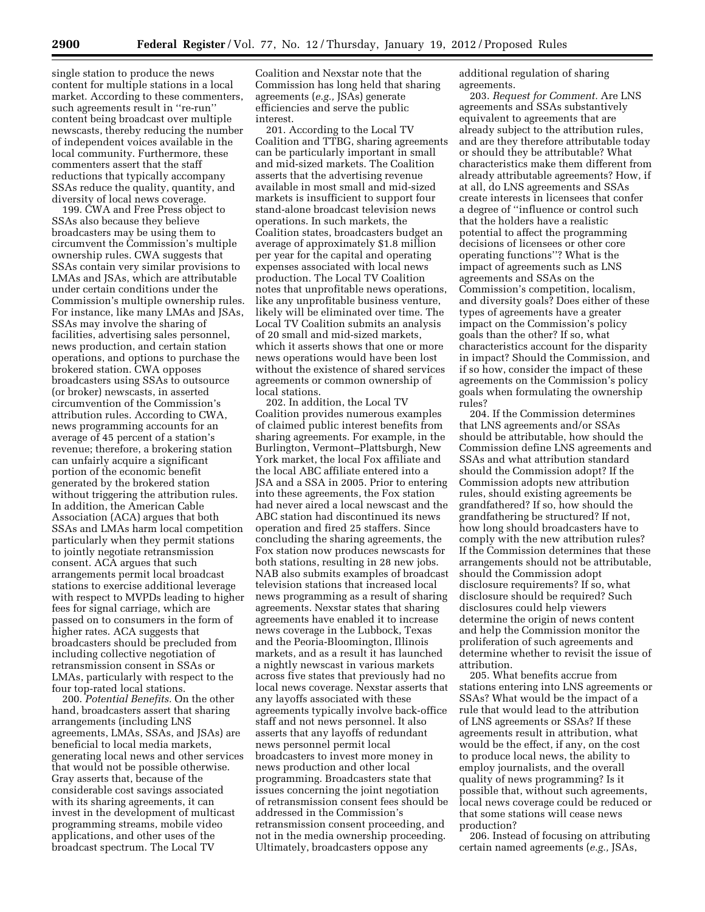single station to produce the news content for multiple stations in a local market. According to these commenters, such agreements result in "re-run" content being broadcast over multiple newscasts, thereby reducing the number of independent voices available in the local community. Furthermore, these commenters assert that the staff reductions that typically accompany SSAs reduce the quality, quantity, and diversity of local news coverage.

199. CWA and Free Press object to SSAs also because they believe broadcasters may be using them to circumvent the Commission's multiple ownership rules. CWA suggests that SSAs contain very similar provisions to LMAs and JSAs, which are attributable under certain conditions under the Commission's multiple ownership rules. For instance, like many LMAs and JSAs, SSAs may involve the sharing of facilities, advertising sales personnel, news production, and certain station operations, and options to purchase the brokered station. CWA opposes broadcasters using SSAs to outsource (or broker) newscasts, in asserted circumvention of the Commission's attribution rules. According to CWA, news programming accounts for an average of 45 percent of a station's revenue; therefore, a brokering station can unfairly acquire a significant portion of the economic benefit generated by the brokered station without triggering the attribution rules. In addition, the American Cable Association (ACA) argues that both SSAs and LMAs harm local competition particularly when they permit stations to jointly negotiate retransmission consent. ACA argues that such arrangements permit local broadcast stations to exercise additional leverage with respect to MVPDs leading to higher fees for signal carriage, which are passed on to consumers in the form of higher rates. ACA suggests that broadcasters should be precluded from including collective negotiation of retransmission consent in SSAs or LMAs, particularly with respect to the four top-rated local stations.

200. *Potential Benefits.* On the other hand, broadcasters assert that sharing arrangements (including LNS agreements, LMAs, SSAs, and JSAs) are beneficial to local media markets, generating local news and other services that would not be possible otherwise. Gray asserts that, because of the considerable cost savings associated with its sharing agreements, it can invest in the development of multicast programming streams, mobile video applications, and other uses of the broadcast spectrum. The Local TV Coalition and Nexstar note that the Commission has long held that sharing agreements (*e.g.,* JSAs) generate efficiencies and serve the public interest.

201. According to the Local TV Coalition and TTBG, sharing agreements can be particularly important in small and mid-sized markets. The Coalition asserts that the advertising revenue available in most small and mid-sized markets is insufficient to support four stand-alone broadcast television news operations. In such markets, the Coalition states, broadcasters budget an average of approximately $1.8 million per year for the capital and operating expenses associated with local news production. The Local TV Coalition notes that unprofitable news operations, like any unprofitable business venture, likely will be eliminated over time. The Local TV Coalition submits an analysis of 20 small and mid-sized markets, which it asserts shows that one or more news operations would have been lost without the existence of shared services agreements or common ownership of local stations.

202. In addition, the Local TV Coalition provides numerous examples of claimed public interest benefits from sharing agreements. For example, in the Burlington, Vermont–Plattsburgh, New York market, the local Fox affiliate and the local ABC affiliate entered into a JSA and a SSA in 2005. Prior to entering into these agreements, the Fox station had never aired a local newscast and the ABC station had discontinued its news operation and fired 25 staffers. Since concluding the sharing agreements, the Fox station now produces newscasts for both stations, resulting in 28 new jobs. NAB also submits examples of broadcast television stations that increased local news programming as a result of sharing agreements. Nexstar states that sharing agreements have enabled it to increase news coverage in the Lubbock, Texas and the Peoria-Bloomington, Illinois markets, and as a result it has launched a nightly newscast in various markets across five states that previously had no local news coverage. Nexstar asserts that any layoffs associated with these agreements typically involve back-office staff and not news personnel. It also asserts that any layoffs of redundant news personnel permit local broadcasters to invest more money in news production and other local programming. Broadcasters state that issues concerning the joint negotiation of retransmission consent fees should be addressed in the Commission's retransmission consent proceeding, and not in the media ownership proceeding. Ultimately, broadcasters oppose any additional regulation of sharing agreements.

203. *Request for Comment.* Are LNS agreements and SSAs substantively equivalent to agreements that are already subject to the attribution rules, and are they therefore attributable today or should they be attributable? What characteristics make them different from already attributable agreements? How, if at all, do LNS agreements and SSAs create interests in licensees that confer a degree of "influence or control such that the holders have a realistic potential to affect the programming decisions of licensees or other core operating functions"? What is the impact of agreements such as LNS agreements and SSAs on the Commission's competition, localism, and diversity goals? Does either of these types of agreements have a greater impact on the Commission's policy goals than the other? If so, what characteristics account for the disparity in impact? Should the Commission, and if so how, consider the impact of these agreements on the Commission's policy goals when formulating the ownership rules?

204. If the Commission determines that LNS agreements and/or SSAs should be attributable, how should the Commission define LNS agreements and SSAs and what attribution standard should the Commission adopt? If the Commission adopts new attribution rules, should existing agreements be grandfathered? If so, how should the grandfathering be structured? If not, how long should broadcasters have to comply with the new attribution rules? If the Commission determines that these arrangements should not be attributable, should the Commission adopt disclosure requirements? If so, what disclosure should be required? Such disclosures could help viewers determine the origin of news content and help the Commission monitor the proliferation of such agreements and determine whether to revisit the issue of attribution.

205. What benefits accrue from stations entering into LNS agreements or SSAs? What would be the impact of a rule that would lead to the attribution of LNS agreements or SSAs? If these agreements result in attribution, what would be the effect, if any, on the cost to produce local news, the ability to employ journalists, and the overall quality of news programming? Is it possible that, without such agreements, local news coverage could be reduced or that some stations will cease news production?

206. Instead of focusing on attributing certain named agreements (*e.g.,* JSAs,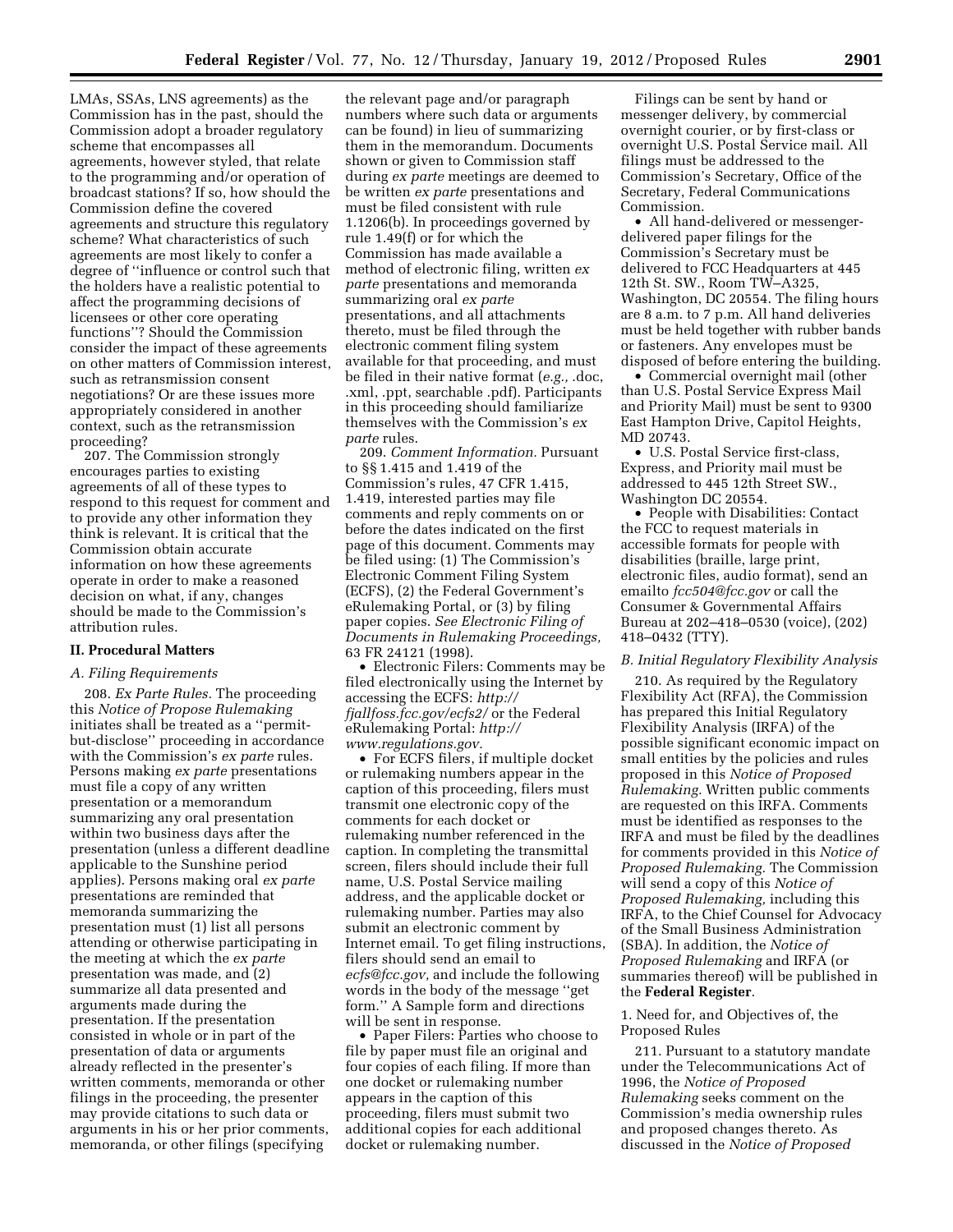LMAs, SSAs, LNS agreements) as the Commission has in the past, should the Commission adopt a broader regulatory scheme that encompasses all agreements, however styled, that relate to the programming and/or operation of broadcast stations? If so, how should the Commission define the covered agreements and structure this regulatory scheme? What characteristics of such agreements are most likely to confer a degree of ''influence or control such that the holders have a realistic potential to affect the programming decisions of licensees or other core operating functions''? Should the Commission consider the impact of these agreements on other matters of Commission interest, such as retransmission consent negotiations? Or are these issues more appropriately considered in another context, such as the retransmission proceeding?

207. The Commission strongly encourages parties to existing agreements of all of these types to respond to this request for comment and to provide any other information they think is relevant. It is critical that the Commission obtain accurate information on how these agreements operate in order to make a reasoned decision on what, if any, changes should be made to the Commission's attribution rules.

## II. Procedural Matters

### A. Filing Requirements

208. *Ex Parte Rules.* The proceeding this *Notice of Propose Rulemaking* initiates shall be treated as a ''permit-but-disclose'' proceeding in accordance with the Commission's *ex parte* rules. Persons making *ex parte* presentations must file a copy of any written presentation or a memorandum summarizing any oral presentation within two business days after the presentation (unless a different deadline applicable to the Sunshine period applies). Persons making oral *ex parte* presentations are reminded that memoranda summarizing the presentation must (1) list all persons attending or otherwise participating in the meeting at which the *ex parte* presentation was made, and (2) summarize all data presented and arguments made during the presentation. If the presentation consisted in whole or in part of the presentation of data or arguments already reflected in the presenter's written comments, memoranda or other filings in the proceeding, the presenter may provide citations to such data or arguments in his or her prior comments, memoranda, or other filings (specifying the relevant page and/or paragraph numbers where such data or arguments can be found) in lieu of summarizing them in the memorandum. Documents shown or given to Commission staff during *ex parte* meetings are deemed to be written *ex parte* presentations and must be filed consistent with rule 1.1206(b). In proceedings governed by rule 1.49(f) or for which the Commission has made available a method of electronic filing, written *ex parte* presentations and memoranda summarizing oral *ex parte* presentations, and all attachments thereto, must be filed through the electronic comment filing system available for that proceeding, and must be filed in their native format (*e.g.,* .doc, .xml, .ppt, searchable .pdf). Participants in this proceeding should familiarize themselves with the Commission's *ex parte* rules.

209. *Comment Information.* Pursuant to §§ 1.415 and 1.419 of the Commission's rules, 47 CFR 1.415, 1.419, interested parties may file comments and reply comments on or before the dates indicated on the first page of this document. Comments may be filed using: (1) The Commission's Electronic Comment Filing System (ECFS), (2) the Federal Government's eRulemaking Portal, or (3) by filing paper copies. *See Electronic Filing of Documents in Rulemaking Proceedings,* 63 FR 24121 (1998).

- Electronic Filers: Comments may be filed electronically using the Internet by accessing the ECFS: *http://fjallfoss.fcc.gov/ecfs2/* or the Federal eRulemaking Portal: *http://www.regulations.gov.*
- For ECFS filers, if multiple docket or rulemaking numbers appear in the caption of this proceeding, filers must transmit one electronic copy of the comments for each docket or rulemaking number referenced in the caption. In completing the transmittal screen, filers should include their full name, U.S. Postal Service mailing address, and the applicable docket or rulemaking number. Parties may also submit an electronic comment by Internet email. To get filing instructions, filers should send an email to *ecfs@fcc.gov,* and include the following words in the body of the message ''get form.'' A Sample form and directions will be sent in response.
- Paper Filers: Parties who choose to file by paper must file an original and four copies of each filing. If more than one docket or rulemaking number appears in the caption of this proceeding, filers must submit two additional copies for each additional docket or rulemaking number.

Filings can be sent by hand or messenger delivery, by commercial overnight courier, or by first-class or overnight U.S. Postal Service mail. All filings must be addressed to the Commission's Secretary, Office of the Secretary, Federal Communications Commission.

- All hand-delivered or messenger-delivered paper filings for the Commission's Secretary must be delivered to FCC Headquarters at 445 12th St. SW., Room TW–A325, Washington, DC 20554. The filing hours are 8 a.m. to 7 p.m. All hand deliveries must be held together with rubber bands or fasteners. Any envelopes must be disposed of before entering the building.
- Commercial overnight mail (other than U.S. Postal Service Express Mail and Priority Mail) must be sent to 9300 East Hampton Drive, Capitol Heights, MD 20743.
- U.S. Postal Service first-class, Express, and Priority mail must be addressed to 445 12th Street SW., Washington DC 20554.
- People with Disabilities: Contact the FCC to request materials in accessible formats for people with disabilities (braille, large print, electronic files, audio format), send an emailto *fcc504@fcc.gov* or call the Consumer & Governmental Affairs Bureau at 202–418–0530 (voice), (202) 418–0432 (TTY).

### B. Initial Regulatory Flexibility Analysis

210. As required by the Regulatory Flexibility Act (RFA), the Commission has prepared this Initial Regulatory Flexibility Analysis (IRFA) of the possible significant economic impact on small entities by the policies and rules proposed in this *Notice of Proposed Rulemaking.* Written public comments are requested on this IRFA. Comments must be identified as responses to the IRFA and must be filed by the deadlines for comments provided in this *Notice of Proposed Rulemaking.* The Commission will send a copy of this *Notice of Proposed Rulemaking,* including this IRFA, to the Chief Counsel for Advocacy of the Small Business Administration (SBA). In addition, the *Notice of Proposed Rulemaking* and IRFA (or summaries thereof) will be published in the **Federal Register**.

#### 1. Need for, and Objectives of, the Proposed Rules

211. Pursuant to a statutory mandate under the Telecommunications Act of 1996, the *Notice of Proposed Rulemaking* seeks comment on the Commission's media ownership rules and proposed changes thereto. As discussed in the *Notice of Proposed*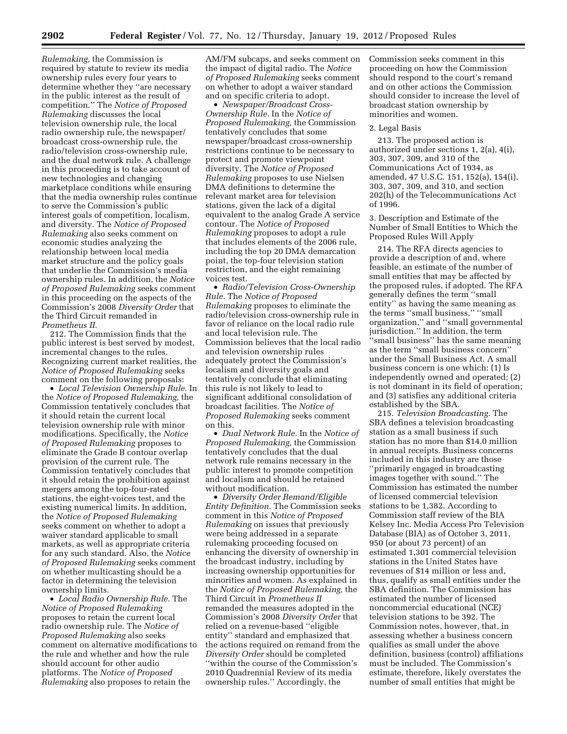*Rulemaking,* the Commission is required by statute to review its media ownership rules every four years to determine whether they ''are necessary in the public interest as the result of competition.'' The *Notice of Proposed Rulemaking* discusses the local television ownership rule, the local radio ownership rule, the newspaper/broadcast cross-ownership rule, the radio/television cross-ownership rule, and the dual network rule. A challenge in this proceeding is to take account of new technologies and changing marketplace conditions while ensuring that the media ownership rules continue to serve the Commission's public interest goals of competition, localism, and diversity. The *Notice of Proposed Rulemaking* also seeks comment on economic studies analyzing the relationship between local media market structure and the policy goals that underlie the Commission's media ownership rules. In addition, the *Notice of Proposed Rulemaking* seeks comment in this proceeding on the aspects of the Commission's 2008 *Diversity Order* that the Third Circuit remanded in *Prometheus II.*

212. The Commission finds that the public interest is best served by modest, incremental changes to the rules. Recognizing current market realities, the *Notice of Proposed Rulemaking* seeks comment on the following proposals:

- *Local Television Ownership Rule.* In the *Notice of Proposed Rulemaking,* the Commission tentatively concludes that it should retain the current local television ownership rule with minor modifications. Specifically, the *Notice of Proposed Rulemaking* proposes to eliminate the Grade B contour overlap provision of the current rule. The Commission tentatively concludes that it should retain the prohibition against mergers among the top-four-rated stations, the eight-voices test, and the existing numerical limits. In addition, the *Notice of Proposed Rulemaking* seeks comment on whether to adopt a waiver standard applicable to small markets, as well as appropriate criteria for any such standard. Also, the *Notice of Proposed Rulemaking* seeks comment on whether multicasting should be a factor in determining the television ownership limits.
- *Local Radio Ownership Rule.* The *Notice of Proposed Rulemaking* proposes to retain the current local radio ownership rule. The *Notice of Proposed Rulemaking* also seeks comment on alternative modifications to the rule and whether and how the rule should account for other audio platforms. The *Notice of Proposed Rulemaking* also proposes to retain the AM/FM subcaps, and seeks comment on the impact of digital radio. The *Notice of Proposed Rulemaking* seeks comment on whether to adopt a waiver standard and on specific criteria to adopt.
- *Newspaper/Broadcast Cross-Ownership Rule.* In the *Notice of Proposed Rulemaking,* the Commission tentatively concludes that some newspaper/broadcast cross-ownership restrictions continue to be necessary to protect and promote viewpoint diversity. The *Notice of Proposed Rulemaking* proposes to use Nielsen DMA definitions to determine the relevant market area for television stations, given the lack of a digital equivalent to the analog Grade A service contour. The *Notice of Proposed Rulemaking* proposes to adopt a rule that includes elements of the 2006 rule, including the top 20 DMA demarcation point, the top-four television station restriction, and the eight remaining voices test.
- *Radio/Television Cross-Ownership Rule.* The *Notice of Proposed Rulemaking* proposes to eliminate the radio/television cross-ownership rule in favor of reliance on the local radio rule and local television rule. The Commission believes that the local radio and television ownership rules adequately protect the Commission's localism and diversity goals and tentatively conclude that eliminating this rule is not likely to lead to significant additional consolidation of broadcast facilities. The *Notice of Proposed Rulemaking* seeks comment on this.
- *Dual Network Rule.* In the *Notice of Proposed Rulemaking,* the Commission tentatively concludes that the dual network rule remains necessary in the public interest to promote competition and localism and should be retained without modification.
- *Diversity Order Remand/Eligible Entity Definition.* The Commission seeks comment in this *Notice of Proposed Rulemaking* on issues that previously were being addressed in a separate rulemaking proceeding focused on enhancing the diversity of ownership in the broadcast industry, including by increasing ownership opportunities for minorities and women. As explained in the *Notice of Proposed Rulemaking,* the Third Circuit in *Prometheus II* remanded the measures adopted in the Commission's 2008 *Diversity Order* that relied on a revenue-based ''eligible entity'' standard and emphasized that the actions required on remand from the *Diversity Order* should be completed ''within the course of the Commission's 2010 Quadrennial Review of its media ownership rules.'' Accordingly, the Commission seeks comment in this proceeding on how the Commission should respond to the court's remand and on other actions the Commission should consider to increase the level of broadcast station ownership by minorities and women.

2. Legal Basis

213. The proposed action is authorized under sections 1, 2(a), 4(i), 303, 307, 309, and 310 of the Communications Act of 1934, as amended, 47 U.S.C. 151, 152(a), 154(i), 303, 307, 309, and 310, and section 202(h) of the Telecommunications Act of 1996.

3. Description and Estimate of the Number of Small Entities to Which the Proposed Rules Will Apply

214. The RFA directs agencies to provide a description of and, where feasible, an estimate of the number of small entities that may be affected by the proposed rules, if adopted. The RFA generally defines the term ''small entity'' as having the same meaning as the terms ''small business,'' ''small organization,'' and ''small governmental jurisdiction.'' In addition, the term ''small business'' has the same meaning as the term ''small business concern'' under the Small Business Act. A small business concern is one which: (1) Is independently owned and operated; (2) is not dominant in its field of operation; and (3) satisfies any additional criteria established by the SBA.

215. *Television Broadcasting.* The SBA defines a television broadcasting station as a small business if such station has no more than $14.0 million in annual receipts. Business concerns included in this industry are those ''primarily engaged in broadcasting images together with sound.'' The Commission has estimated the number of licensed commercial television stations to be 1,382. According to Commission staff review of the BIA Kelsey Inc. Media Access Pro Television Database (BIA) as of October 3, 2011, 950 (or about 73 percent) of an estimated 1,301 commercial television stations in the United States have revenues of $14 million or less and, thus, qualify as small entities under the SBA definition. The Commission has estimated the number of licensed noncommercial educational (NCE) television stations to be 392. The Commission notes, however, that, in assessing whether a business concern qualifies as small under the above definition, business (control) affiliations must be included. The Commission's estimate, therefore, likely overstates the number of small entities that might be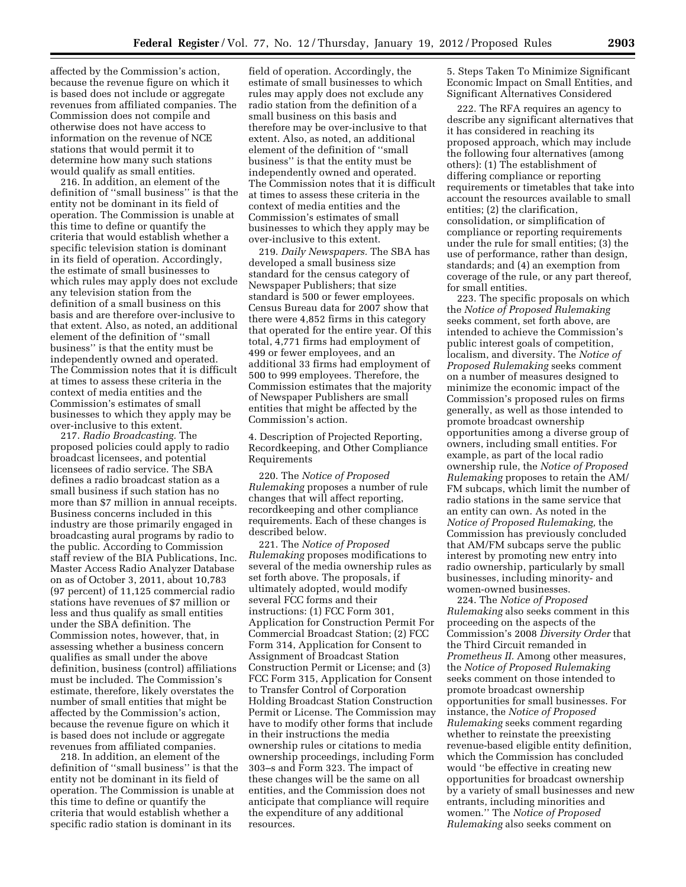affected by the Commission's action, because the revenue figure on which it is based does not include or aggregate revenues from affiliated companies. The Commission does not compile and otherwise does not have access to information on the revenue of NCE stations that would permit it to determine how many such stations would qualify as small entities.

216. In addition, an element of the definition of ''small business'' is that the entity not be dominant in its field of operation. The Commission is unable at this time to define or quantify the criteria that would establish whether a specific television station is dominant in its field of operation. Accordingly, the estimate of small businesses to which rules may apply does not exclude any television station from the definition of a small business on this basis and are therefore over-inclusive to that extent. Also, as noted, an additional element of the definition of ''small business'' is that the entity must be independently owned and operated. The Commission notes that it is difficult at times to assess these criteria in the context of media entities and the Commission's estimates of small businesses to which they apply may be over-inclusive to this extent.

217. *Radio Broadcasting.* The proposed policies could apply to radio broadcast licensees, and potential licensees of radio service. The SBA defines a radio broadcast station as a small business if such station has no more than $7 million in annual receipts. Business concerns included in this industry are those primarily engaged in broadcasting aural programs by radio to the public. According to Commission staff review of the BIA Publications, Inc. Master Access Radio Analyzer Database on as of October 3, 2011, about 10,783 (97 percent) of 11,125 commercial radio stations have revenues of $7 million or less and thus qualify as small entities under the SBA definition. The Commission notes, however, that, in assessing whether a business concern qualifies as small under the above definition, business (control) affiliations must be included. The Commission's estimate, therefore, likely overstates the number of small entities that might be affected by the Commission's action, because the revenue figure on which it is based does not include or aggregate revenues from affiliated companies.

218. In addition, an element of the definition of ''small business'' is that the entity not be dominant in its field of operation. The Commission is unable at this time to define or quantify the criteria that would establish whether a specific radio station is dominant in its field of operation. Accordingly, the estimate of small businesses to which rules may apply does not exclude any radio station from the definition of a small business on this basis and therefore may be over-inclusive to that extent. Also, as noted, an additional element of the definition of ''small business'' is that the entity must be independently owned and operated. The Commission notes that it is difficult at times to assess these criteria in the context of media entities and the Commission's estimates of small businesses to which they apply may be over-inclusive to this extent.

219. *Daily Newspapers.* The SBA has developed a small business size standard for the census category of Newspaper Publishers; that size standard is 500 or fewer employees. Census Bureau data for 2007 show that there were 4,852 firms in this category that operated for the entire year. Of this total, 4,771 firms had employment of 499 or fewer employees, and an additional 33 firms had employment of 500 to 999 employees. Therefore, the Commission estimates that the majority of Newspaper Publishers are small entities that might be affected by the Commission's action.

4. Description of Projected Reporting, Recordkeeping, and Other Compliance Requirements

220. The *Notice of Proposed Rulemaking* proposes a number of rule changes that will affect reporting, recordkeeping and other compliance requirements. Each of these changes is described below.

221. The *Notice of Proposed Rulemaking* proposes modifications to several of the media ownership rules as set forth above. The proposals, if ultimately adopted, would modify several FCC forms and their instructions: (1) FCC Form 301, Application for Construction Permit For Commercial Broadcast Station; (2) FCC Form 314, Application for Consent to Assignment of Broadcast Station Construction Permit or License; and (3) FCC Form 315, Application for Consent to Transfer Control of Corporation Holding Broadcast Station Construction Permit or License. The Commission may have to modify other forms that include in their instructions the media ownership rules or citations to media ownership proceedings, including Form 303–s and Form 323. The impact of these changes will be the same on all entities, and the Commission does not anticipate that compliance will require the expenditure of any additional resources.

5. Steps Taken To Minimize Significant Economic Impact on Small Entities, and Significant Alternatives Considered

222. The RFA requires an agency to describe any significant alternatives that it has considered in reaching its proposed approach, which may include the following four alternatives (among others): (1) The establishment of differing compliance or reporting requirements or timetables that take into account the resources available to small entities; (2) the clarification, consolidation, or simplification of compliance or reporting requirements under the rule for small entities; (3) the use of performance, rather than design, standards; and (4) an exemption from coverage of the rule, or any part thereof, for small entities.

223. The specific proposals on which the *Notice of Proposed Rulemaking* seeks comment, set forth above, are intended to achieve the Commission's public interest goals of competition, localism, and diversity. The *Notice of Proposed Rulemaking* seeks comment on a number of measures designed to minimize the economic impact of the Commission's proposed rules on firms generally, as well as those intended to promote broadcast ownership opportunities among a diverse group of owners, including small entities. For example, as part of the local radio ownership rule, the *Notice of Proposed Rulemaking* proposes to retain the AM/FM subcaps, which limit the number of radio stations in the same service that an entity can own. As noted in the *Notice of Proposed Rulemaking,* the Commission has previously concluded that AM/FM subcaps serve the public interest by promoting new entry into radio ownership, particularly by small businesses, including minority- and women-owned businesses.

224. The *Notice of Proposed Rulemaking* also seeks comment in this proceeding on the aspects of the Commission's 2008 *Diversity Order* that the Third Circuit remanded in *Prometheus II.* Among other measures, the *Notice of Proposed Rulemaking* seeks comment on those intended to promote broadcast ownership opportunities for small businesses. For instance, the *Notice of Proposed Rulemaking* seeks comment regarding whether to reinstate the preexisting revenue-based eligible entity definition, which the Commission has concluded would ''be effective in creating new opportunities for broadcast ownership by a variety of small businesses and new entrants, including minorities and women.'' The *Notice of Proposed Rulemaking* also seeks comment on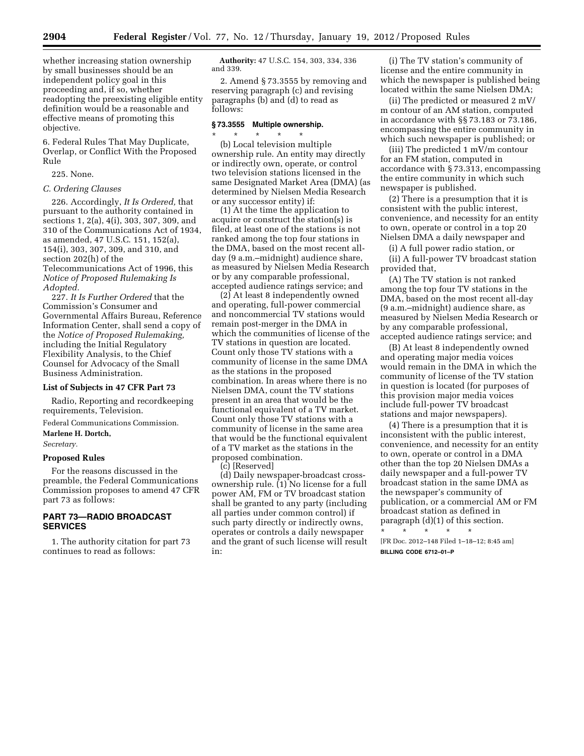whether increasing station ownership by small businesses should be an independent policy goal in this proceeding and, if so, whether readopting the preexisting eligible entity definition would be a reasonable and effective means of promoting this objective.

6. Federal Rules That May Duplicate, Overlap, or Conflict With the Proposed Rule

225. None.

*C. Ordering Clauses*

226. Accordingly, *It Is Ordered,* that pursuant to the authority contained in sections 1, 2(a), 4(i), 303, 307, 309, and 310 of the Communications Act of 1934, as amended, 47 U.S.C. 151, 152(a), 154(i), 303, 307, 309, and 310, and section 202(h) of the Telecommunications Act of 1996, this *Notice of Proposed Rulemaking Is Adopted.*

227. *It Is Further Ordered* that the Commission's Consumer and Governmental Affairs Bureau, Reference Information Center, shall send a copy of the *Notice of Proposed Rulemaking,* including the Initial Regulatory Flexibility Analysis, to the Chief Counsel for Advocacy of the Small Business Administration.

**List of Subjects in 47 CFR Part 73**

Radio, Reporting and recordkeeping requirements, Television.

Federal Communications Commission.

**Marlene H. Dortch,**

*Secretary.*

**Proposed Rules**

For the reasons discussed in the preamble, the Federal Communications Commission proposes to amend 47 CFR part 73 as follows:

## PART 73—RADIO BROADCAST SERVICES

1. The authority citation for part 73 continues to read as follows:

**Authority:** 47 U.S.C. 154, 303, 334, 336 and 339.

2. Amend § 73.3555 by removing and reserving paragraph (c) and revising paragraphs (b) and (d) to read as follows:

### § 73.3555 Multiple ownership.

\* \* \* \* \*

(b) Local television multiple ownership rule. An entity may directly or indirectly own, operate, or control two television stations licensed in the same Designated Market Area (DMA) (as determined by Nielsen Media Research or any successor entity) if:

(1) At the time the application to acquire or construct the station(s) is filed, at least one of the stations is not ranked among the top four stations in the DMA, based on the most recent all-day (9 a.m.–midnight) audience share, as measured by Nielsen Media Research or by any comparable professional, accepted audience ratings service; and

(2) At least 8 independently owned and operating, full-power commercial and noncommercial TV stations would remain post-merger in the DMA in which the communities of license of the TV stations in question are located. Count only those TV stations with a community of license in the same DMA as the stations in the proposed combination. In areas where there is no Nielsen DMA, count the TV stations present in an area that would be the functional equivalent of a TV market. Count only those TV stations with a community of license in the same area that would be the functional equivalent of a TV market as the stations in the proposed combination.

(c) [Reserved]

(d) Daily newspaper-broadcast cross-ownership rule. (1) No license for a full power AM, FM or TV broadcast station shall be granted to any party (including all parties under common control) if such party directly or indirectly owns, operates or controls a daily newspaper and the grant of such license will result in:

(i) The TV station's community of license and the entire community in which the newspaper is published being located within the same Nielsen DMA;

(ii) The predicted or measured 2 mV/m contour of an AM station, computed in accordance with §§ 73.183 or 73.186, encompassing the entire community in which such newspaper is published; or

(iii) The predicted 1 mV/m contour for an FM station, computed in accordance with § 73.313, encompassing the entire community in which such newspaper is published.

(2) There is a presumption that it is consistent with the public interest, convenience, and necessity for an entity to own, operate or control in a top 20 Nielsen DMA a daily newspaper and

(i) A full power radio station, or

(ii) A full-power TV broadcast station provided that,

(A) The TV station is not ranked among the top four TV stations in the DMA, based on the most recent all-day (9 a.m.–midnight) audience share, as measured by Nielsen Media Research or by any comparable professional, accepted audience ratings service; and

(B) At least 8 independently owned and operating major media voices would remain in the DMA in which the community of license of the TV station in question is located (for purposes of this provision major media voices include full-power TV broadcast stations and major newspapers).

(4) There is a presumption that it is inconsistent with the public interest, convenience, and necessity for an entity to own, operate or control in a DMA other than the top 20 Nielsen DMAs a daily newspaper and a full-power TV broadcast station in the same DMA as the newspaper's community of publication, or a commercial AM or FM broadcast station as defined in paragraph (d)(1) of this section.

\* \* \* \* \*

[FR Doc. 2012–148 Filed 1–18–12; 8:45 am]

**BILLING CODE 6712–01–P**